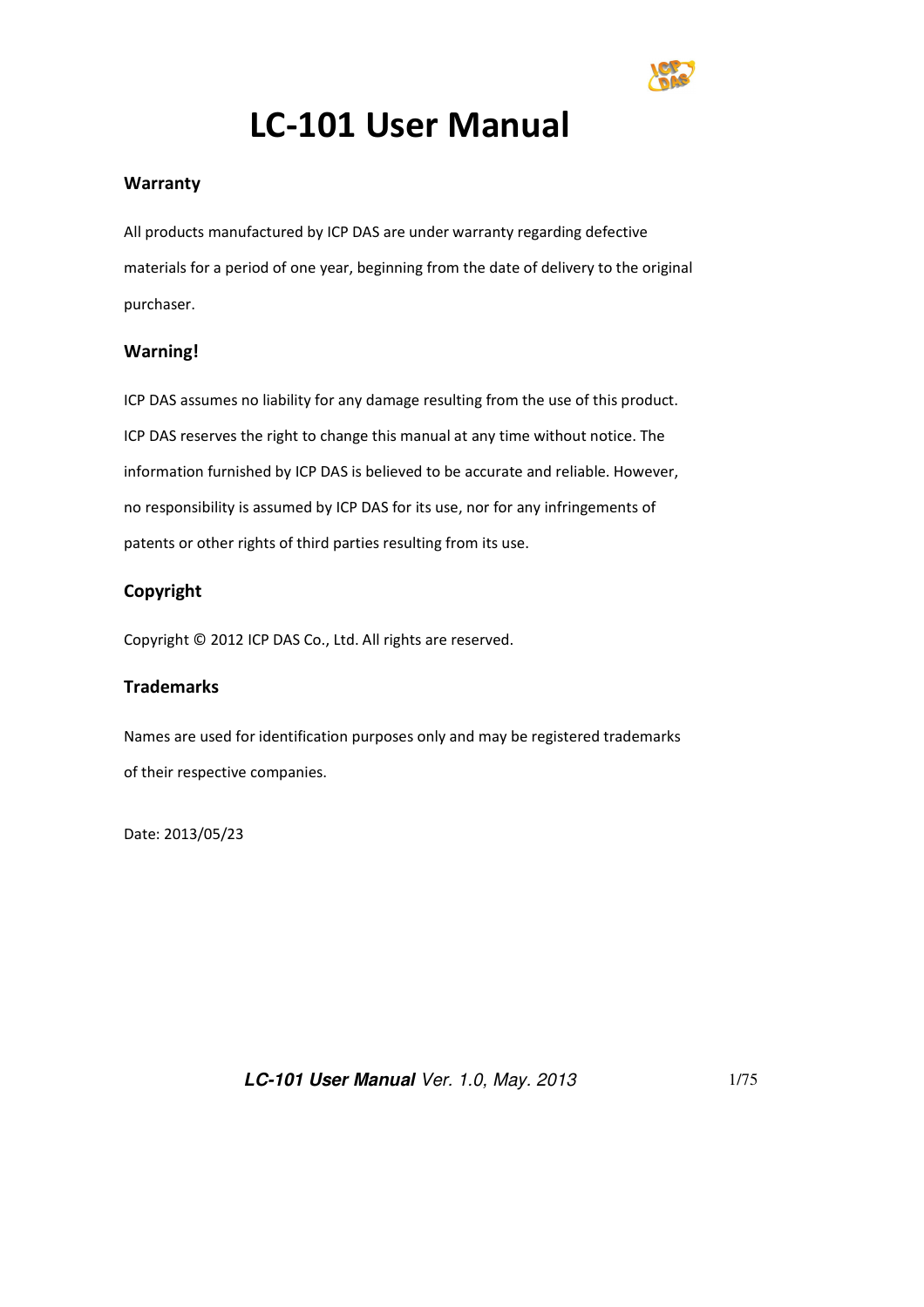# LC-101 User Manual

## Warranty

All products manufactured by ICP DAS are under warranty regarding defective materials for a period of one year, beginning from the date of delivery to the original purchaser.

## Warning!

ICP DAS assumes no liability for any damage resulting from the use of this product. ICP DAS reserves the right to change this manual at any time without notice. The information furnished by ICP DAS is believed to be accurate and reliable. However, no responsibility is assumed by ICP DAS for its use, nor for any infringements of patents or other rights of third parties resulting from its use.

## Copyright

Copyright © 2012 ICP DAS Co., Ltd. All rights are reserved.

## Trademarks

Names are used for identification purposes only and may be registered trademarks of their respective companies.

Date: 2013/05/23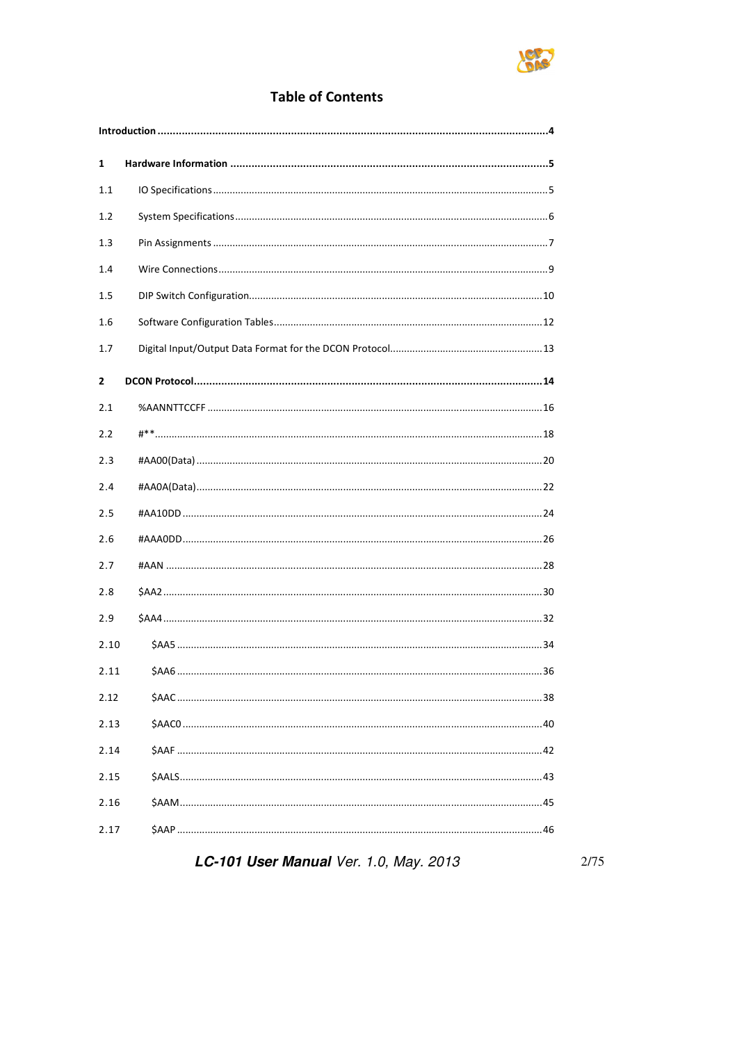# Table of Contents

**Introduction .......................................................................................................................4**

**1 Hardware Information .......................................................................................................5**

1.1 IO Specifications .......................................................................................................5

1.2 System Specifications .......................................................................................................6

1.3 Pin Assignments .......................................................................................................7

1.4 Wire Connections .......................................................................................................9

1.5 DIP Switch Configuration .......................................................................................................10

1.6 Software Configuration Tables .......................................................................................................12

1.7 Digital Input/Output Data Format for the DCON Protocol .......................................................................13

**2 DCON Protocol .......................................................................................................14**

2.1 %AANNTTCCFF .......................................................................................................16

2.2 #** .......................................................................................................18

2.3 #AA00(Data) .......................................................................................................20

2.4 #AA0A(Data) .......................................................................................................22

2.5 #AA10DD .......................................................................................................24

2.6 #AAA0DD .......................................................................................................26

2.7 #AAN .......................................................................................................28

2.8 $AA2 .......................................................................................................30

2.9 $AA4 .......................................................................................................32

2.10 $AA5 .......................................................................................................34

2.11 $AA6 .......................................................................................................36

2.12 $AAC .......................................................................................................38

2.13 $AAC0 .......................................................................................................40

2.14 $AAF .......................................................................................................42

2.15 $AALS .......................................................................................................43

2.16 $AAM .......................................................................................................45

2.17 $AAP .......................................................................................................46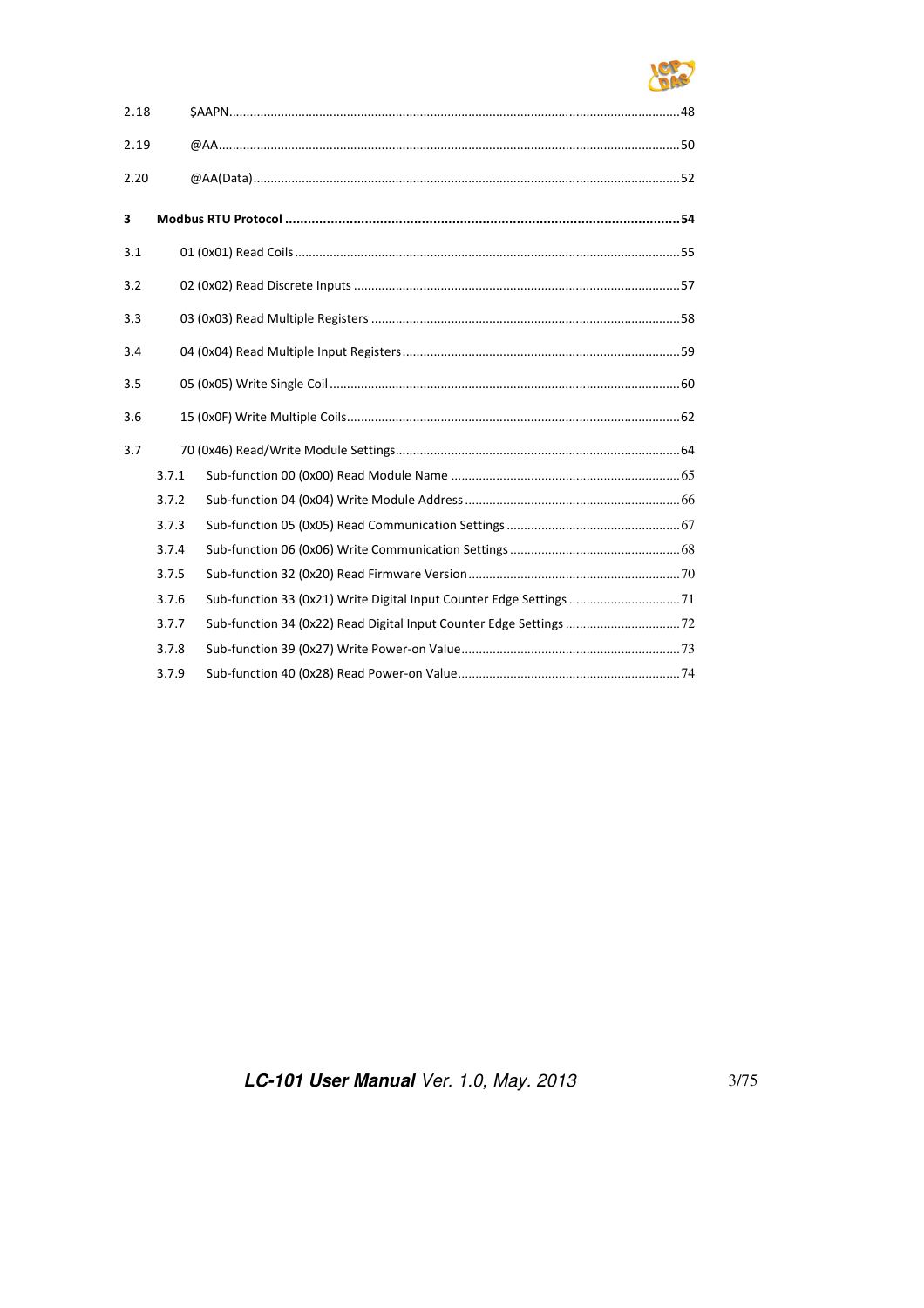2.18 $AAPN ... 48

2.19 @AA ... 50

2.20 @AA(Data) ... 52

**3 Modbus RTU Protocol ... 54**

3.1 01 (0x01) Read Coils ... 55

3.2 02 (0x02) Read Discrete Inputs ... 57

3.3 03 (0x03) Read Multiple Registers ... 58

3.4 04 (0x04) Read Multiple Input Registers ... 59

3.5 05 (0x05) Write Single Coil ... 60

3.6 15 (0x0F) Write Multiple Coils ... 62

3.7 70 (0x46) Read/Write Module Settings ... 64

- 3.7.1 Sub-function 00 (0x00) Read Module Name ... 65
- 3.7.2 Sub-function 04 (0x04) Write Module Address ... 66
- 3.7.3 Sub-function 05 (0x05) Read Communication Settings ... 67
- 3.7.4 Sub-function 06 (0x06) Write Communication Settings ... 68
- 3.7.5 Sub-function 32 (0x20) Read Firmware Version ... 70
- 3.7.6 Sub-function 33 (0x21) Write Digital Input Counter Edge Settings ... 71
- 3.7.7 Sub-function 34 (0x22) Read Digital Input Counter Edge Settings ... 72
- 3.7.8 Sub-function 39 (0x27) Write Power-on Value ... 73
- 3.7.9 Sub-function 40 (0x28) Read Power-on Value ... 74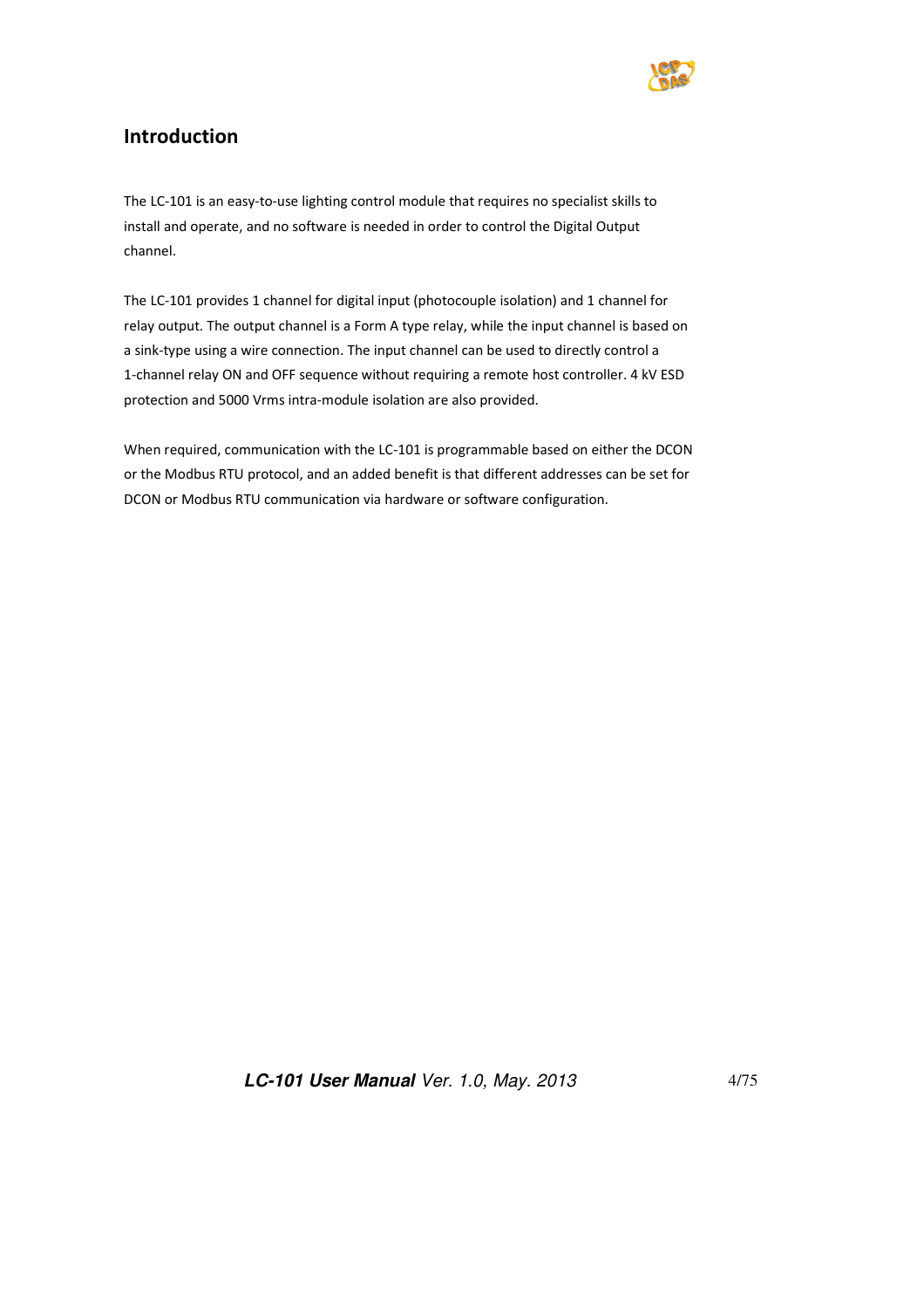## Introduction

The LC-101 is an easy-to-use lighting control module that requires no specialist skills to install and operate, and no software is needed in order to control the Digital Output channel.

The LC-101 provides 1 channel for digital input (photocouple isolation) and 1 channel for relay output. The output channel is a Form A type relay, while the input channel is based on a sink-type using a wire connection. The input channel can be used to directly control a 1-channel relay ON and OFF sequence without requiring a remote host controller. 4 kV ESD protection and 5000 Vrms intra-module isolation are also provided.

When required, communication with the LC-101 is programmable based on either the DCON or the Modbus RTU protocol, and an added benefit is that different addresses can be set for DCON or Modbus RTU communication via hardware or software configuration.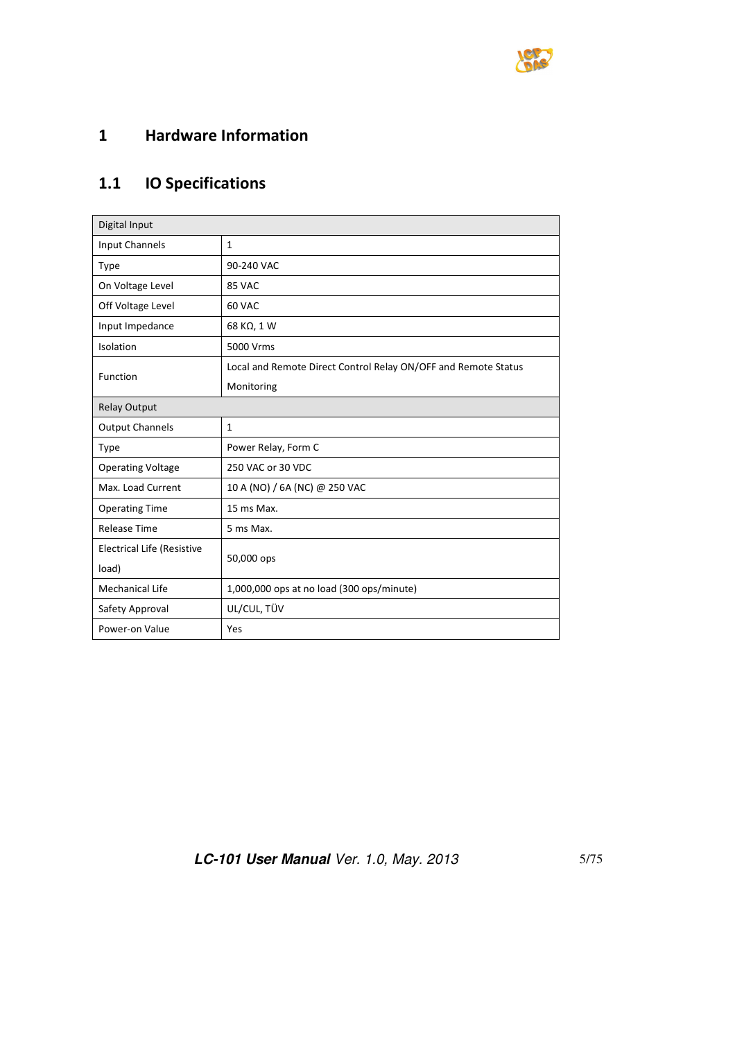# 1 Hardware Information

## 1.1 IO Specifications

| Digital Input | |
|---|---|
| Input Channels | 1 |
| Type | 90-240 VAC |
| On Voltage Level | 85 VAC |
| Off Voltage Level | 60 VAC |
| Input Impedance | 68 KΩ, 1 W |
| Isolation | 5000 Vrms |
| Function | Local and Remote Direct Control Relay ON/OFF and Remote Status Monitoring |
| **Relay Output** | |
| Output Channels | 1 |
| Type | Power Relay, Form C |
| Operating Voltage | 250 VAC or 30 VDC |
| Max. Load Current | 10 A (NO) / 6A (NC) @ 250 VAC |
| Operating Time | 15 ms Max. |
| Release Time | 5 ms Max. |
| Electrical Life (Resistive load) | 50,000 ops |
| Mechanical Life | 1,000,000 ops at no load (300 ops/minute) |
| Safety Approval | UL/CUL, TÜV |
| Power-on Value | Yes |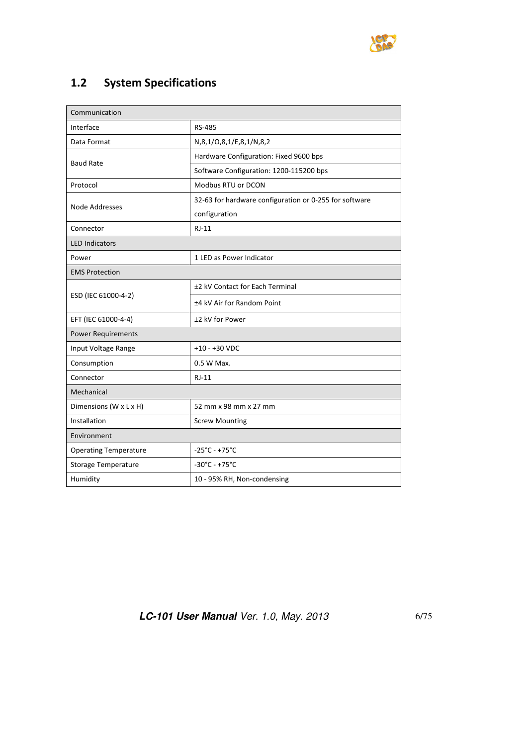## 1.2 System Specifications

| Communication | |
|---|---|
| Interface | RS-485 |
| Data Format | N,8,1/O,8,1/E,8,1/N,8,2 |
| Baud Rate | Hardware Configuration: Fixed 9600 bps |
| | Software Configuration: 1200-115200 bps |
| Protocol | Modbus RTU or DCON |
| Node Addresses | 32-63 for hardware configuration or 0-255 for software configuration |
| Connector | RJ-11 |
| **LED Indicators** | |
| Power | 1 LED as Power Indicator |
| **EMS Protection** | |
| ESD (IEC 61000-4-2) | ±2 kV Contact for Each Terminal |
| | ±4 kV Air for Random Point |
| EFT (IEC 61000-4-4) | ±2 kV for Power |
| **Power Requirements** | |
| Input Voltage Range | +10 - +30 VDC |
| Consumption | 0.5 W Max. |
| Connector | RJ-11 |
| **Mechanical** | |
| Dimensions (W x L x H) | 52 mm x 98 mm x 27 mm |
| Installation | Screw Mounting |
| **Environment** | |
| Operating Temperature | -25°C - +75°C |
| Storage Temperature | -30°C - +75°C |
| Humidity | 10 - 95% RH, Non-condensing |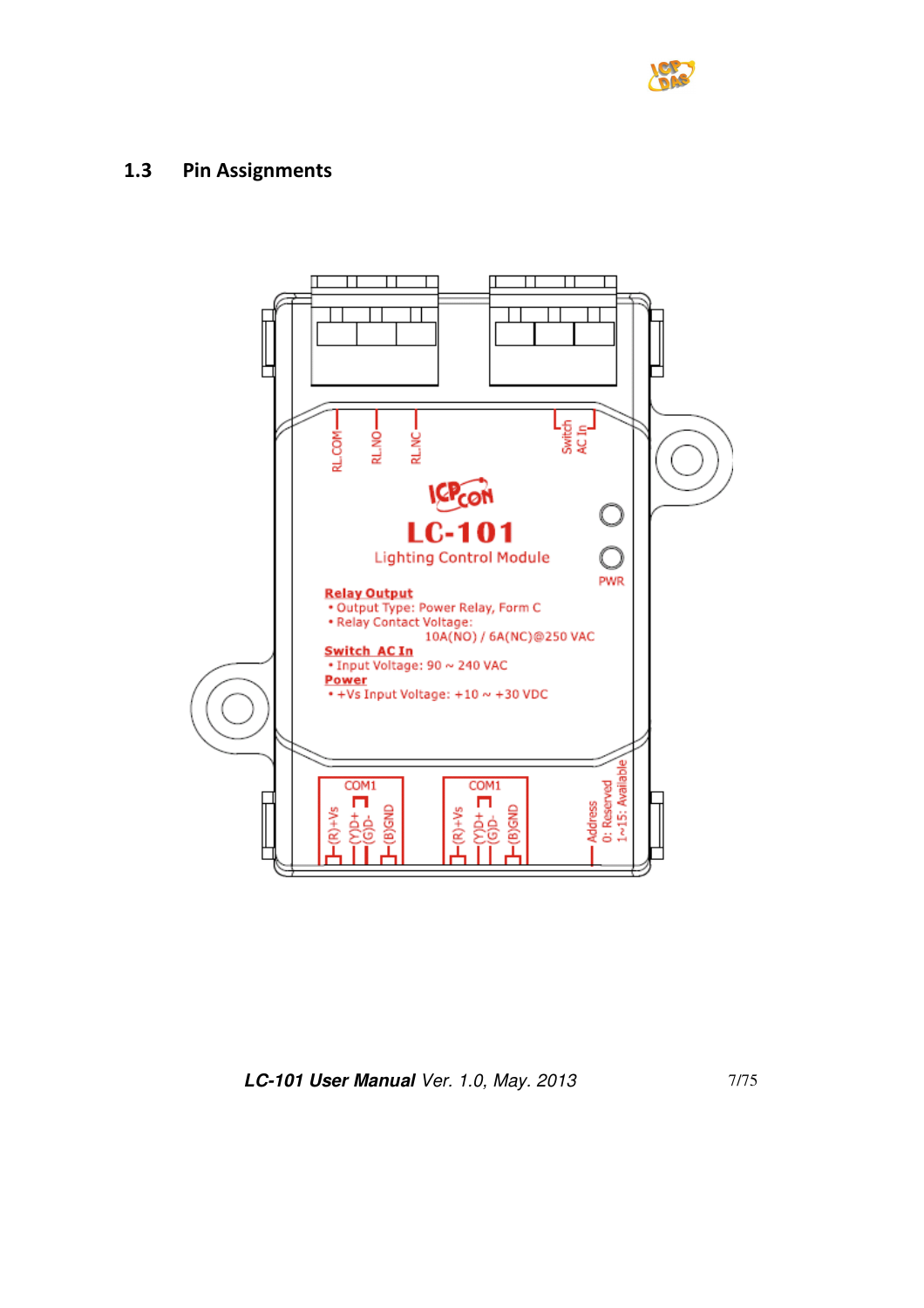## 1.3 Pin Assignments

RL.COM RL.NO RL.NC

Switch AC In

ICPCON

**LC-101**

Lighting Control Module

PWR

**Relay Output**

- Output Type: Power Relay, Form C
- Relay Contact Voltage:
  10A(NO) / 6A(NC)@250 VAC

**Switch AC In**

- Input Voltage: 90 ~ 240 VAC

**Power**

- +Vs Input Voltage: +10 ~ +30 VDC

COM1: (R)+Vs (Y)D+ (G)D- (B)GND

COM1: (R)+Vs (Y)D+ (G)D- (B)GND

Address
0: Reserved
1~15: Available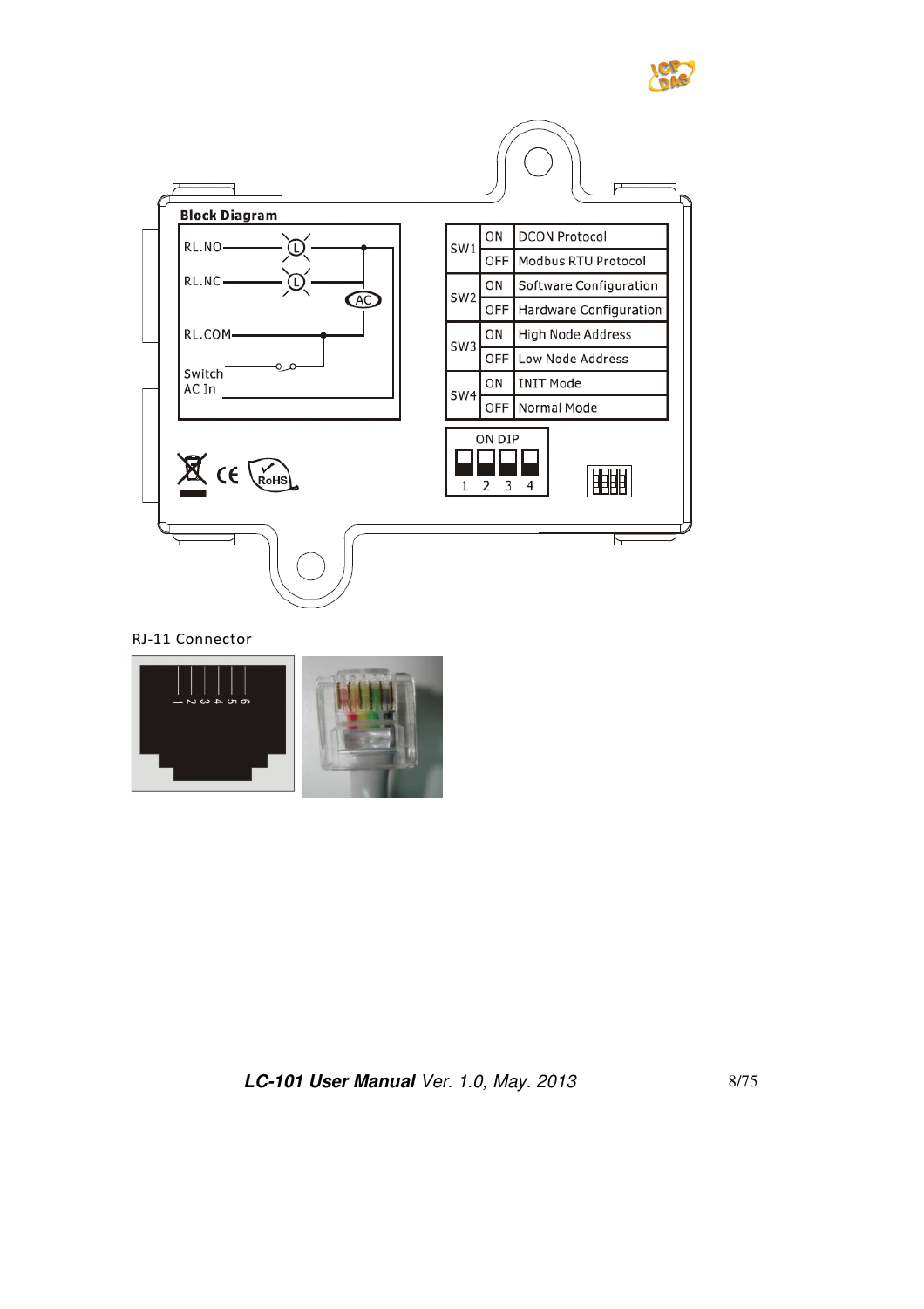**Block Diagram**

RL.NO

RL.NC

AC

RL.COM

Switch AC In

| | | |
|---|---|---|
| SW1 | ON | DCON Protocol |
| | OFF | Modbus RTU Protocol |
| SW2 | ON | Software Configuration |
| | OFF | Hardware Configuration |
| SW3 | ON | High Node Address |
| | OFF | Low Node Address |
| SW4 | ON | INIT Mode |
| | OFF | Normal Mode |

ON DIP

1 2 3 4

RJ-11 Connector

1 2 3 4 5 6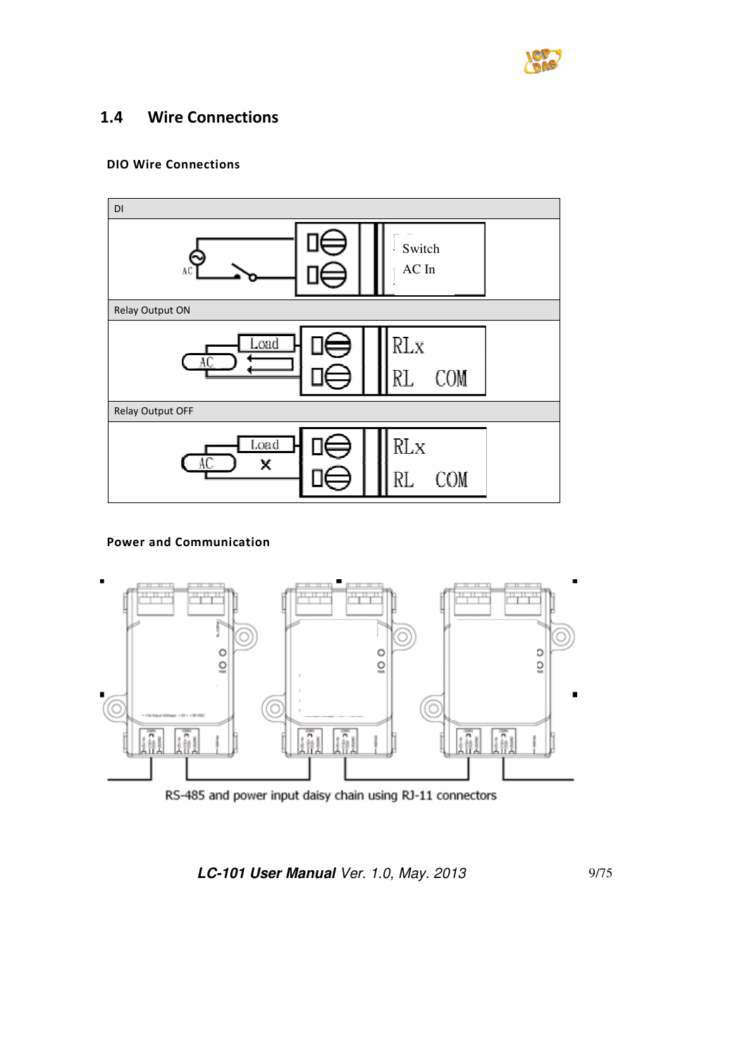## 1.4 Wire Connections

**DIO Wire Connections**

| DI |
|---|
| Switch AC In |
| Relay Output ON |
| RLx RL COM |
| Relay Output OFF |
| RLx RL COM |

**Power and Communication**

RS-485 and power input daisy chain using RJ-11 connectors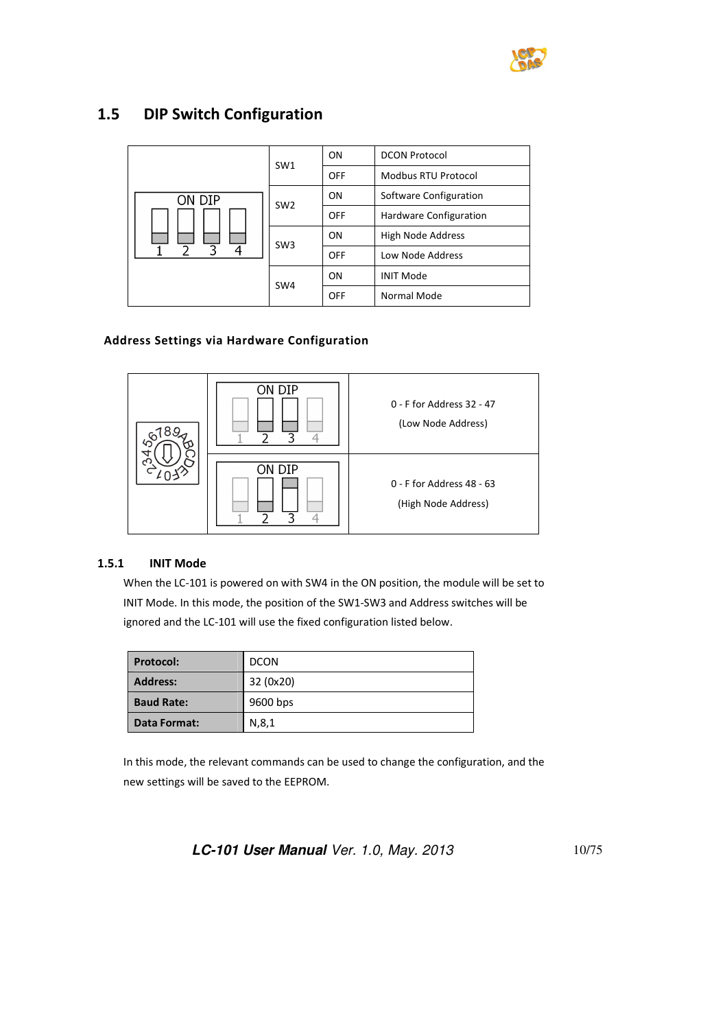## 1.5 DIP Switch Configuration

| ON DIP 1 2 3 4 | Switch | Position | Function |
|---|---|---|---|
| | SW1 | ON | DCON Protocol |
| | | OFF | Modbus RTU Protocol |
| | SW2 | ON | Software Configuration |
| | | OFF | Hardware Configuration |
| | SW3 | ON | High Node Address |
| | | OFF | Low Node Address |
| | SW4 | ON | INIT Mode |
| | | OFF | Normal Mode |

**Address Settings via Hardware Configuration**

| Rotary Switch | DIP Switch | Address |
|---|---|---|
| 0123456789ABCDEF | ON DIP 1 2 3 4 | 0 - F for Address 32 - 47 (Low Node Address) |
| | ON DIP 1 2 3 4 | 0 - F for Address 48 - 63 (High Node Address) |

### 1.5.1 INIT Mode

When the LC-101 is powered on with SW4 in the ON position, the module will be set to INIT Mode. In this mode, the position of the SW1-SW3 and Address switches will be ignored and the LC-101 will use the fixed configuration listed below.

| | |
|---|---|
| **Protocol:** | DCON |
| **Address:** | 32 (0x20) |
| **Baud Rate:** | 9600 bps |
| **Data Format:** | N,8,1 |

In this mode, the relevant commands can be used to change the configuration, and the new settings will be saved to the EEPROM.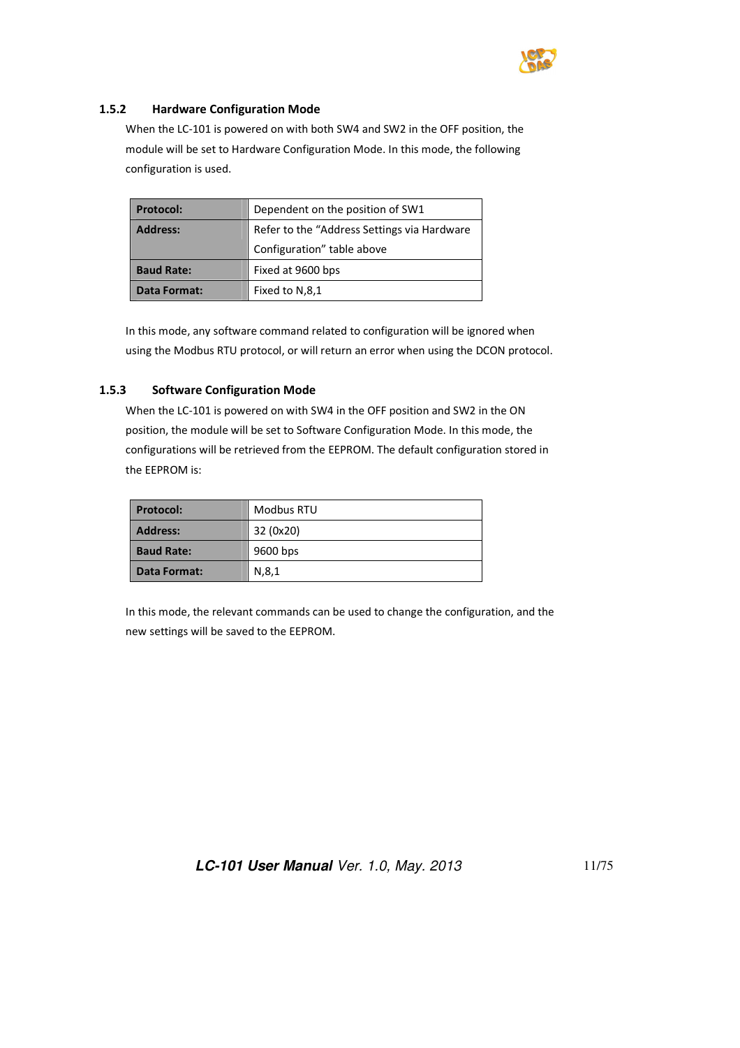### 1.5.2 Hardware Configuration Mode

When the LC-101 is powered on with both SW4 and SW2 in the OFF position, the module will be set to Hardware Configuration Mode. In this mode, the following configuration is used.

| | |
|---|---|
| **Protocol:** | Dependent on the position of SW1 |
| **Address:** | Refer to the "Address Settings via Hardware Configuration" table above |
| **Baud Rate:** | Fixed at 9600 bps |
| **Data Format:** | Fixed to N,8,1 |

In this mode, any software command related to configuration will be ignored when using the Modbus RTU protocol, or will return an error when using the DCON protocol.

### 1.5.3 Software Configuration Mode

When the LC-101 is powered on with SW4 in the OFF position and SW2 in the ON position, the module will be set to Software Configuration Mode. In this mode, the configurations will be retrieved from the EEPROM. The default configuration stored in the EEPROM is:

| | |
|---|---|
| **Protocol:** | Modbus RTU |
| **Address:** | 32 (0x20) |
| **Baud Rate:** | 9600 bps |
| **Data Format:** | N,8,1 |

In this mode, the relevant commands can be used to change the configuration, and the new settings will be saved to the EEPROM.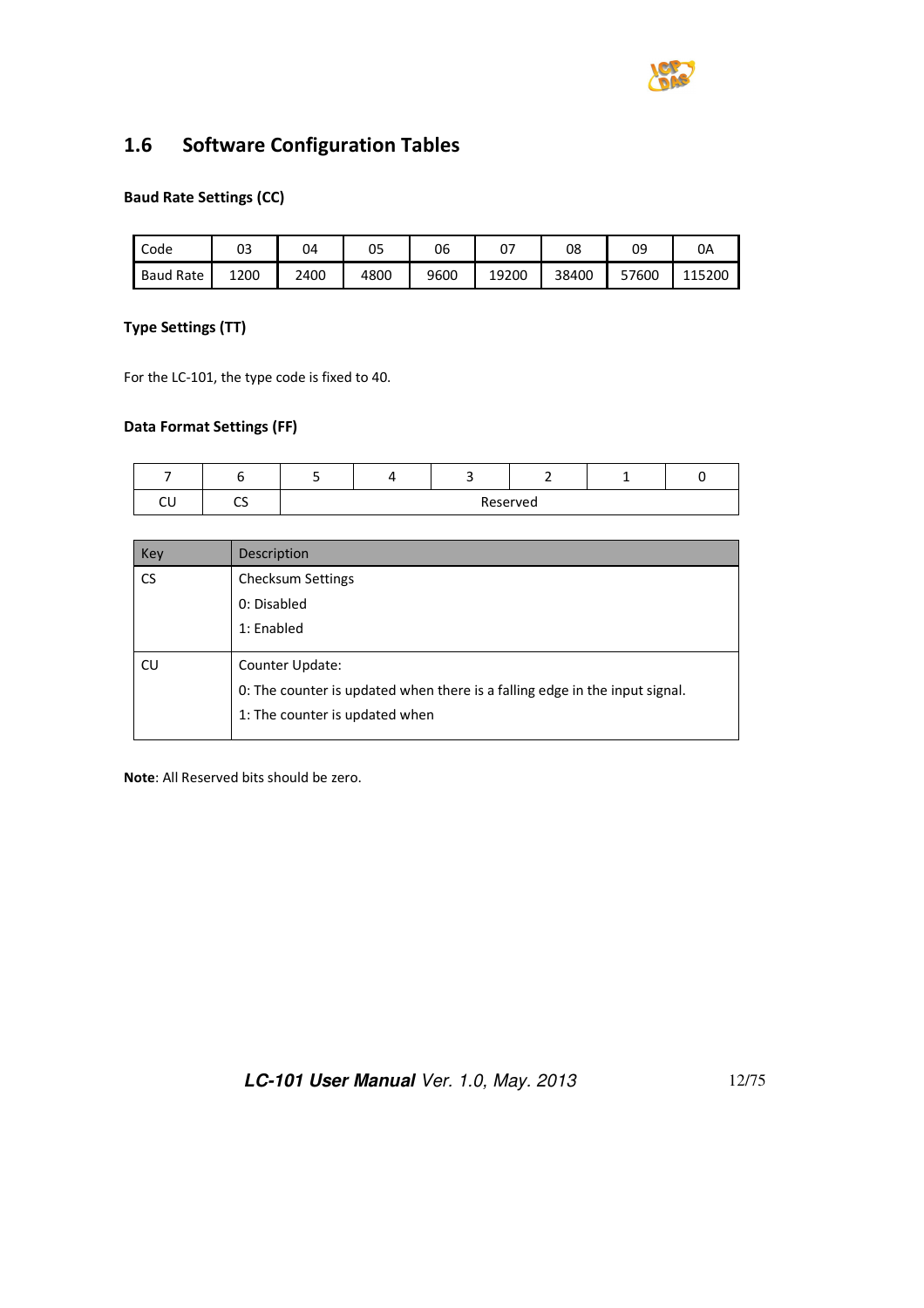## 1.6 Software Configuration Tables

**Baud Rate Settings (CC)**

| Code | 03 | 04 | 05 | 06 | 07 | 08 | 09 | 0A |
|---|---|---|---|---|---|---|---|---|
| Baud Rate | 1200 | 2400 | 4800 | 9600 | 19200 | 38400 | 57600 | 115200 |

**Type Settings (TT)**

For the LC-101, the type code is fixed to 40.

**Data Format Settings (FF)**

| 7 | 6 | 5 | 4 | 3 | 2 | 1 | 0 |
|---|---|---|---|---|---|---|---|
| CU | CS | Reserved | | | | | |

| Key | Description |
|---|---|
| CS | Checksum Settings<br>0: Disabled<br>1: Enabled |
| CU | Counter Update:<br>0: The counter is updated when there is a falling edge in the input signal.<br>1: The counter is updated when |

**Note**: All Reserved bits should be zero.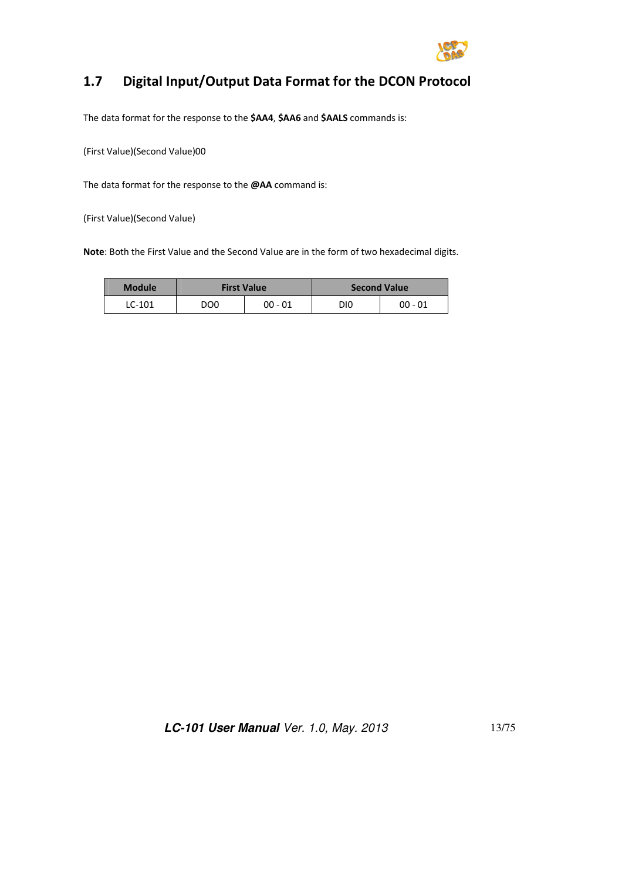## 1.7 Digital Input/Output Data Format for the DCON Protocol

The data format for the response to the **$AA4**, **$AA6** and **$AALS** commands is:

(First Value)(Second Value)00

The data format for the response to the **@AA** command is:

(First Value)(Second Value)

**Note**: Both the First Value and the Second Value are in the form of two hexadecimal digits.

| Module | First Value | | Second Value | |
|---|---|---|---|---|
| LC-101 | DO0 | 00 - 01 | DI0 | 00 - 01 |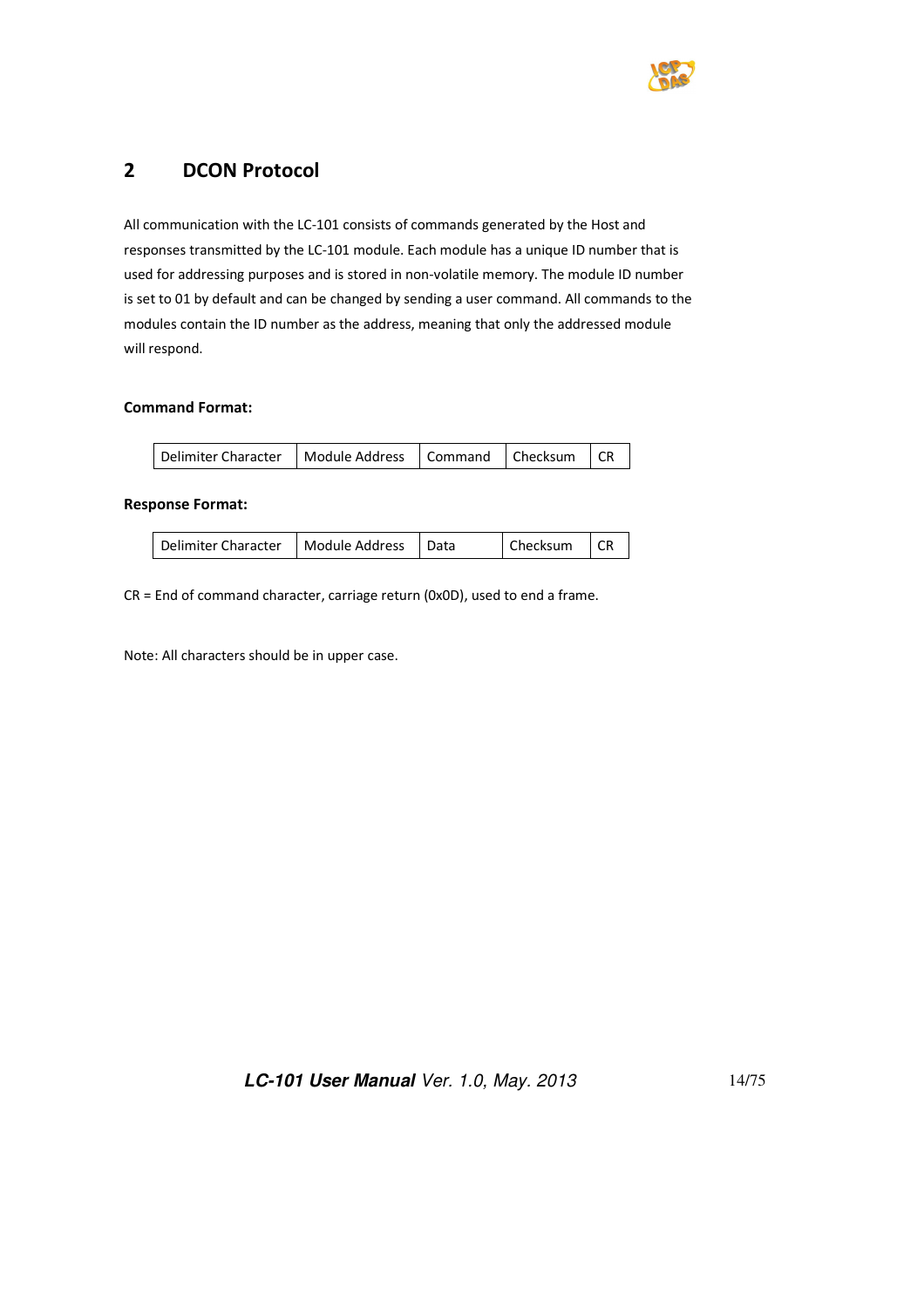# 2 DCON Protocol

All communication with the LC-101 consists of commands generated by the Host and responses transmitted by the LC-101 module. Each module has a unique ID number that is used for addressing purposes and is stored in non-volatile memory. The module ID number is set to 01 by default and can be changed by sending a user command. All commands to the modules contain the ID number as the address, meaning that only the addressed module will respond.

**Command Format:**

| Delimiter Character | Module Address | Command | Checksum | CR |
|---|---|---|---|---|

**Response Format:**

| Delimiter Character | Module Address | Data | Checksum | CR |
|---|---|---|---|---|

CR = End of command character, carriage return (0x0D), used to end a frame.

Note: All characters should be in upper case.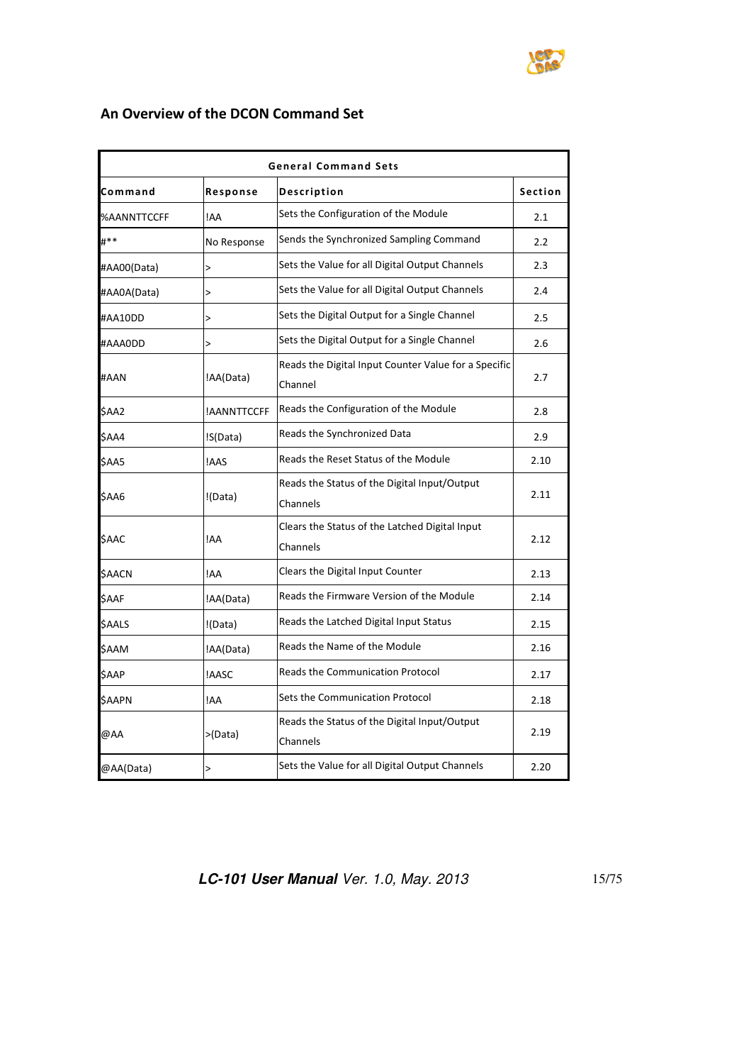## An Overview of the DCON Command Set

| General Command Sets | | | |
|---|---|---|---|
| **Command** | **Response** | **Description** | **Section** |
| %AANNTTCCFF | !AA | Sets the Configuration of the Module | 2.1 |
| #** | No Response | Sends the Synchronized Sampling Command | 2.2 |
| #AA00(Data) | > | Sets the Value for all Digital Output Channels | 2.3 |
| #AA0A(Data) | > | Sets the Value for all Digital Output Channels | 2.4 |
| #AA10DD | > | Sets the Digital Output for a Single Channel | 2.5 |
| #AAA0DD | > | Sets the Digital Output for a Single Channel | 2.6 |
| #AAN | !AA(Data) | Reads the Digital Input Counter Value for a Specific Channel | 2.7 |
| $AA2 | !AANNTTCCFF | Reads the Configuration of the Module | 2.8 |
| $AA4 | !S(Data) | Reads the Synchronized Data | 2.9 |
| $AA5 | !AAS | Reads the Reset Status of the Module | 2.10 |
| $AA6 | !(Data) | Reads the Status of the Digital Input/Output Channels | 2.11 |
| $AAC | !AA | Clears the Status of the Latched Digital Input Channels | 2.12 |
| $AACN | !AA | Clears the Digital Input Counter | 2.13 |
| $AAF | !AA(Data) | Reads the Firmware Version of the Module | 2.14 |
| $AALS | !(Data) | Reads the Latched Digital Input Status | 2.15 |
| $AAM | !AA(Data) | Reads the Name of the Module | 2.16 |
| $AAP | !AASC | Reads the Communication Protocol | 2.17 |
| $AAPN | !AA | Sets the Communication Protocol | 2.18 |
| @AA | >(Data) | Reads the Status of the Digital Input/Output Channels | 2.19 |
| @AA(Data) | > | Sets the Value for all Digital Output Channels | 2.20 |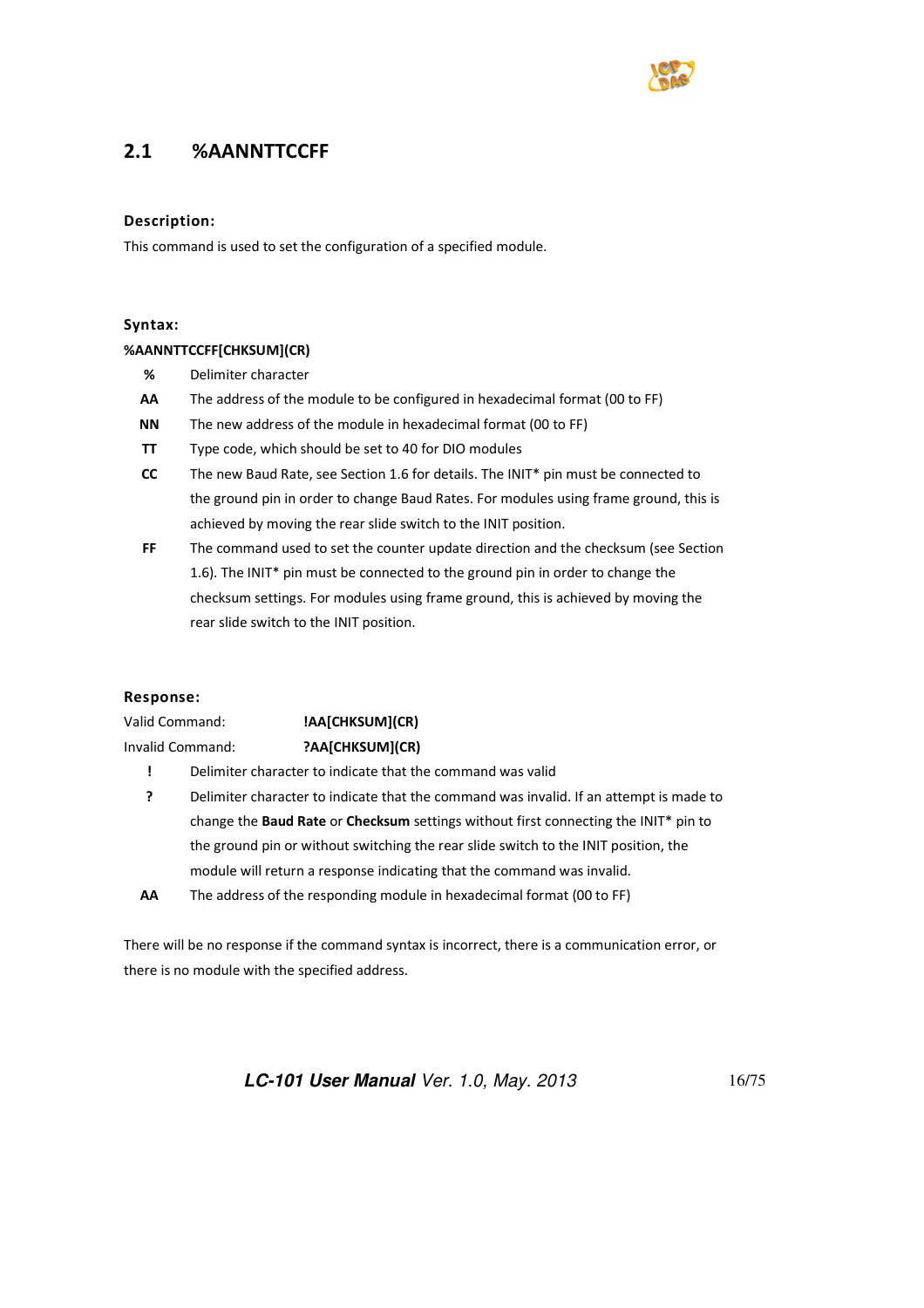## 2.1 %AANNTTCCFF

### Description:

This command is used to set the configuration of a specified module.

### Syntax:

**%AANNTTCCFF[CHKSUM](CR)**

| | |
|---|---|
| **%** | Delimiter character |
| **AA** | The address of the module to be configured in hexadecimal format (00 to FF) |
| **NN** | The new address of the module in hexadecimal format (00 to FF) |
| **TT** | Type code, which should be set to 40 for DIO modules |
| **CC** | The new Baud Rate, see Section 1.6 for details. The INIT* pin must be connected to the ground pin in order to change Baud Rates. For modules using frame ground, this is achieved by moving the rear slide switch to the INIT position. |
| **FF** | The command used to set the counter update direction and the checksum (see Section 1.6). The INIT* pin must be connected to the ground pin in order to change the checksum settings. For modules using frame ground, this is achieved by moving the rear slide switch to the INIT position. |

### Response:

Valid Command: **!AA[CHKSUM](CR)**

Invalid Command: **?AA[CHKSUM](CR)**

| | |
|---|---|
| **!** | Delimiter character to indicate that the command was valid |
| **?** | Delimiter character to indicate that the command was invalid. If an attempt is made to change the **Baud Rate** or **Checksum** settings without first connecting the INIT* pin to the ground pin or without switching the rear slide switch to the INIT position, the module will return a response indicating that the command was invalid. |
| **AA** | The address of the responding module in hexadecimal format (00 to FF) |

There will be no response if the command syntax is incorrect, there is a communication error, or there is no module with the specified address.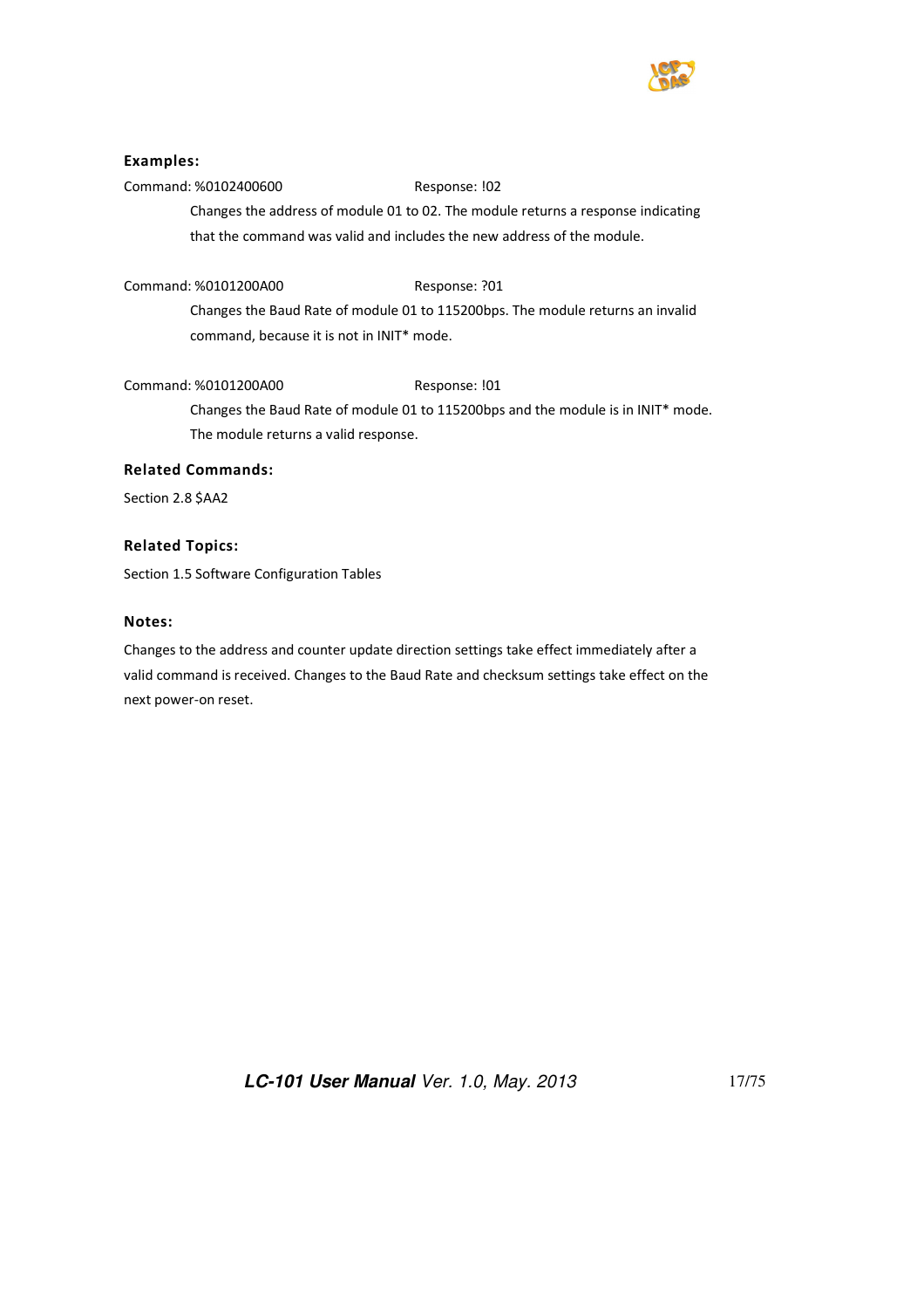### Examples:

Command: %0102400600 Response: !02

Changes the address of module 01 to 02. The module returns a response indicating that the command was valid and includes the new address of the module.

Command: %0101200A00 Response: ?01

Changes the Baud Rate of module 01 to 115200bps. The module returns an invalid command, because it is not in INIT* mode.

Command: %0101200A00 Response: !01

Changes the Baud Rate of module 01 to 115200bps and the module is in INIT* mode. The module returns a valid response.

### Related Commands:

Section 2.8 $AA2

### Related Topics:

Section 1.5 Software Configuration Tables

### Notes:

Changes to the address and counter update direction settings take effect immediately after a valid command is received. Changes to the Baud Rate and checksum settings take effect on the next power-on reset.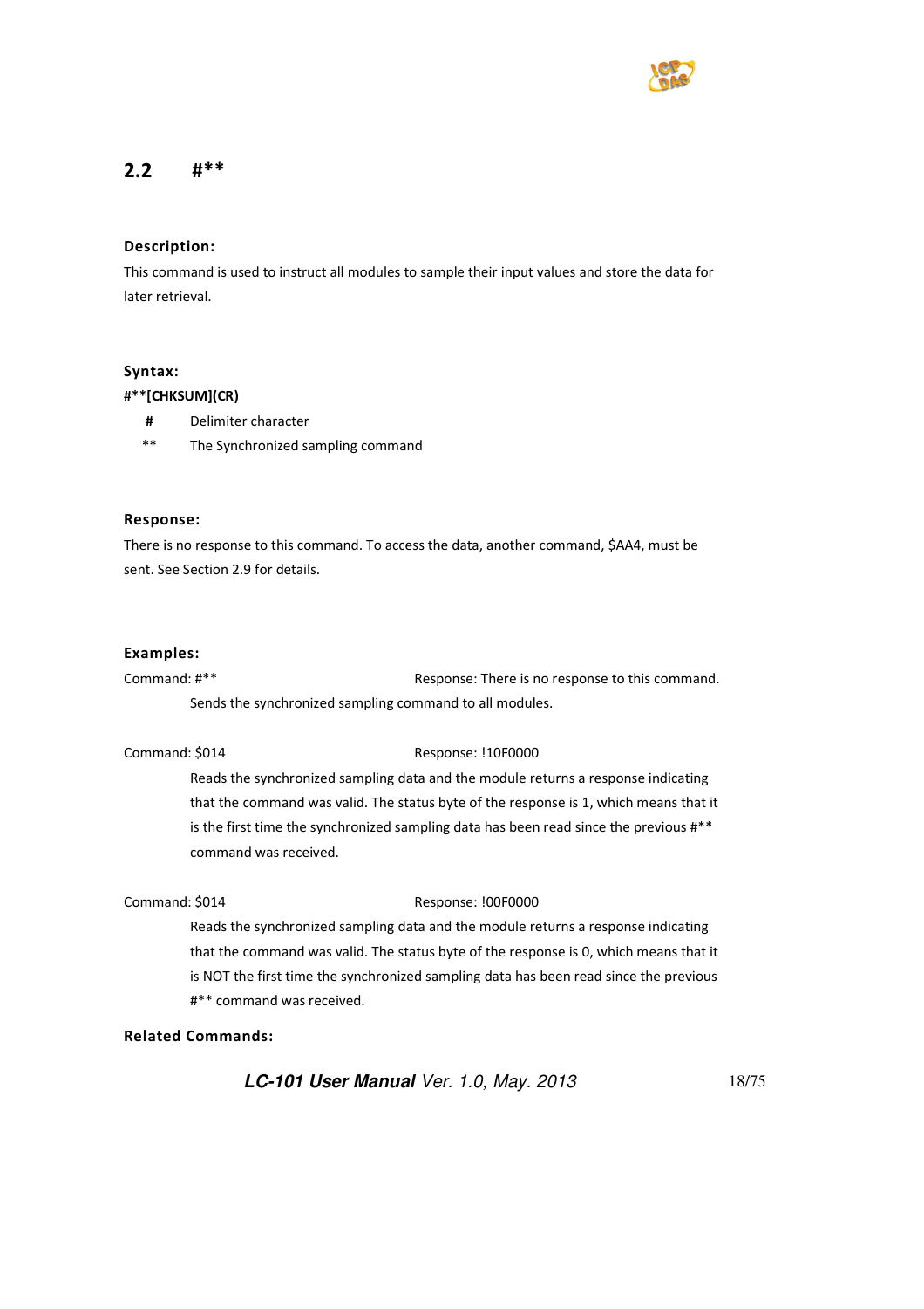## 2.2 #**

### Description:

This command is used to instruct all modules to sample their input values and store the data for later retrieval.

### Syntax:

**#**[CHKSUM](CR)**

| | |
|---|---|
| **#** | Delimiter character |
| ** | The Synchronized sampling command |

### Response:

There is no response to this command. To access the data, another command, $AA4, must be sent. See Section 2.9 for details.

### Examples:

Command: #** Response: There is no response to this command.

Sends the synchronized sampling command to all modules.

Command: $014 Response: !10F0000

Reads the synchronized sampling data and the module returns a response indicating that the command was valid. The status byte of the response is 1, which means that it is the first time the synchronized sampling data has been read since the previous #** command was received.

Command: $014 Response: !00F0000

Reads the synchronized sampling data and the module returns a response indicating that the command was valid. The status byte of the response is 0, which means that it is NOT the first time the synchronized sampling data has been read since the previous #** command was received.

### Related Commands: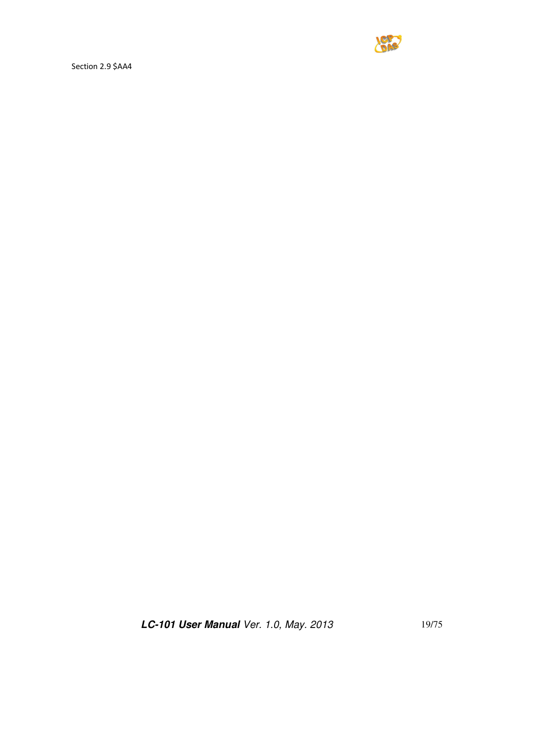Section 2.9 $AA4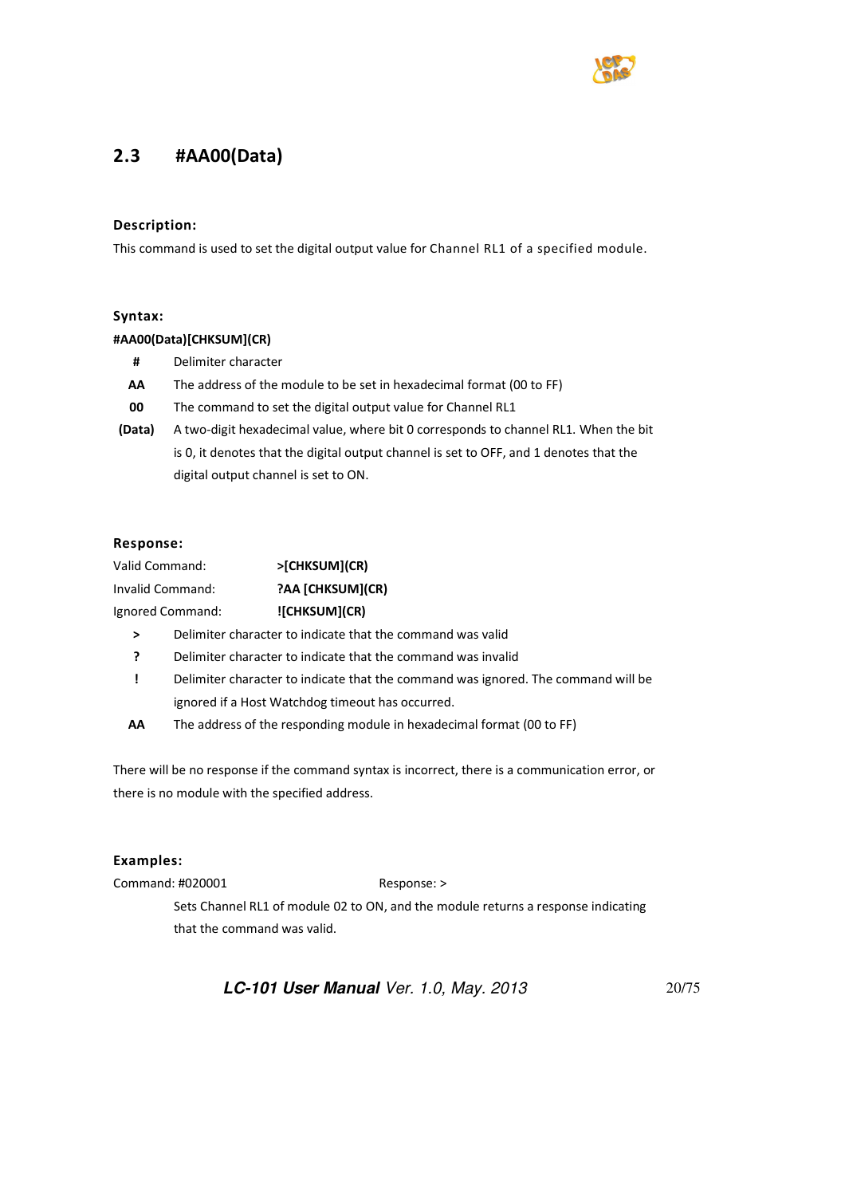## 2.3 #AA00(Data)

**Description:**

This command is used to set the digital output value for Channel RL1 of a specified module.

**Syntax:**

**#AA00(Data)[CHKSUM](CR)**

| | |
|---|---|
| **#** | Delimiter character |
| **AA** | The address of the module to be set in hexadecimal format (00 to FF) |
| **00** | The command to set the digital output value for Channel RL1 |
| **(Data)** | A two-digit hexadecimal value, where bit 0 corresponds to channel RL1. When the bit is 0, it denotes that the digital output channel is set to OFF, and 1 denotes that the digital output channel is set to ON. |

**Response:**

| | |
|---|---|
| Valid Command: | **>[CHKSUM](CR)** |
| Invalid Command: | **?AA [CHKSUM](CR)** |
| Ignored Command: | **![CHKSUM](CR)** |

| | |
|---|---|
| **>** | Delimiter character to indicate that the command was valid |
| **?** | Delimiter character to indicate that the command was invalid |
| **!** | Delimiter character to indicate that the command was ignored. The command will be ignored if a Host Watchdog timeout has occurred. |
| **AA** | The address of the responding module in hexadecimal format (00 to FF) |

There will be no response if the command syntax is incorrect, there is a communication error, or there is no module with the specified address.

**Examples:**

Command: #020001 Response: >

Sets Channel RL1 of module 02 to ON, and the module returns a response indicating that the command was valid.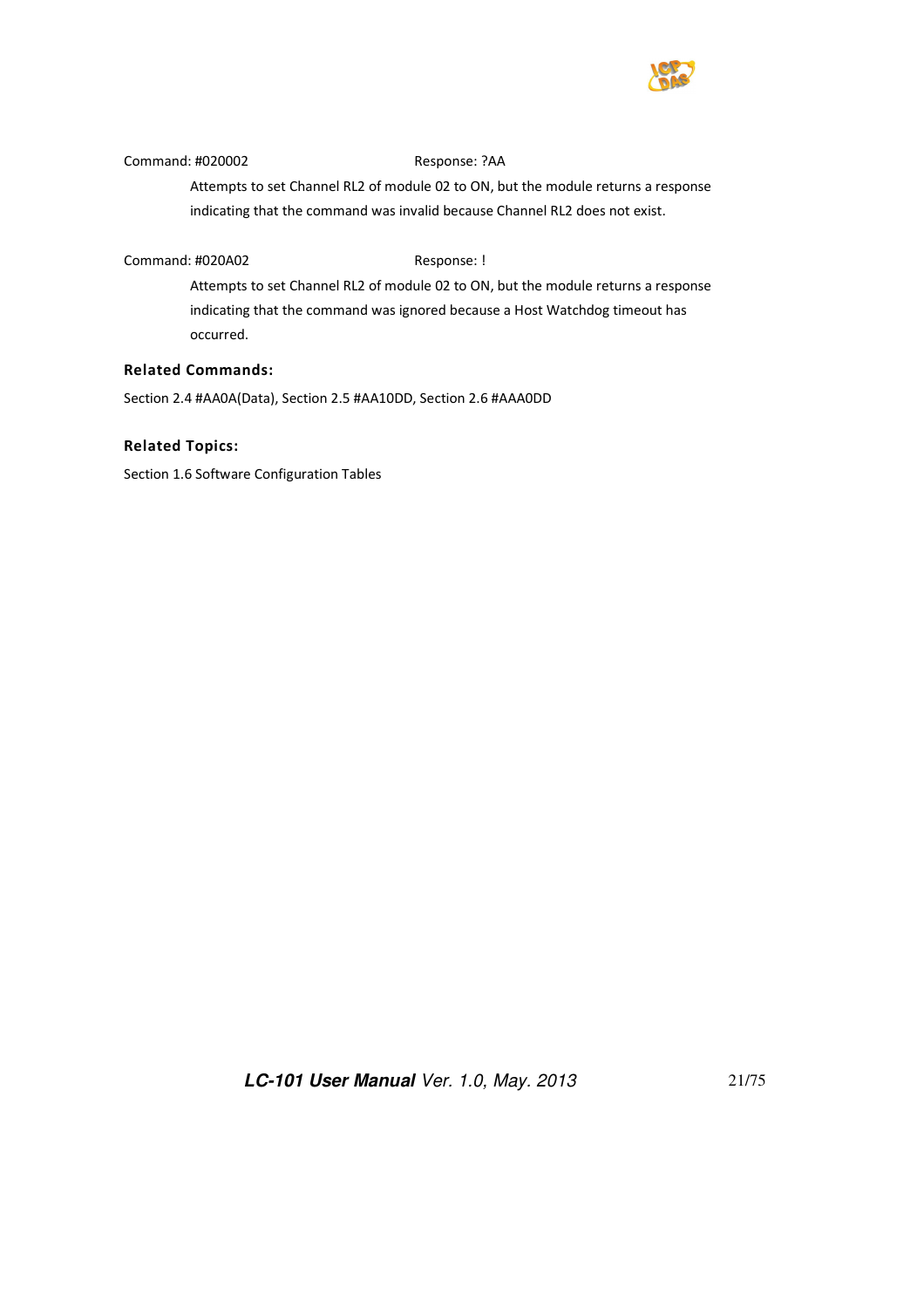Command: #020002 Response: ?AA

Attempts to set Channel RL2 of module 02 to ON, but the module returns a response indicating that the command was invalid because Channel RL2 does not exist.

Command: #020A02 Response: !

Attempts to set Channel RL2 of module 02 to ON, but the module returns a response indicating that the command was ignored because a Host Watchdog timeout has occurred.

**Related Commands:**

Section 2.4 #AA0A(Data), Section 2.5 #AA10DD, Section 2.6 #AAA0DD

**Related Topics:**

Section 1.6 Software Configuration Tables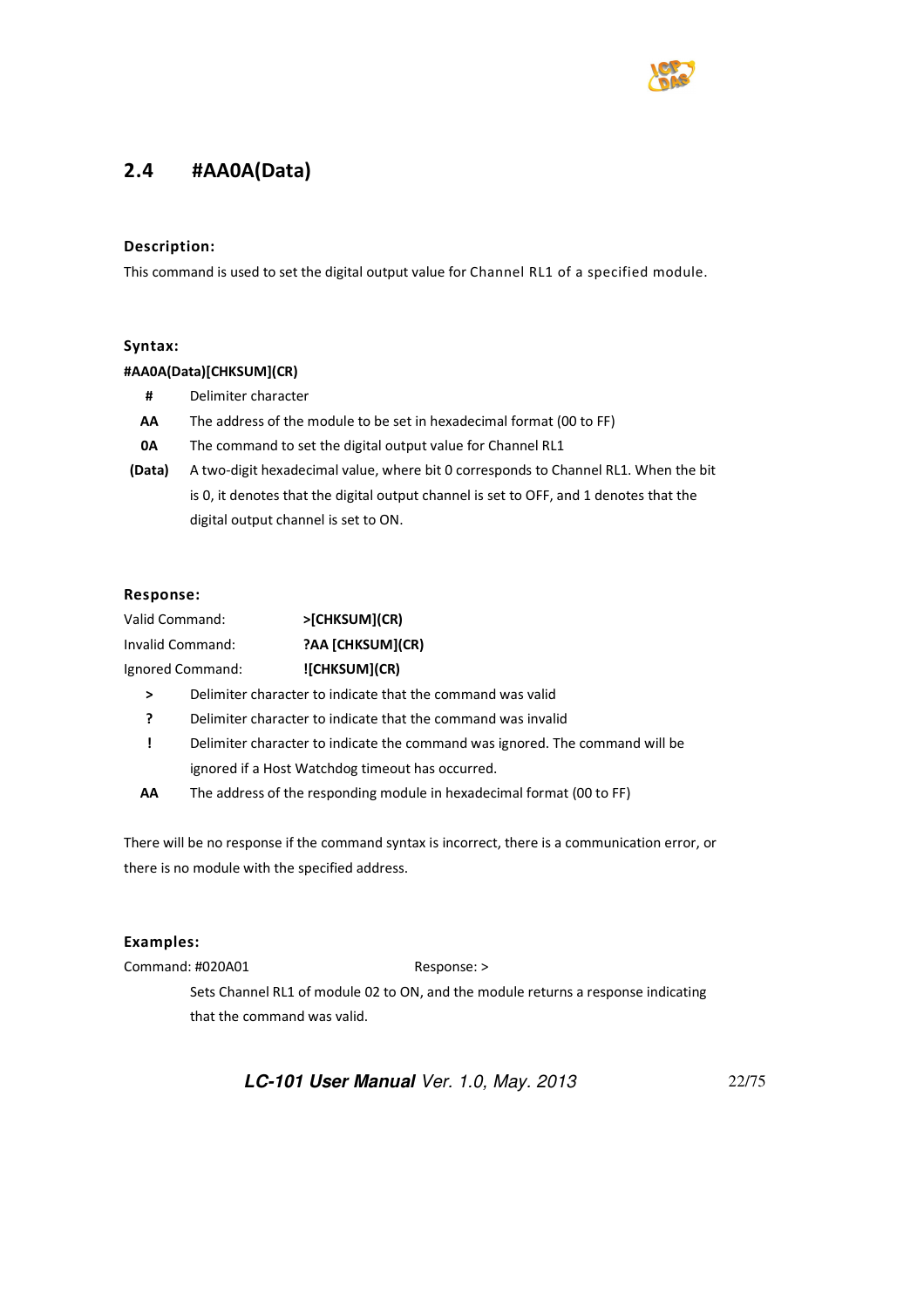## 2.4 #AA0A(Data)

### Description:

This command is used to set the digital output value for Channel RL1 of a specified module.

### Syntax:

**#AA0A(Data)[CHKSUM](CR)**

| | |
|---|---|
| **#** | Delimiter character |
| **AA** | The address of the module to be set in hexadecimal format (00 to FF) |
| **0A** | The command to set the digital output value for Channel RL1 |
| **(Data)** | A two-digit hexadecimal value, where bit 0 corresponds to Channel RL1. When the bit is 0, it denotes that the digital output channel is set to OFF, and 1 denotes that the digital output channel is set to ON. |

### Response:

| | |
|---|---|
| Valid Command: | **>[CHKSUM](CR)** |
| Invalid Command: | **?AA [CHKSUM](CR)** |
| Ignored Command: | **![CHKSUM](CR)** |

| | |
|---|---|
| **>** | Delimiter character to indicate that the command was valid |
| **?** | Delimiter character to indicate that the command was invalid |
| **!** | Delimiter character to indicate the command was ignored. The command will be ignored if a Host Watchdog timeout has occurred. |
| **AA** | The address of the responding module in hexadecimal format (00 to FF) |

There will be no response if the command syntax is incorrect, there is a communication error, or there is no module with the specified address.

### Examples:

Command: #020A01 Response: >

Sets Channel RL1 of module 02 to ON, and the module returns a response indicating that the command was valid.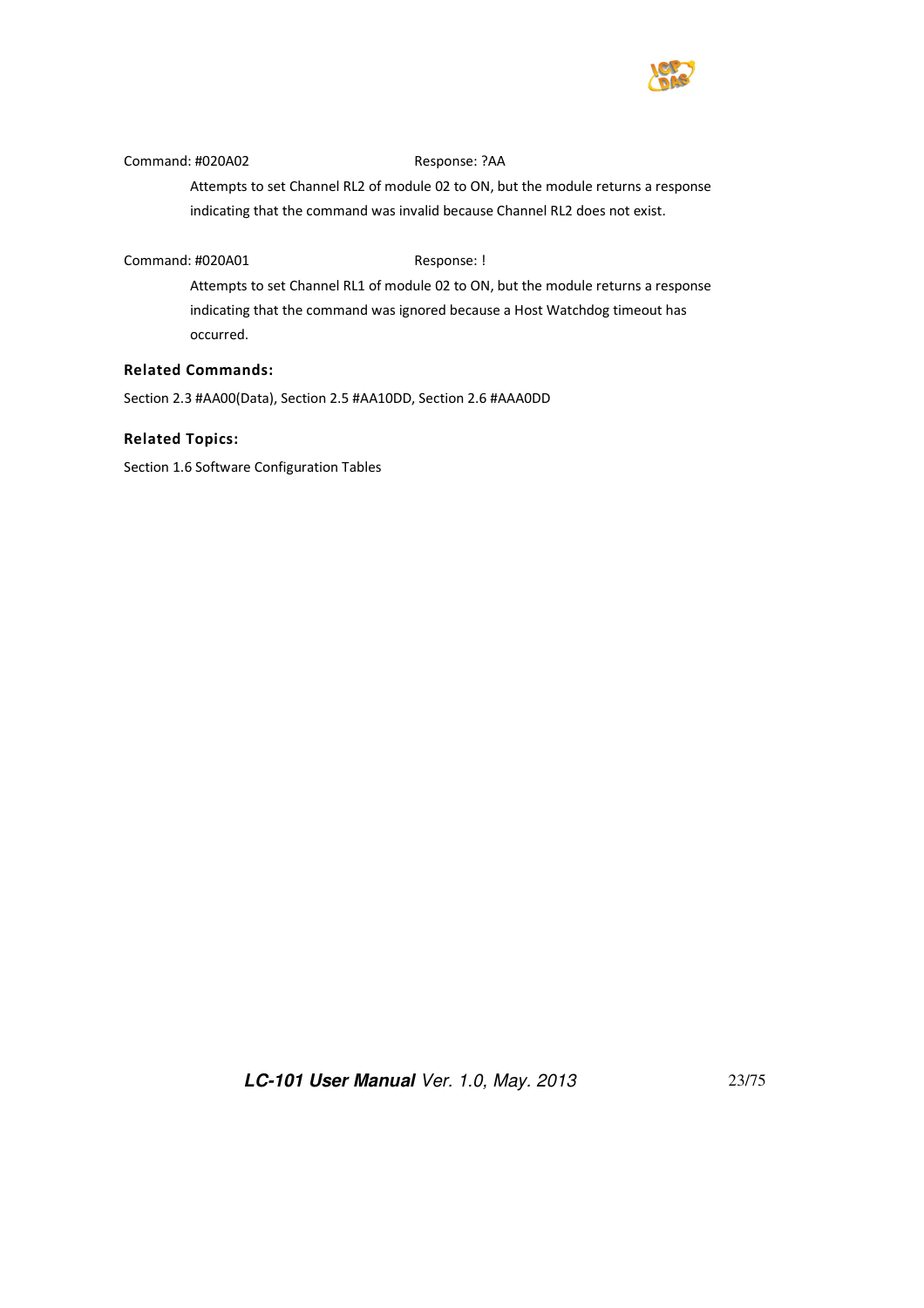Command: #020A02 Response: ?AA

Attempts to set Channel RL2 of module 02 to ON, but the module returns a response indicating that the command was invalid because Channel RL2 does not exist.

Command: #020A01 Response: !

Attempts to set Channel RL1 of module 02 to ON, but the module returns a response indicating that the command was ignored because a Host Watchdog timeout has occurred.

### Related Commands:

Section 2.3 #AA00(Data), Section 2.5 #AA10DD, Section 2.6 #AAA0DD

### Related Topics:

Section 1.6 Software Configuration Tables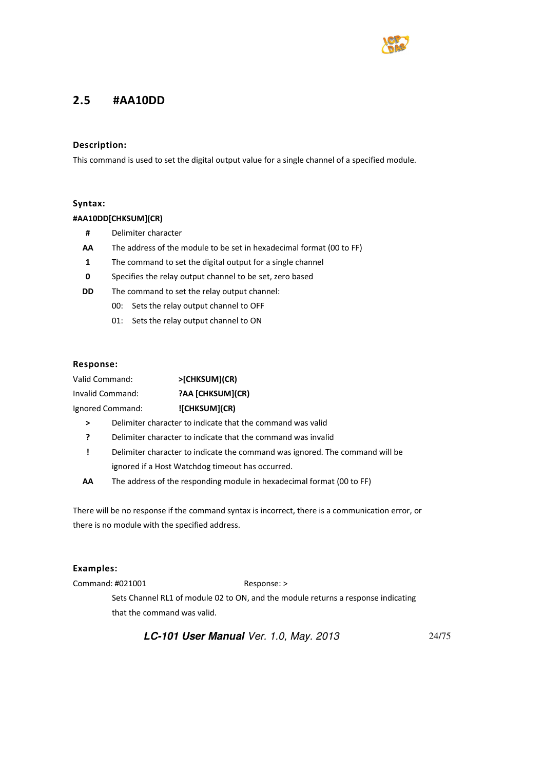## 2.5 #AA10DD

### Description:

This command is used to set the digital output value for a single channel of a specified module.

### Syntax:

**#AA10DD[CHKSUM](CR)**

| | |
|---|---|
| **#** | Delimiter character |
| **AA** | The address of the module to be set in hexadecimal format (00 to FF) |
| **1** | The command to set the digital output for a single channel |
| **0** | Specifies the relay output channel to be set, zero based |
| **DD** | The command to set the relay output channel: |

- 00: Sets the relay output channel to OFF
- 01: Sets the relay output channel to ON

### Response:

| | |
|---|---|
| Valid Command: | **>[CHKSUM](CR)** |
| Invalid Command: | **?AA [CHKSUM](CR)** |
| Ignored Command: | **![CHKSUM](CR)** |

| | |
|---|---|
| **>** | Delimiter character to indicate that the command was valid |
| **?** | Delimiter character to indicate that the command was invalid |
| **!** | Delimiter character to indicate the command was ignored. The command will be ignored if a Host Watchdog timeout has occurred. |
| **AA** | The address of the responding module in hexadecimal format (00 to FF) |

There will be no response if the command syntax is incorrect, there is a communication error, or there is no module with the specified address.

### Examples:

Command: #021001 Response: >

Sets Channel RL1 of module 02 to ON, and the module returns a response indicating that the command was valid.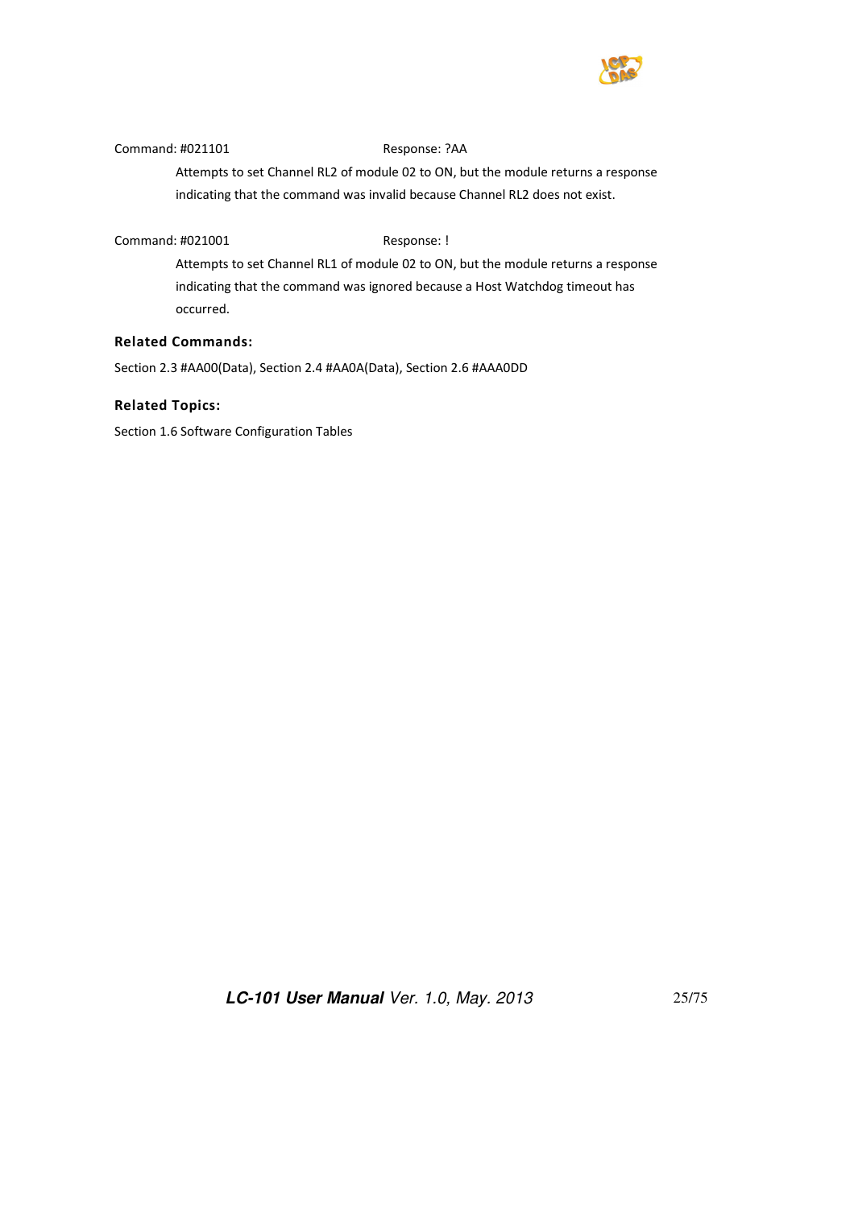Command: #021101                                  Response: ?AA

Attempts to set Channel RL2 of module 02 to ON, but the module returns a response indicating that the command was invalid because Channel RL2 does not exist.

Command: #021001                                  Response: !

Attempts to set Channel RL1 of module 02 to ON, but the module returns a response indicating that the command was ignored because a Host Watchdog timeout has occurred.

### Related Commands:

Section 2.3 #AA00(Data), Section 2.4 #AA0A(Data), Section 2.6 #AAA0DD

### Related Topics:

Section 1.6 Software Configuration Tables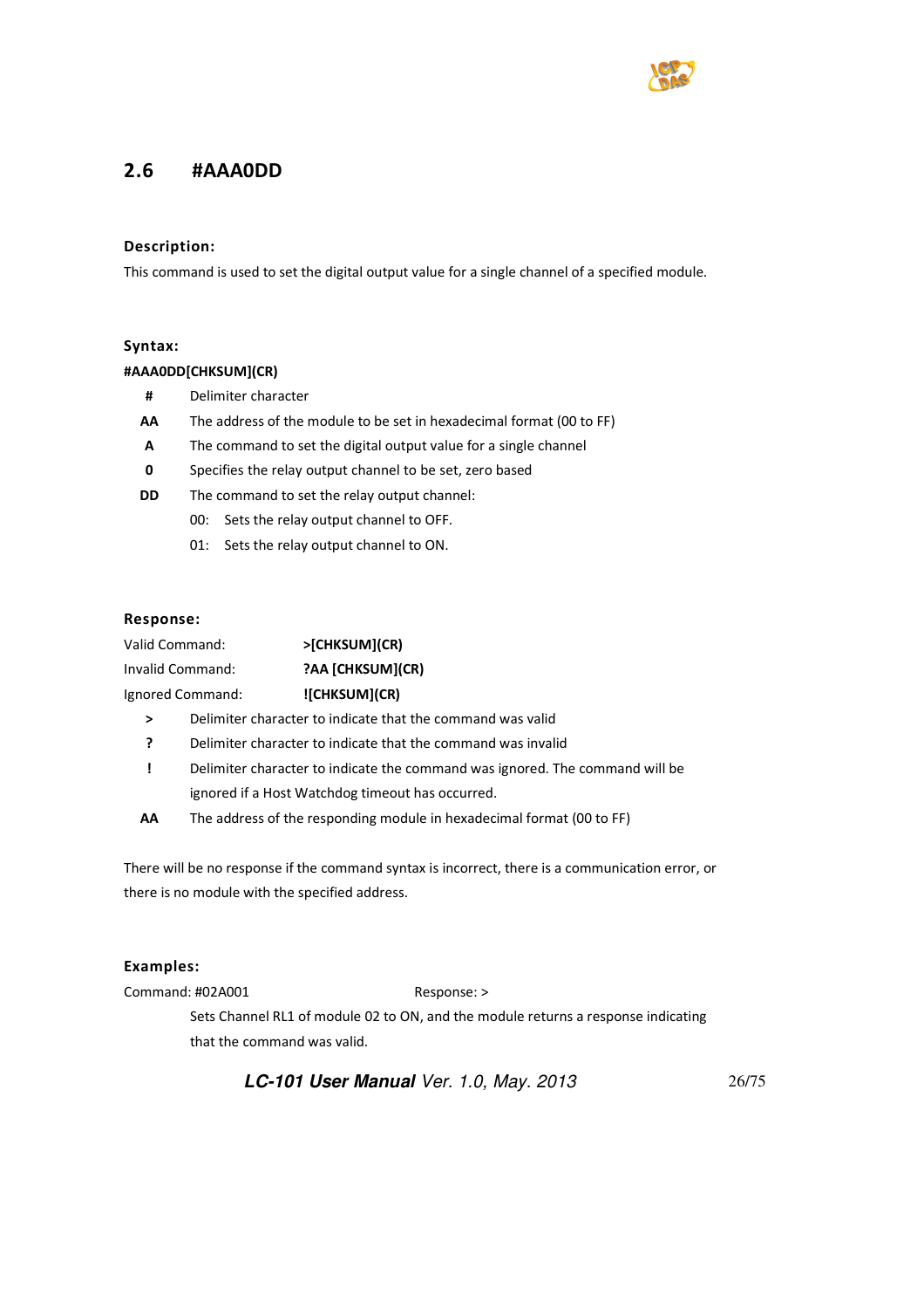## 2.6 #AAA0DD

### Description:

This command is used to set the digital output value for a single channel of a specified module.

### Syntax:

**#AAA0DD[CHKSUM](CR)**

| | |
|---|---|
| **#** | Delimiter character |
| **AA** | The address of the module to be set in hexadecimal format (00 to FF) |
| **A** | The command to set the digital output value for a single channel |
| **0** | Specifies the relay output channel to be set, zero based |
| **DD** | The command to set the relay output channel: |

- 00: Sets the relay output channel to OFF.
- 01: Sets the relay output channel to ON.

### Response:

| | |
|---|---|
| Valid Command: | **>[CHKSUM](CR)** |
| Invalid Command: | **?AA [CHKSUM](CR)** |
| Ignored Command: | **![CHKSUM](CR)** |

| | |
|---|---|
| **>** | Delimiter character to indicate that the command was valid |
| **?** | Delimiter character to indicate that the command was invalid |
| **!** | Delimiter character to indicate the command was ignored. The command will be ignored if a Host Watchdog timeout has occurred. |
| **AA** | The address of the responding module in hexadecimal format (00 to FF) |

There will be no response if the command syntax is incorrect, there is a communication error, or there is no module with the specified address.

### Examples:

Command: #02A001 Response: >

Sets Channel RL1 of module 02 to ON, and the module returns a response indicating that the command was valid.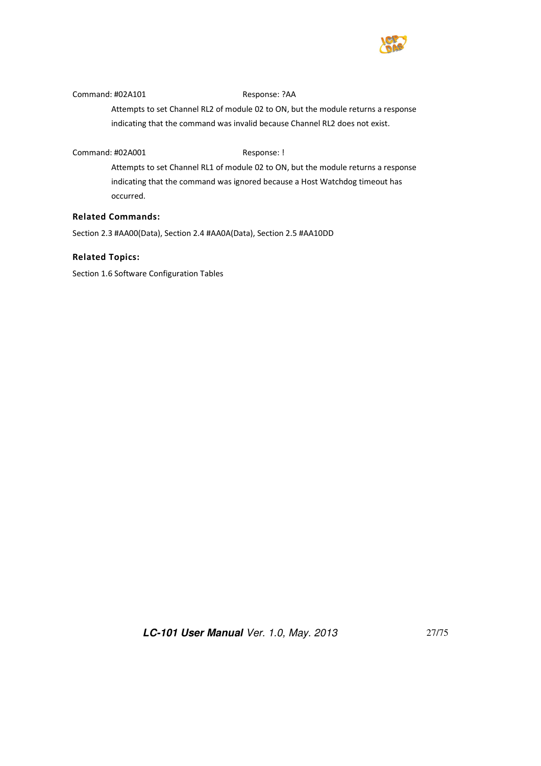Command: #02A101 Response: ?AA

Attempts to set Channel RL2 of module 02 to ON, but the module returns a response indicating that the command was invalid because Channel RL2 does not exist.

Command: #02A001 Response: !

Attempts to set Channel RL1 of module 02 to ON, but the module returns a response indicating that the command was ignored because a Host Watchdog timeout has occurred.

### Related Commands:

Section 2.3 #AA00(Data), Section 2.4 #AA0A(Data), Section 2.5 #AA10DD

### Related Topics:

Section 1.6 Software Configuration Tables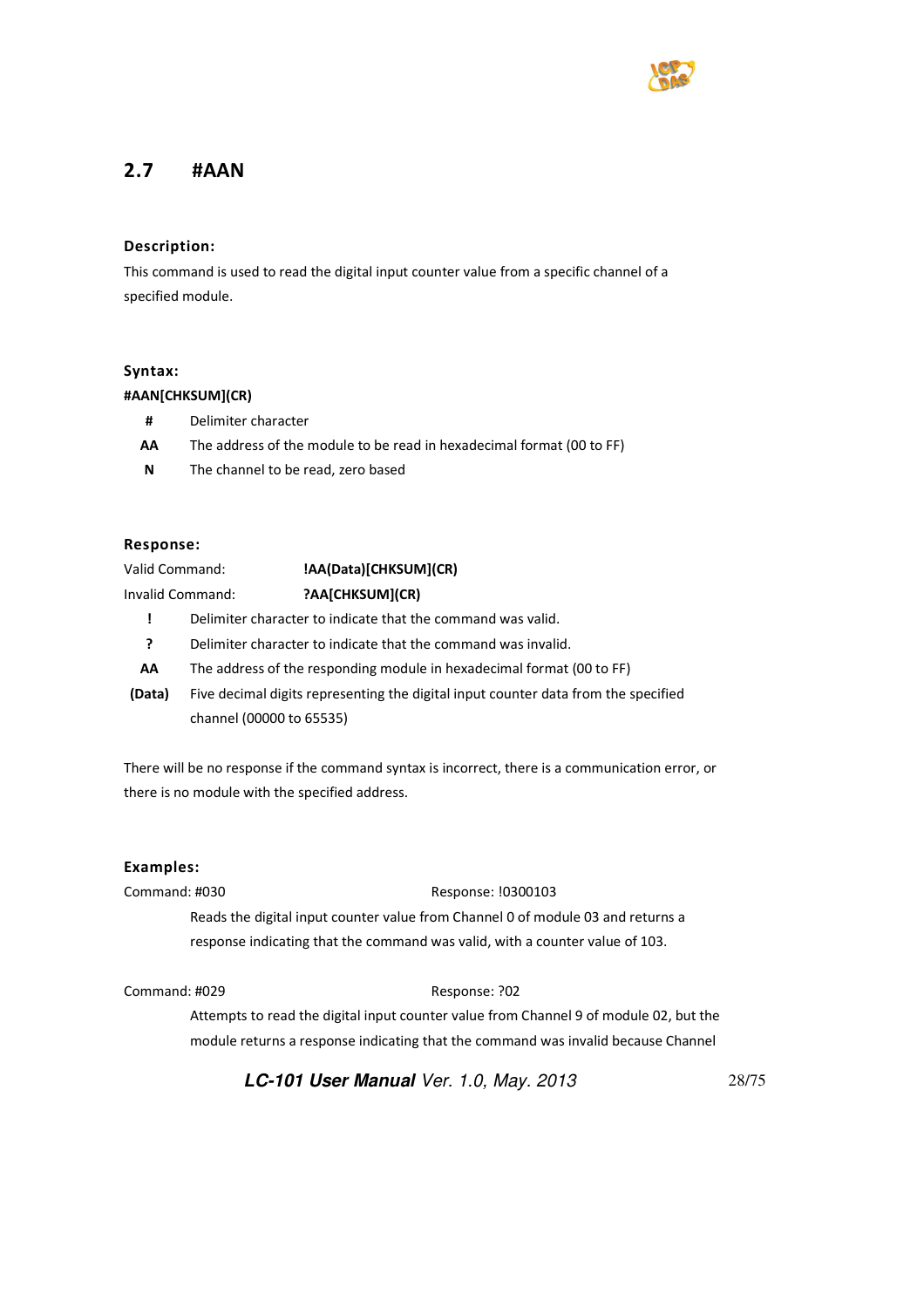## 2.7 #AAN

### Description:

This command is used to read the digital input counter value from a specific channel of a specified module.

### Syntax:

**#AAN[CHKSUM](CR)**

| | |
|---|---|
| **#** | Delimiter character |
| **AA** | The address of the module to be read in hexadecimal format (00 to FF) |
| **N** | The channel to be read, zero based |

### Response:

Valid Command: **!AA(Data)[CHKSUM](CR)**

Invalid Command: **?AA[CHKSUM](CR)**

| | |
|---|---|
| **!** | Delimiter character to indicate that the command was valid. |
| **?** | Delimiter character to indicate that the command was invalid. |
| **AA** | The address of the responding module in hexadecimal format (00 to FF) |
| **(Data)** | Five decimal digits representing the digital input counter data from the specified channel (00000 to 65535) |

There will be no response if the command syntax is incorrect, there is a communication error, or there is no module with the specified address.

### Examples:

Command: #030 Response: !0300103

Reads the digital input counter value from Channel 0 of module 03 and returns a response indicating that the command was valid, with a counter value of 103.

Command: #029 Response: ?02

Attempts to read the digital input counter value from Channel 9 of module 02, but the module returns a response indicating that the command was invalid because Channel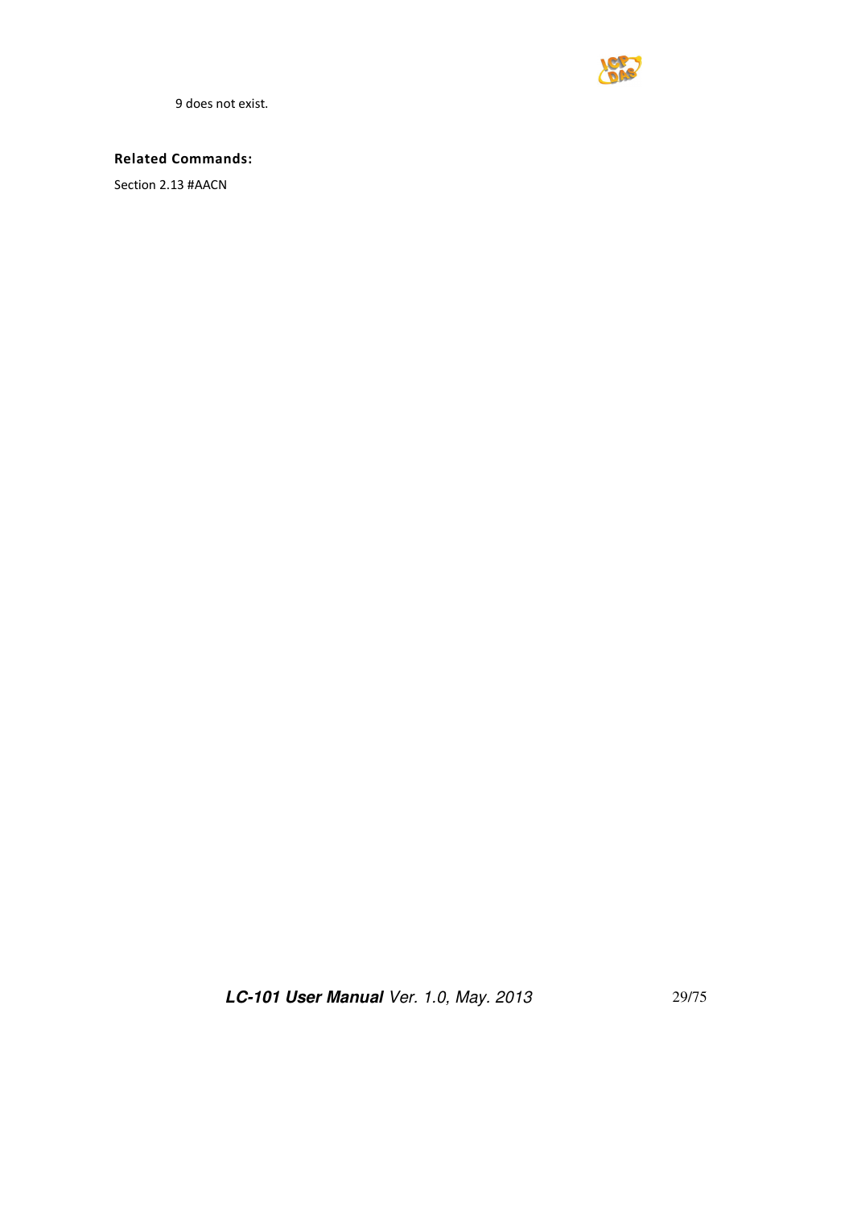9 does not exist.

**Related Commands:**

Section 2.13 #AACN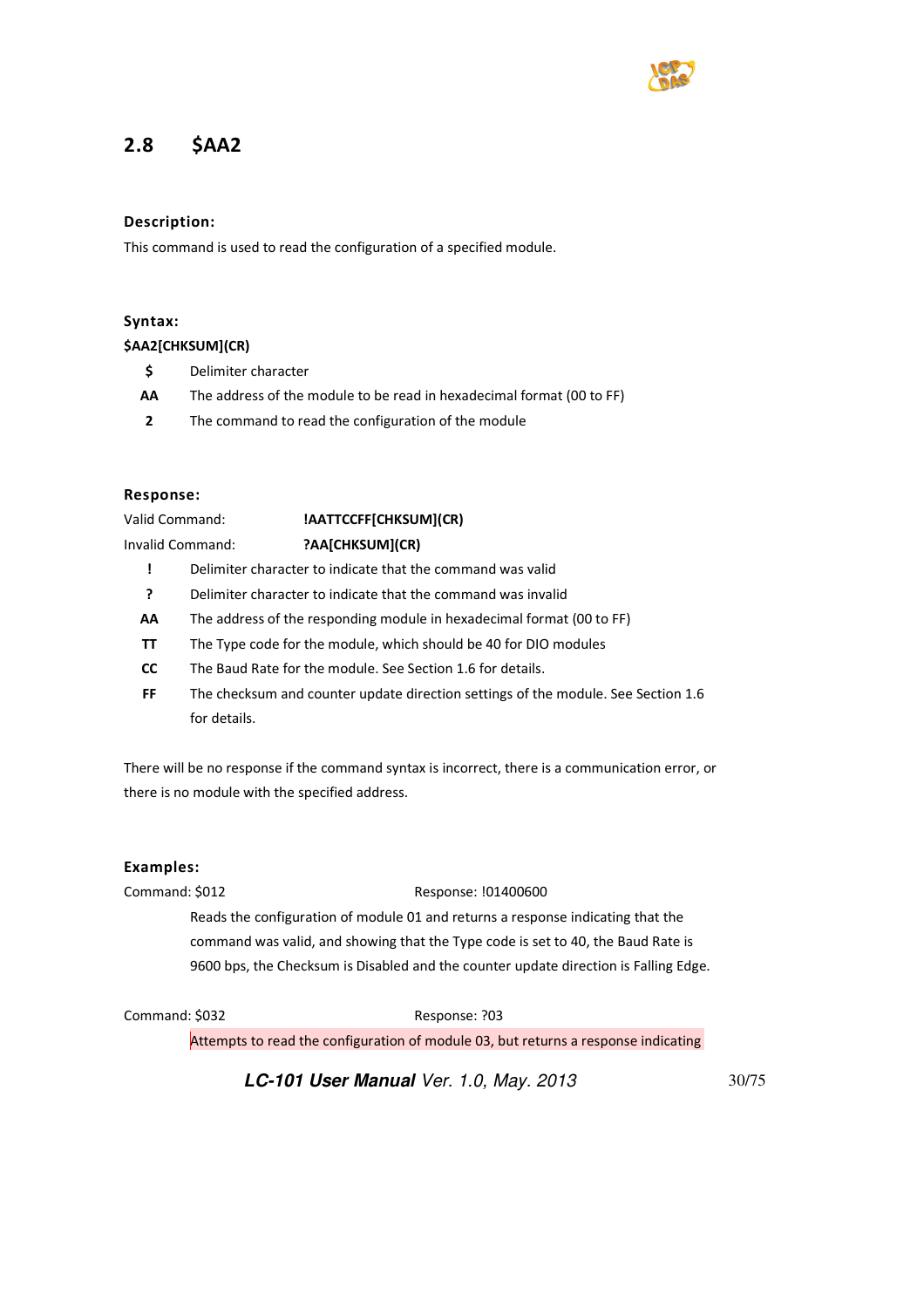## 2.8 $AA2

### Description:

This command is used to read the configuration of a specified module.

### Syntax:

**$AA2[CHKSUM](CR)**

| | |
|---|---|
| **$** | Delimiter character |
| **AA** | The address of the module to be read in hexadecimal format (00 to FF) |
| **2** | The command to read the configuration of the module |

### Response:

Valid Command: **!AATTCCFF[CHKSUM](CR)**

Invalid Command: **?AA[CHKSUM](CR)**

| | |
|---|---|
| **!** | Delimiter character to indicate that the command was valid |
| **?** | Delimiter character to indicate that the command was invalid |
| **AA** | The address of the responding module in hexadecimal format (00 to FF) |
| **TT** | The Type code for the module, which should be 40 for DIO modules |
| **CC** | The Baud Rate for the module. See Section 1.6 for details. |
| **FF** | The checksum and counter update direction settings of the module. See Section 1.6 for details. |

There will be no response if the command syntax is incorrect, there is a communication error, or there is no module with the specified address.

### Examples:

Command: $012 Response: !01400600

Reads the configuration of module 01 and returns a response indicating that the command was valid, and showing that the Type code is set to 40, the Baud Rate is 9600 bps, the Checksum is Disabled and the counter update direction is Falling Edge.

Command: $032 Response: ?03

Attempts to read the configuration of module 03, but returns a response indicating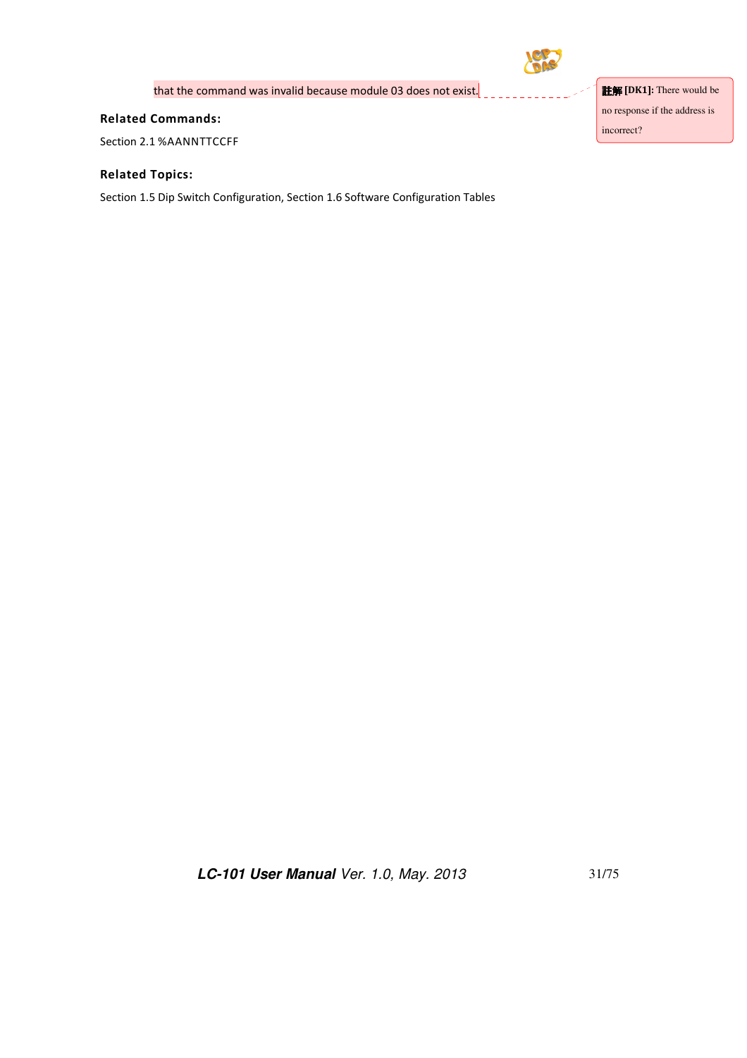that the command was invalid because module 03 does not exist.

註解 [DK1]: There would be no response if the address is incorrect?

### Related Commands:

Section 2.1 %AANNTTCCFF

### Related Topics:

Section 1.5 Dip Switch Configuration, Section 1.6 Software Configuration Tables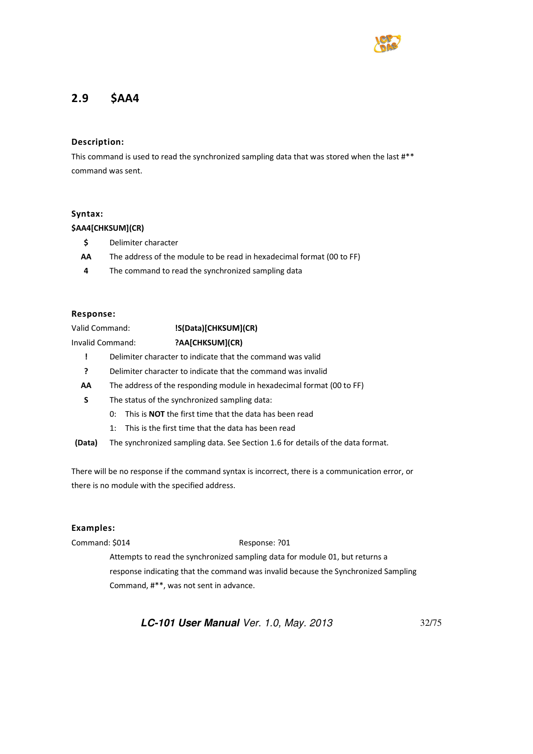## 2.9 $AA4

### Description:

This command is used to read the synchronized sampling data that was stored when the last #** command was sent.

### Syntax:

**$AA4[CHKSUM](CR)**

| | |
|---|---|
| **$** | Delimiter character |
| **AA** | The address of the module to be read in hexadecimal format (00 to FF) |
| **4** | The command to read the synchronized sampling data |

### Response:

Valid Command: **!S(Data)[CHKSUM](CR)**

Invalid Command: **?AA[CHKSUM](CR)**

| | |
|---|---|
| **!** | Delimiter character to indicate that the command was valid |
| **?** | Delimiter character to indicate that the command was invalid |
| **AA** | The address of the responding module in hexadecimal format (00 to FF) |
| **S** | The status of the synchronized sampling data:<br>0: This is **NOT** the first time that the data has been read<br>1: This is the first time that the data has been read |
| **(Data)** | The synchronized sampling data. See Section 1.6 for details of the data format. |

There will be no response if the command syntax is incorrect, there is a communication error, or there is no module with the specified address.

### Examples:

Command: $014 Response: ?01

Attempts to read the synchronized sampling data for module 01, but returns a response indicating that the command was invalid because the Synchronized Sampling Command, #**, was not sent in advance.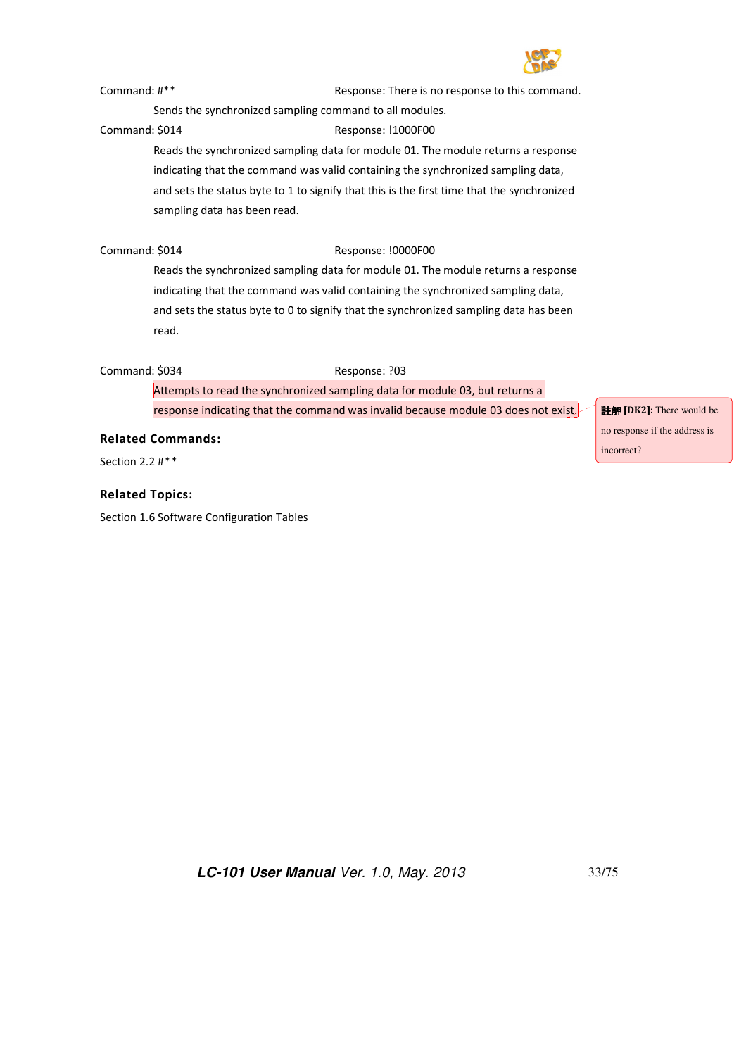Command: #**　　　　　　　　　　Response: There is no response to this command.

Sends the synchronized sampling command to all modules.

Command: $014　　　　　　　　　　Response: !1000F00

Reads the synchronized sampling data for module 01. The module returns a response indicating that the command was valid containing the synchronized sampling data, and sets the status byte to 1 to signify that this is the first time that the synchronized sampling data has been read.

Command: $014　　　　　　　　　　Response: !0000F00

Reads the synchronized sampling data for module 01. The module returns a response indicating that the command was valid containing the synchronized sampling data, and sets the status byte to 0 to signify that the synchronized sampling data has been read.

Command: $034　　　　　　　　　　Response: ?03

Attempts to read the synchronized sampling data for module 03, but returns a response indicating that the command was invalid because module 03 does not exist.

註解 [DK2]: There would be no response if the address is incorrect?

**Related Commands:**

Section 2.2 #**

**Related Topics:**

Section 1.6 Software Configuration Tables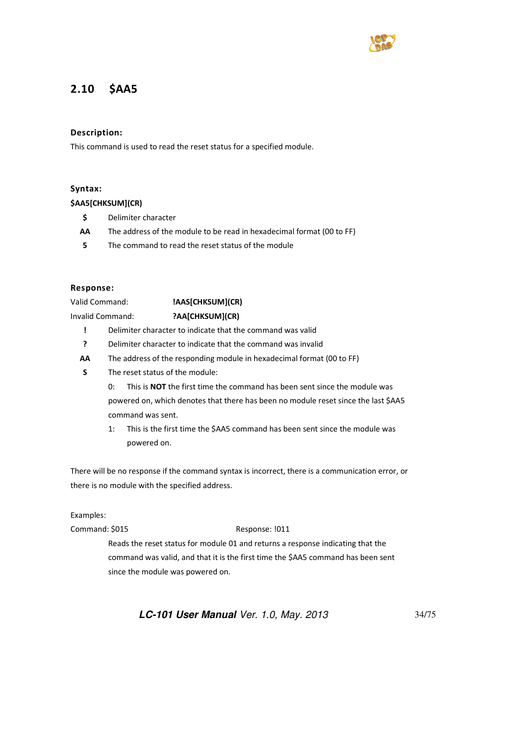## 2.10 $AA5

### Description:

This command is used to read the reset status for a specified module.

### Syntax:

**$AA5[CHKSUM](CR)**

- **$** Delimiter character
- **AA** The address of the module to be read in hexadecimal format (00 to FF)
- **5** The command to read the reset status of the module

### Response:

Valid Command: **!AAS[CHKSUM](CR)**

Invalid Command: **?AA[CHKSUM](CR)**

- **!** Delimiter character to indicate that the command was valid
- **?** Delimiter character to indicate that the command was invalid
- **AA** The address of the responding module in hexadecimal format (00 to FF)
- **S** The reset status of the module:

  0: This is **NOT** the first time the command has been sent since the module was powered on, which denotes that there has been no module reset since the last $AA5 command was sent.

  1: This is the first time the $AA5 command has been sent since the module was powered on.

There will be no response if the command syntax is incorrect, there is a communication error, or there is no module with the specified address.

Examples:

Command: $015 Response: !011

Reads the reset status for module 01 and returns a response indicating that the command was valid, and that it is the first time the $AA5 command has been sent since the module was powered on.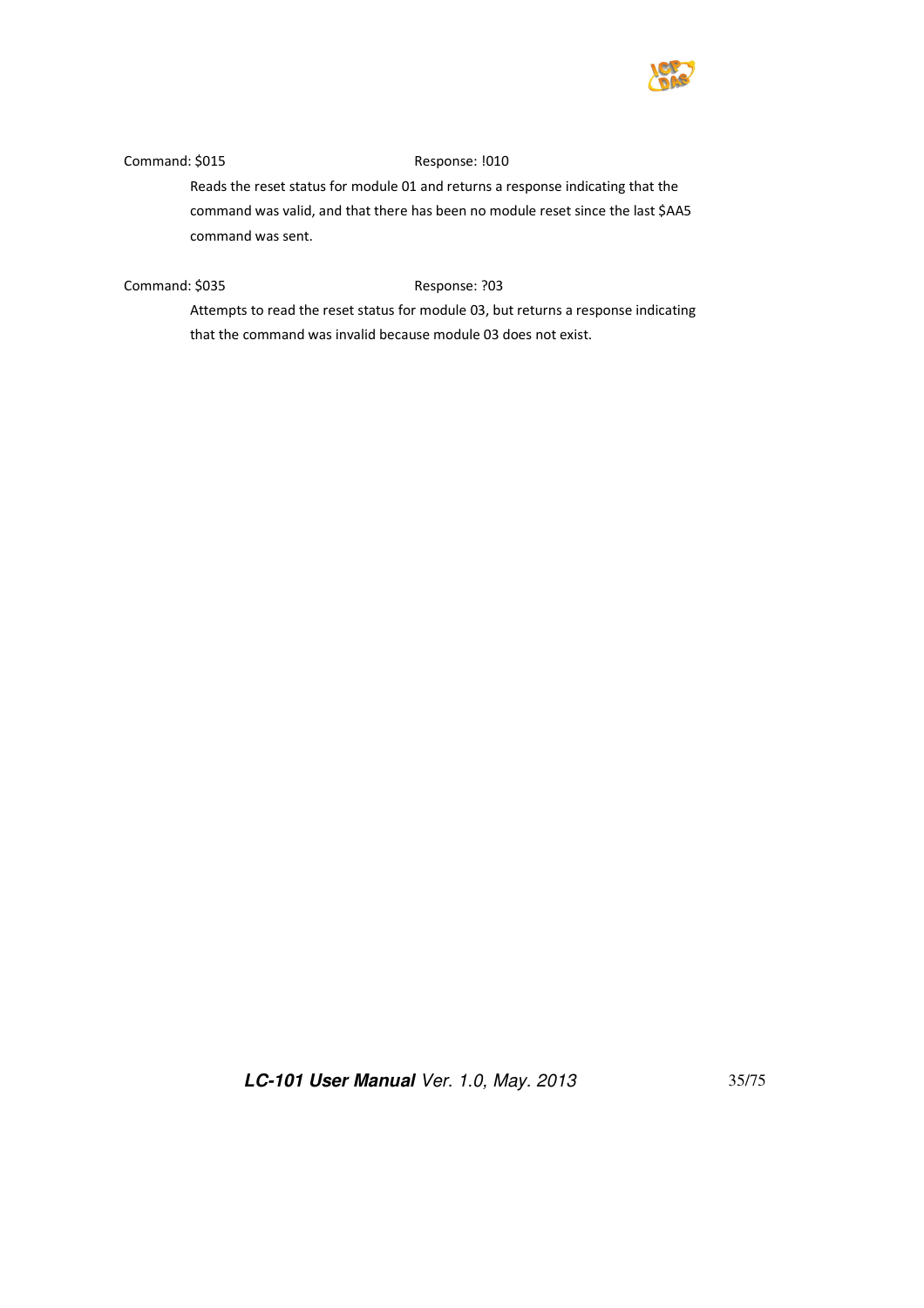Command: $015 Response: !010

Reads the reset status for module 01 and returns a response indicating that the command was valid, and that there has been no module reset since the last $AA5 command was sent.

Command: $035 Response: ?03

Attempts to read the reset status for module 03, but returns a response indicating that the command was invalid because module 03 does not exist.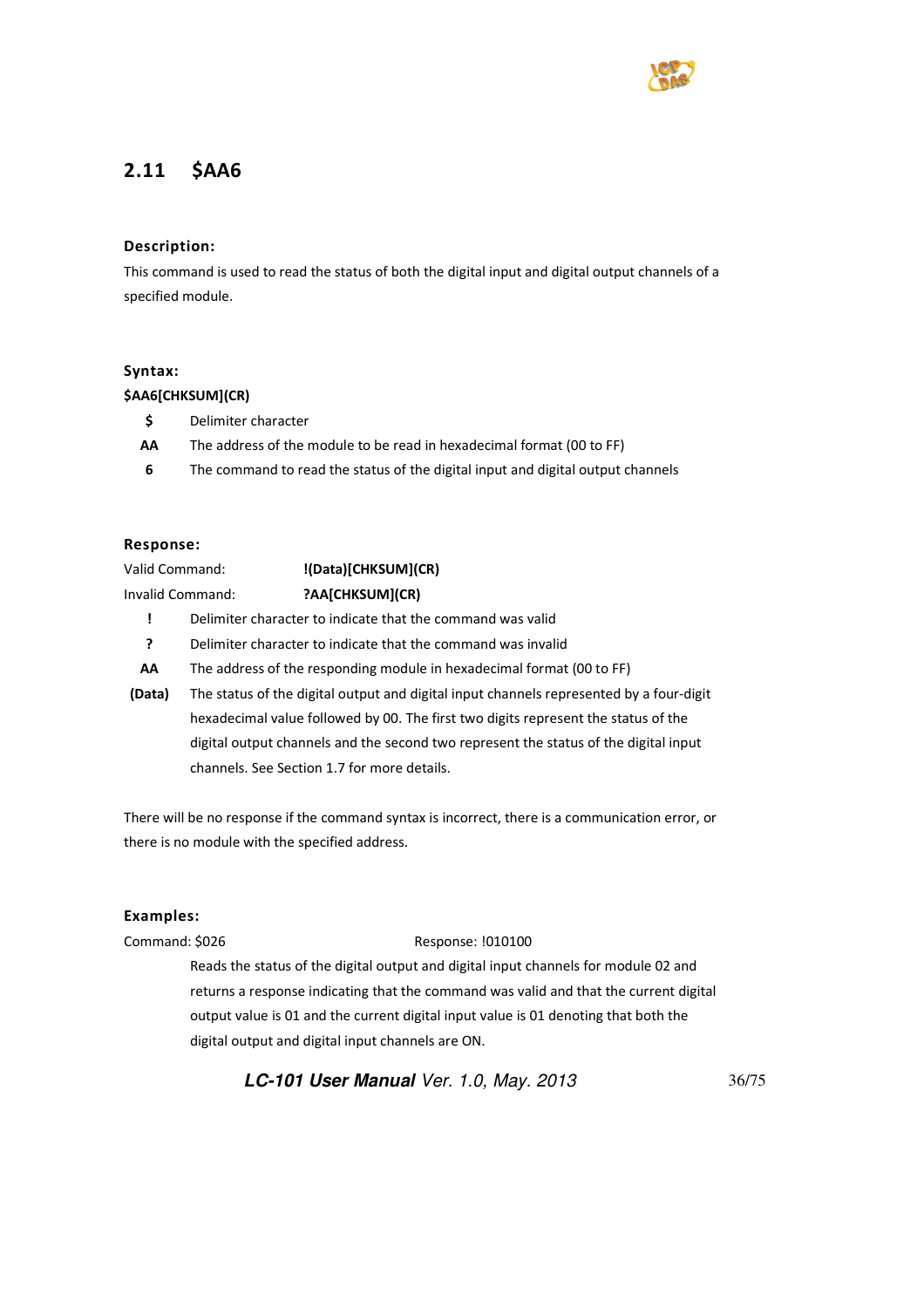## 2.11 $AA6

### Description:

This command is used to read the status of both the digital input and digital output channels of a specified module.

### Syntax:

**$AA6[CHKSUM](CR)**

| | |
|---|---|
| **$** | Delimiter character |
| **AA** | The address of the module to be read in hexadecimal format (00 to FF) |
| **6** | The command to read the status of the digital input and digital output channels |

### Response:

Valid Command: **!(Data)[CHKSUM](CR)**

Invalid Command: **?AA[CHKSUM](CR)**

| | |
|---|---|
| **!** | Delimiter character to indicate that the command was valid |
| **?** | Delimiter character to indicate that the command was invalid |
| **AA** | The address of the responding module in hexadecimal format (00 to FF) |
| **(Data)** | The status of the digital output and digital input channels represented by a four-digit hexadecimal value followed by 00. The first two digits represent the status of the digital output channels and the second two represent the status of the digital input channels. See Section 1.7 for more details. |

There will be no response if the command syntax is incorrect, there is a communication error, or there is no module with the specified address.

### Examples:

Command: $026 Response: !010100

Reads the status of the digital output and digital input channels for module 02 and returns a response indicating that the command was valid and that the current digital output value is 01 and the current digital input value is 01 denoting that both the digital output and digital input channels are ON.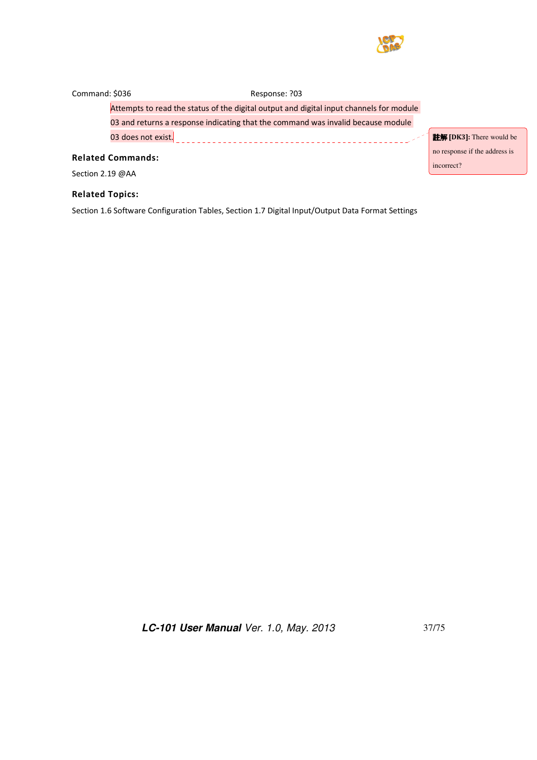Command: $036 Response: ?03

Attempts to read the status of the digital output and digital input channels for module 03 and returns a response indicating that the command was invalid because module 03 does not exist.

註解 [DK3]: There would be no response if the address is incorrect?

**Related Commands:**

Section 2.19 @AA

**Related Topics:**

Section 1.6 Software Configuration Tables, Section 1.7 Digital Input/Output Data Format Settings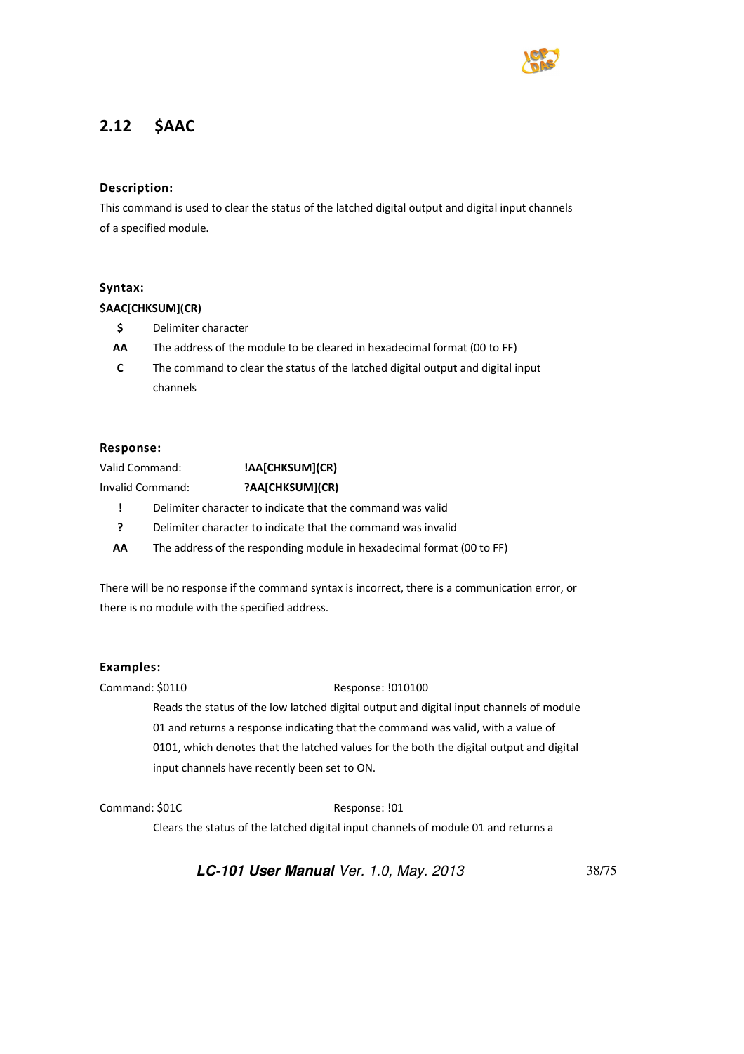## 2.12 $AAC

### Description:

This command is used to clear the status of the latched digital output and digital input channels of a specified module.

### Syntax:

**$AAC[CHKSUM](CR)**

| | |
|---|---|
| **$** | Delimiter character |
| **AA** | The address of the module to be cleared in hexadecimal format (00 to FF) |
| **C** | The command to clear the status of the latched digital output and digital input channels |

### Response:

Valid Command: **!AA[CHKSUM](CR)**

Invalid Command: **?AA[CHKSUM](CR)**

| | |
|---|---|
| **!** | Delimiter character to indicate that the command was valid |
| **?** | Delimiter character to indicate that the command was invalid |
| **AA** | The address of the responding module in hexadecimal format (00 to FF) |

There will be no response if the command syntax is incorrect, there is a communication error, or there is no module with the specified address.

### Examples:

Command: $01L0 Response: !010100

Reads the status of the low latched digital output and digital input channels of module 01 and returns a response indicating that the command was valid, with a value of 0101, which denotes that the latched values for the both the digital output and digital input channels have recently been set to ON.

Command: $01C Response: !01

Clears the status of the latched digital input channels of module 01 and returns a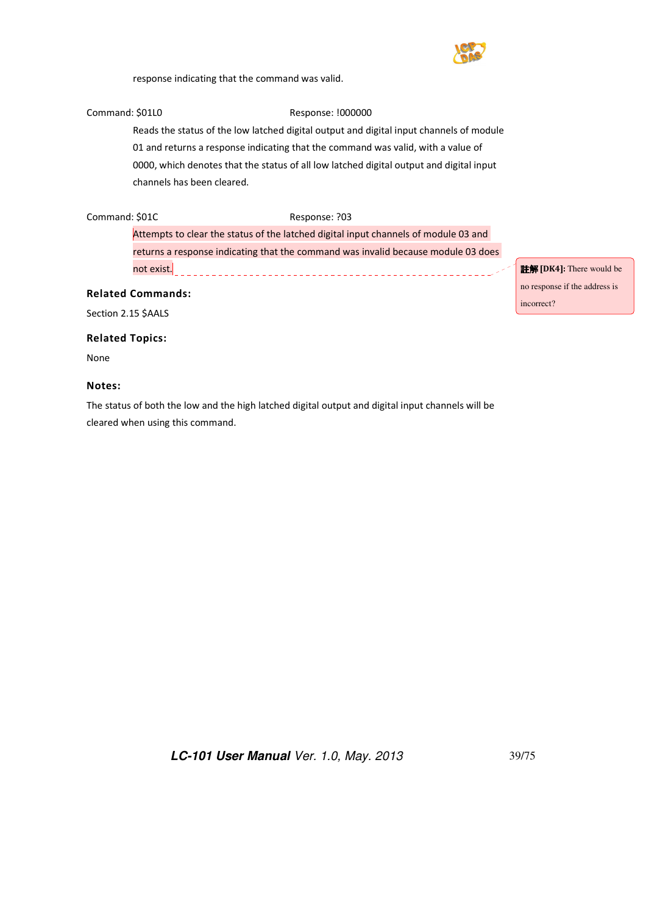response indicating that the command was valid.

Command: $01L0 Response: !000000

Reads the status of the low latched digital output and digital input channels of module 01 and returns a response indicating that the command was valid, with a value of 0000, which denotes that the status of all low latched digital output and digital input channels has been cleared.

Command: $01C Response: ?03

Attempts to clear the status of the latched digital input channels of module 03 and returns a response indicating that the command was invalid because module 03 does not exist.

註解 [DK4]: There would be no response if the address is incorrect?

**Related Commands:**

Section 2.15 $AALS

**Related Topics:**

None

**Notes:**

The status of both the low and the high latched digital output and digital input channels will be cleared when using this command.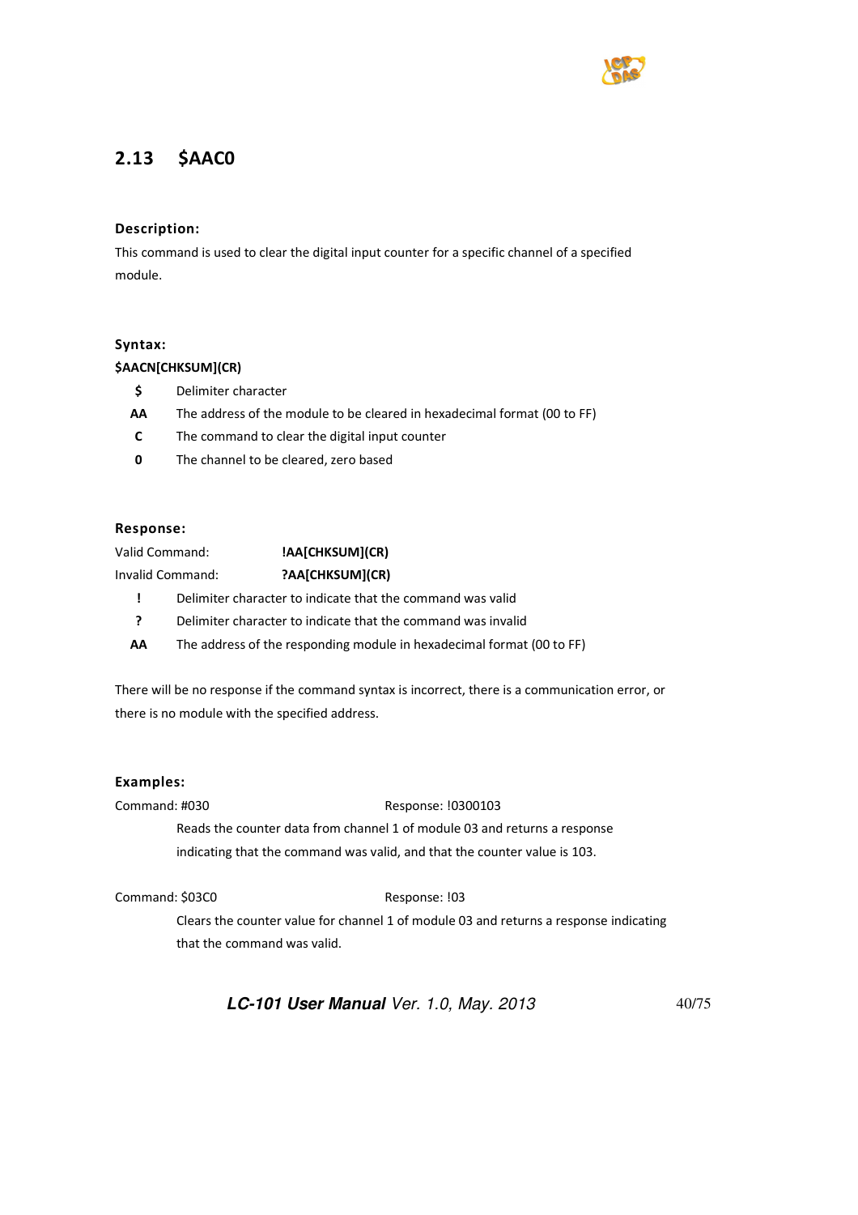## 2.13 $AAC0

### Description:

This command is used to clear the digital input counter for a specific channel of a specified module.

### Syntax:

**$AACN[CHKSUM](CR)**

| | |
|---|---|
| **$** | Delimiter character |
| **AA** | The address of the module to be cleared in hexadecimal format (00 to FF) |
| **C** | The command to clear the digital input counter |
| **0** | The channel to be cleared, zero based |

### Response:

Valid Command: **!AA[CHKSUM](CR)**

Invalid Command: **?AA[CHKSUM](CR)**

| | |
|---|---|
| **!** | Delimiter character to indicate that the command was valid |
| **?** | Delimiter character to indicate that the command was invalid |
| **AA** | The address of the responding module in hexadecimal format (00 to FF) |

There will be no response if the command syntax is incorrect, there is a communication error, or there is no module with the specified address.

### Examples:

Command: #030 Response: !0300103

Reads the counter data from channel 1 of module 03 and returns a response indicating that the command was valid, and that the counter value is 103.

Command: $03C0 Response: !03

Clears the counter value for channel 1 of module 03 and returns a response indicating that the command was valid.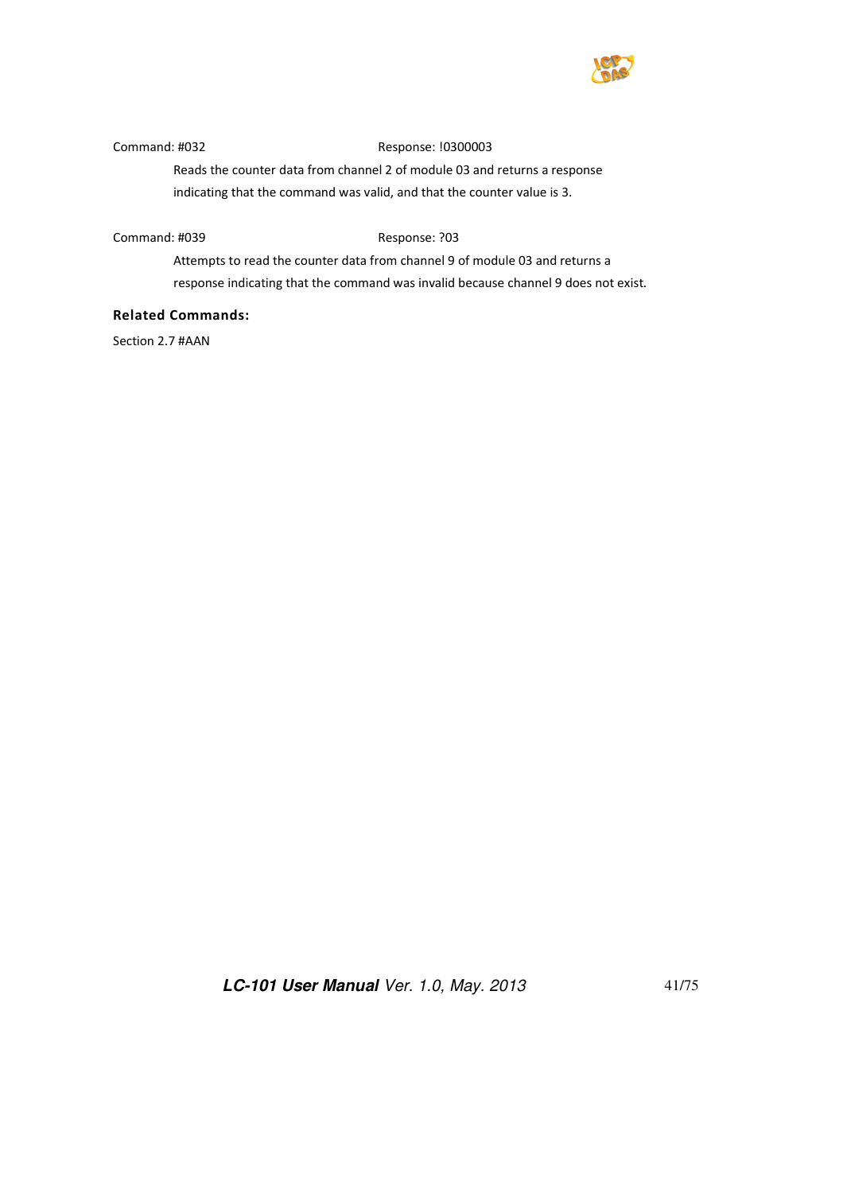Command: #032 Response: !0300003

Reads the counter data from channel 2 of module 03 and returns a response indicating that the command was valid, and that the counter value is 3.

Command: #039 Response: ?03

Attempts to read the counter data from channel 9 of module 03 and returns a response indicating that the command was invalid because channel 9 does not exist.

**Related Commands:**

Section 2.7 #AAN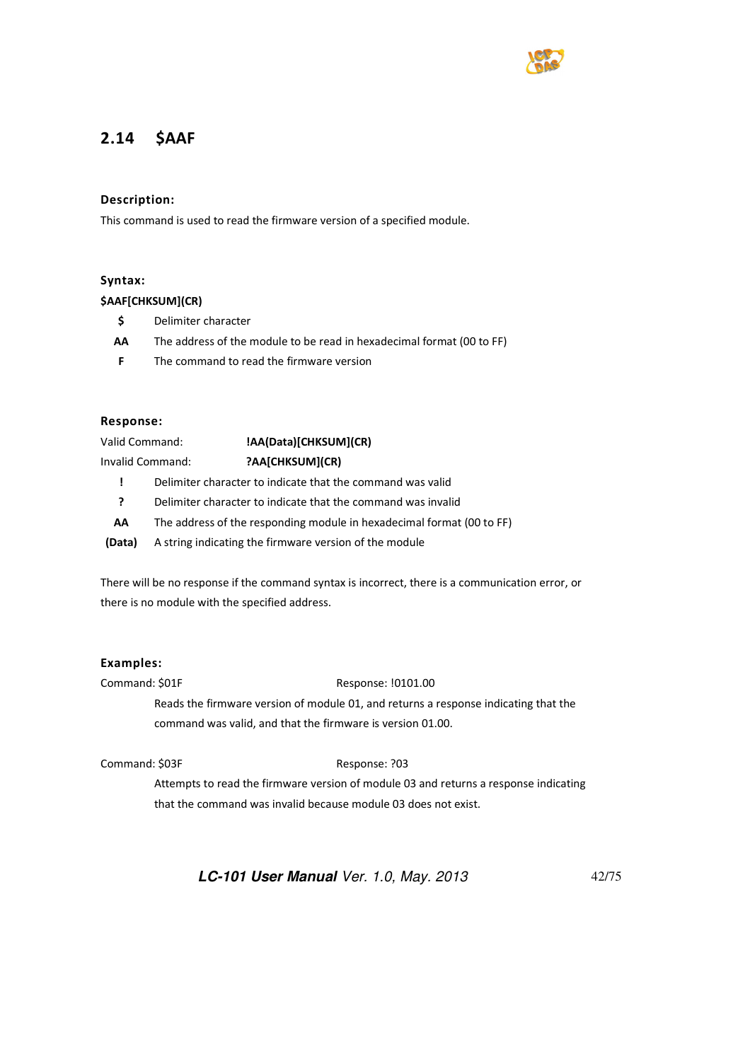## 2.14 $AAF

### Description:

This command is used to read the firmware version of a specified module.

### Syntax:

**$AAF[CHKSUM](CR)**

| | |
|---|---|
| **$** | Delimiter character |
| **AA** | The address of the module to be read in hexadecimal format (00 to FF) |
| **F** | The command to read the firmware version |

### Response:

Valid Command: **!AA(Data)[CHKSUM](CR)**

Invalid Command: **?AA[CHKSUM](CR)**

| | |
|---|---|
| **!** | Delimiter character to indicate that the command was valid |
| **?** | Delimiter character to indicate that the command was invalid |
| **AA** | The address of the responding module in hexadecimal format (00 to FF) |
| **(Data)** | A string indicating the firmware version of the module |

There will be no response if the command syntax is incorrect, there is a communication error, or there is no module with the specified address.

### Examples:

Command: $01F Response: !0101.00

Reads the firmware version of module 01, and returns a response indicating that the command was valid, and that the firmware is version 01.00.

Command: $03F Response: ?03

Attempts to read the firmware version of module 03 and returns a response indicating that the command was invalid because module 03 does not exist.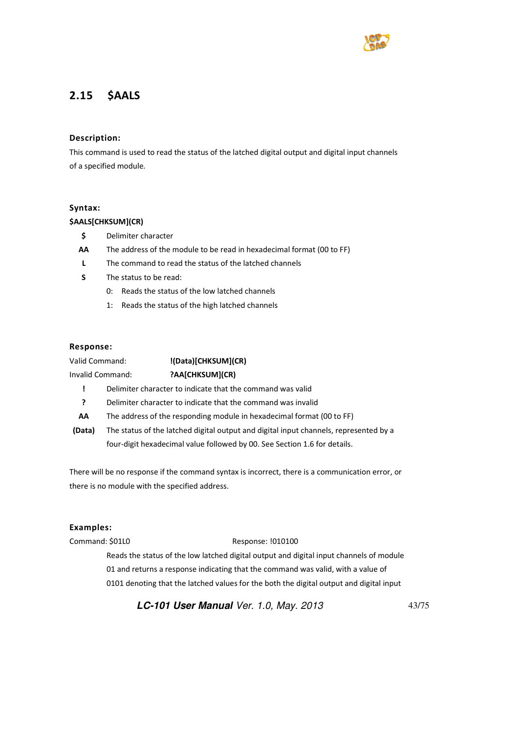## 2.15 $AALS

### Description:

This command is used to read the status of the latched digital output and digital input channels of a specified module.

### Syntax:

**$AALS[CHKSUM](CR)**

- **$** Delimiter character
- **AA** The address of the module to be read in hexadecimal format (00 to FF)
- **L** The command to read the status of the latched channels
- **S** The status to be read:
  - 0: Reads the status of the low latched channels
  - 1: Reads the status of the high latched channels

### Response:

Valid Command: **!(Data)[CHKSUM](CR)**

Invalid Command: **?AA[CHKSUM](CR)**

- **!** Delimiter character to indicate that the command was valid
- **?** Delimiter character to indicate that the command was invalid
- **AA** The address of the responding module in hexadecimal format (00 to FF)
- **(Data)** The status of the latched digital output and digital input channels, represented by a four-digit hexadecimal value followed by 00. See Section 1.6 for details.

There will be no response if the command syntax is incorrect, there is a communication error, or there is no module with the specified address.

### Examples:

Command: $01L0 Response: !010100

Reads the status of the low latched digital output and digital input channels of module 01 and returns a response indicating that the command was valid, with a value of 0101 denoting that the latched values for the both the digital output and digital input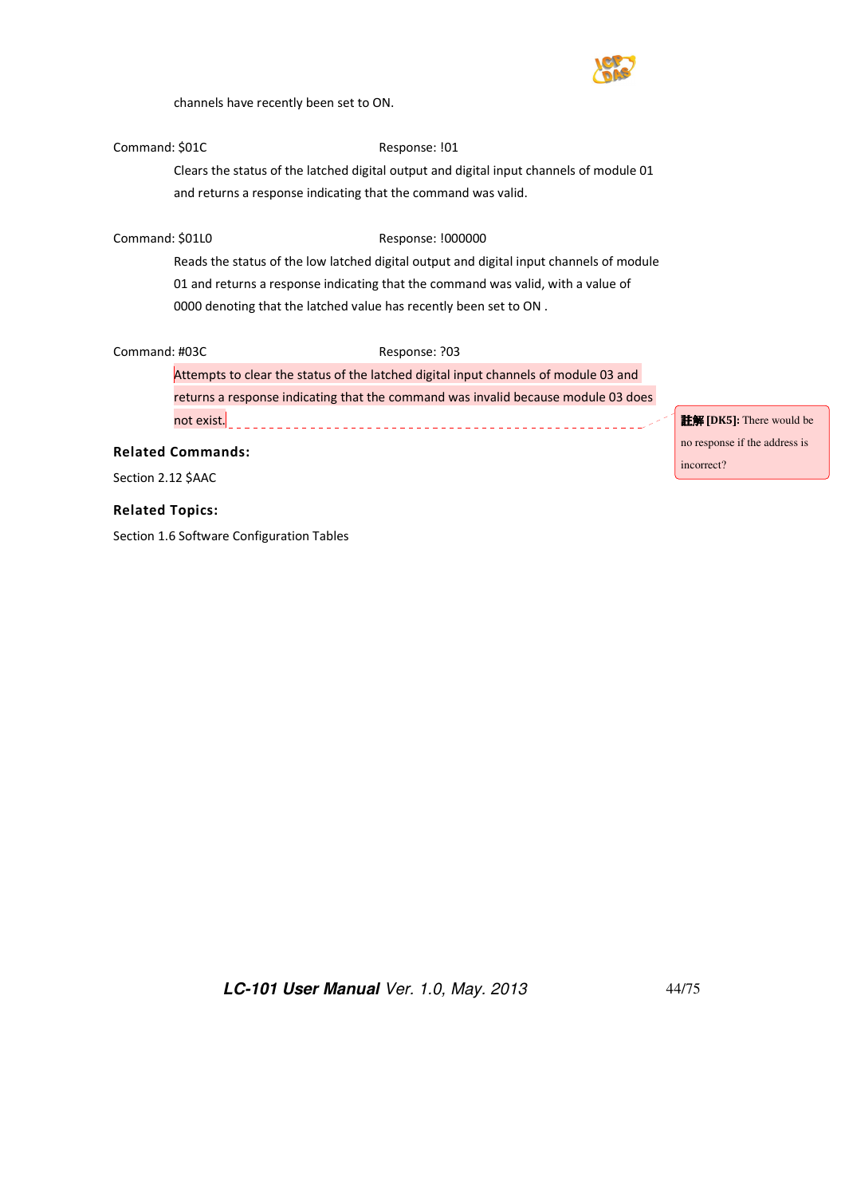channels have recently been set to ON.

Command: $01C                                        Response: !01

Clears the status of the latched digital output and digital input channels of module 01 and returns a response indicating that the command was valid.

Command: $01L0                                        Response: !000000

Reads the status of the low latched digital output and digital input channels of module 01 and returns a response indicating that the command was valid, with a value of 0000 denoting that the latched value has recently been set to ON .

Command: #03C                                        Response: ?03

Attempts to clear the status of the latched digital input channels of module 03 and returns a response indicating that the command was invalid because module 03 does not exist.

註解 [DK5]: There would be no response if the address is incorrect?

**Related Commands:**

Section 2.12 $AAC

**Related Topics:**

Section 1.6 Software Configuration Tables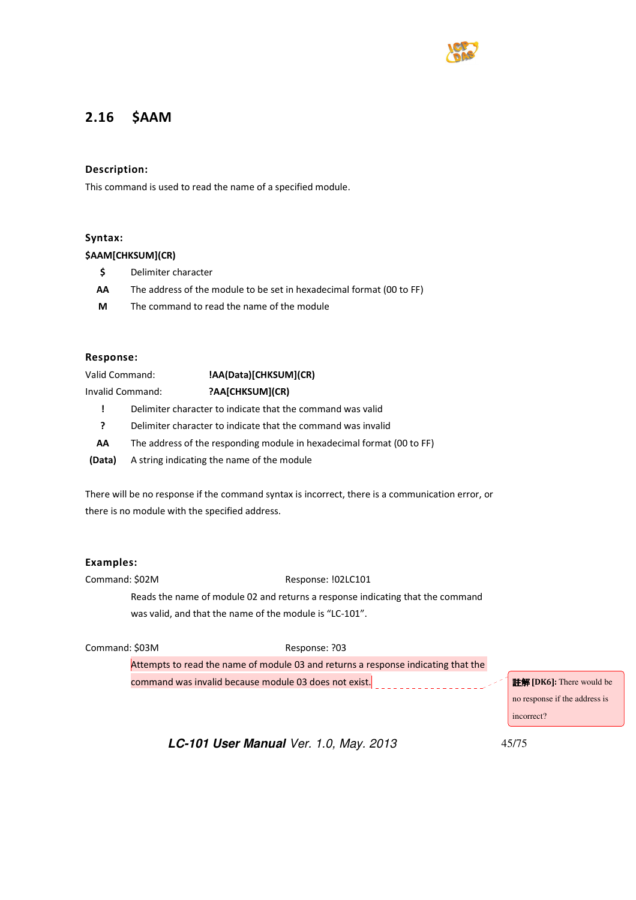## 2.16 $AAM

**Description:**

This command is used to read the name of a specified module.

**Syntax:**

**$AAM[CHKSUM](CR)**

| | |
|---|---|
| **$** | Delimiter character |
| **AA** | The address of the module to be set in hexadecimal format (00 to FF) |
| **M** | The command to read the name of the module |

**Response:**

Valid Command: **!AA(Data)[CHKSUM](CR)**

Invalid Command: **?AA[CHKSUM](CR)**

| | |
|---|---|
| **!** | Delimiter character to indicate that the command was valid |
| **?** | Delimiter character to indicate that the command was invalid |
| **AA** | The address of the responding module in hexadecimal format (00 to FF) |
| **(Data)** | A string indicating the name of the module |

There will be no response if the command syntax is incorrect, there is a communication error, or there is no module with the specified address.

**Examples:**

Command: $02M Response: !02LC101

Reads the name of module 02 and returns a response indicating that the command was valid, and that the name of the module is "LC-101".

Command: $03M Response: ?03

Attempts to read the name of module 03 and returns a response indicating that the command was invalid because module 03 does not exist.

註解 [DK6]: There would be no response if the address is incorrect?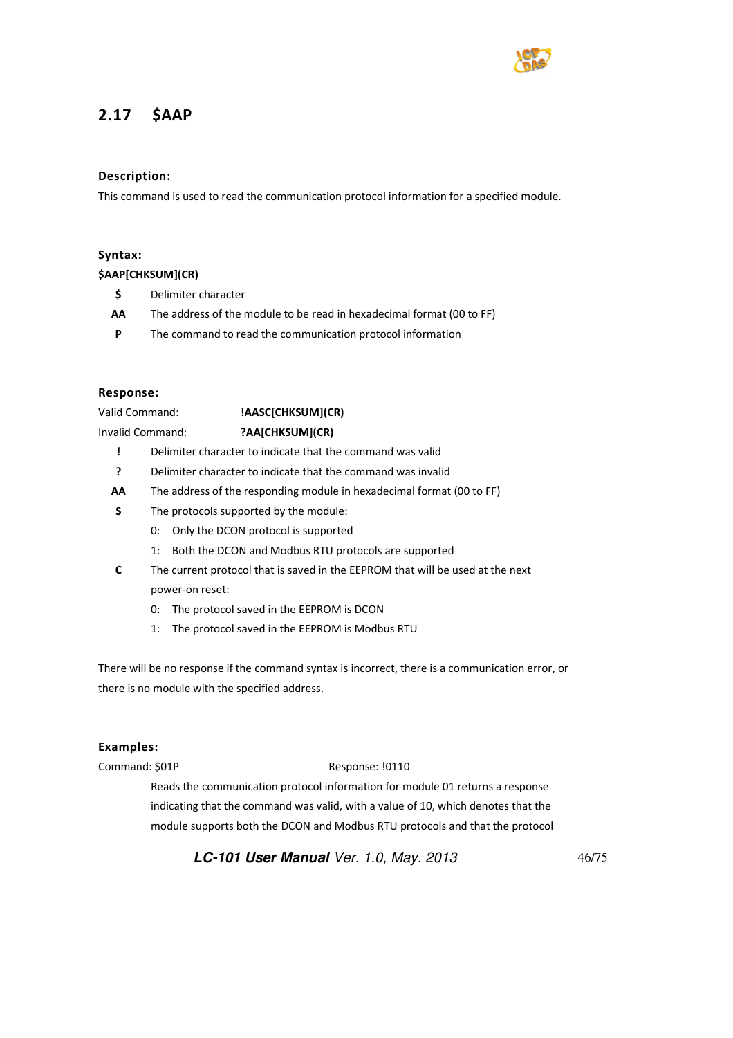## 2.17 $AAP

### Description:

This command is used to read the communication protocol information for a specified module.

### Syntax:

**$AAP[CHKSUM](CR)**

- **$** Delimiter character
- **AA** The address of the module to be read in hexadecimal format (00 to FF)
- **P** The command to read the communication protocol information

### Response:

Valid Command: **!AASC[CHKSUM](CR)**

Invalid Command: **?AA[CHKSUM](CR)**

- **!** Delimiter character to indicate that the command was valid
- **?** Delimiter character to indicate that the command was invalid
- **AA** The address of the responding module in hexadecimal format (00 to FF)
- **S** The protocols supported by the module:
  - 0: Only the DCON protocol is supported
  - 1: Both the DCON and Modbus RTU protocols are supported
- **C** The current protocol that is saved in the EEPROM that will be used at the next power-on reset:
  - 0: The protocol saved in the EEPROM is DCON
  - 1: The protocol saved in the EEPROM is Modbus RTU

There will be no response if the command syntax is incorrect, there is a communication error, or there is no module with the specified address.

### Examples:

Command: $01P Response: !0110

Reads the communication protocol information for module 01 returns a response indicating that the command was valid, with a value of 10, which denotes that the module supports both the DCON and Modbus RTU protocols and that the protocol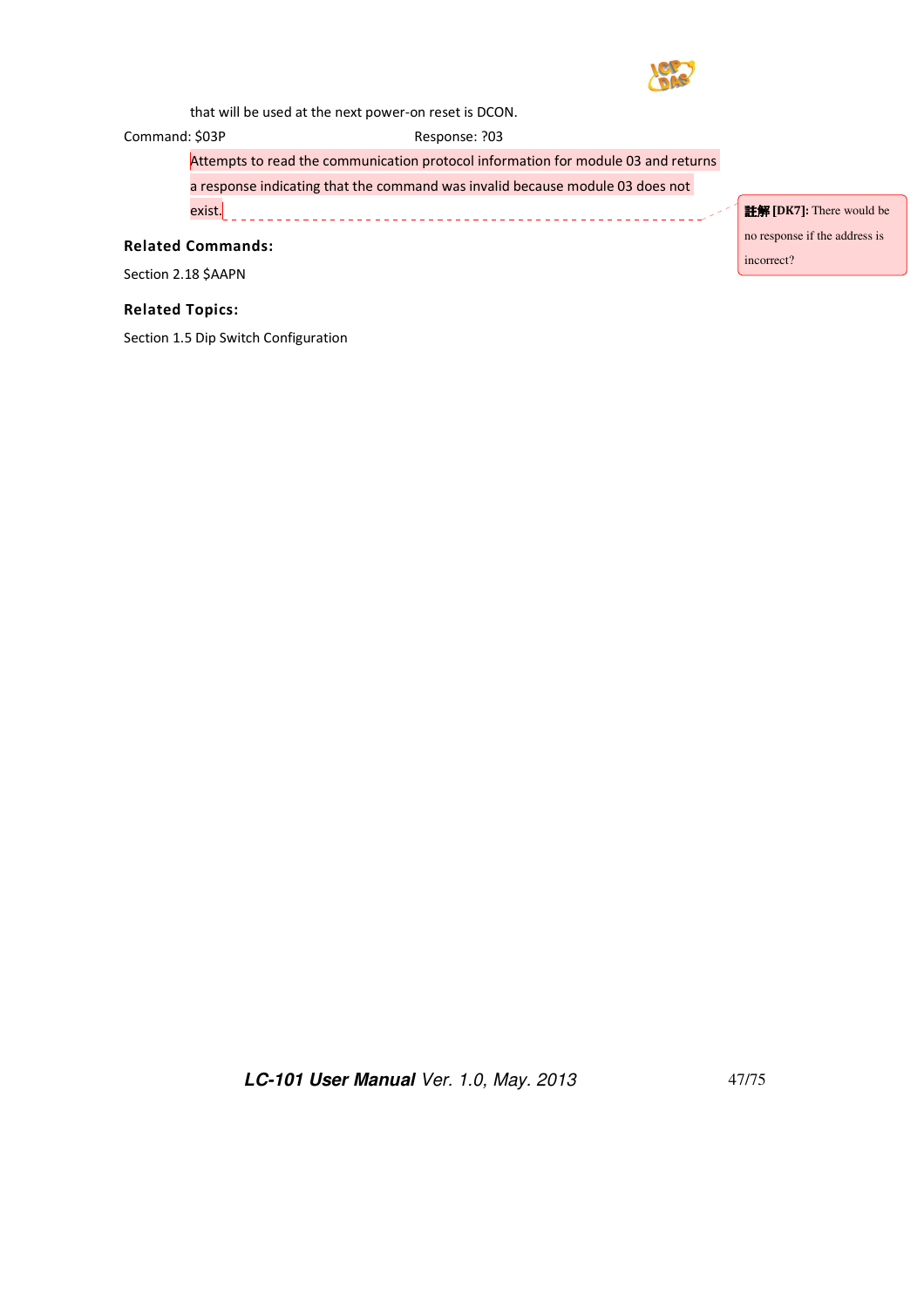that will be used at the next power-on reset is DCON.

Command: $03P Response: ?03

Attempts to read the communication protocol information for module 03 and returns a response indicating that the command was invalid because module 03 does not exist.

註解 [DK7]: There would be no response if the address is incorrect?

### Related Commands:

Section 2.18 $AAPN

### Related Topics:

Section 1.5 Dip Switch Configuration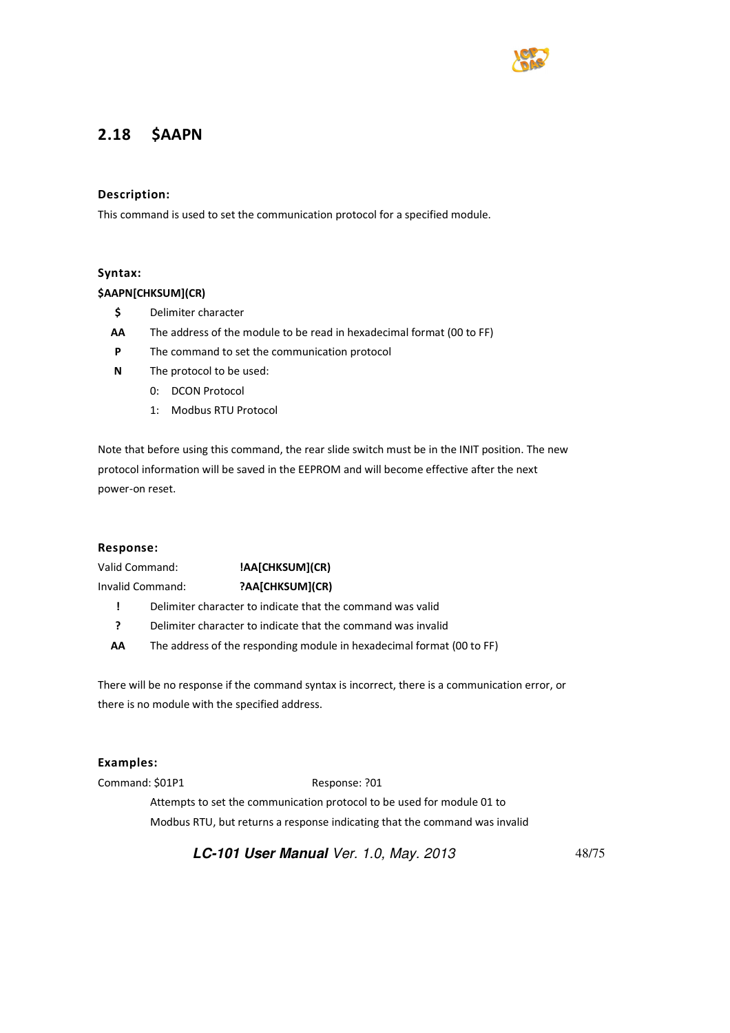## 2.18 $AAPN

### Description:

This command is used to set the communication protocol for a specified module.

### Syntax:

**$AAPN[CHKSUM](CR)**

- **$** Delimiter character
- **AA** The address of the module to be read in hexadecimal format (00 to FF)
- **P** The command to set the communication protocol
- **N** The protocol to be used:
  - 0: DCON Protocol
  - 1: Modbus RTU Protocol

Note that before using this command, the rear slide switch must be in the INIT position. The new protocol information will be saved in the EEPROM and will become effective after the next power-on reset.

### Response:

Valid Command: **!AA[CHKSUM](CR)**

Invalid Command: **?AA[CHKSUM](CR)**

- **!** Delimiter character to indicate that the command was valid
- **?** Delimiter character to indicate that the command was invalid
- **AA** The address of the responding module in hexadecimal format (00 to FF)

There will be no response if the command syntax is incorrect, there is a communication error, or there is no module with the specified address.

### Examples:

Command: $01P1 Response: ?01

Attempts to set the communication protocol to be used for module 01 to Modbus RTU, but returns a response indicating that the command was invalid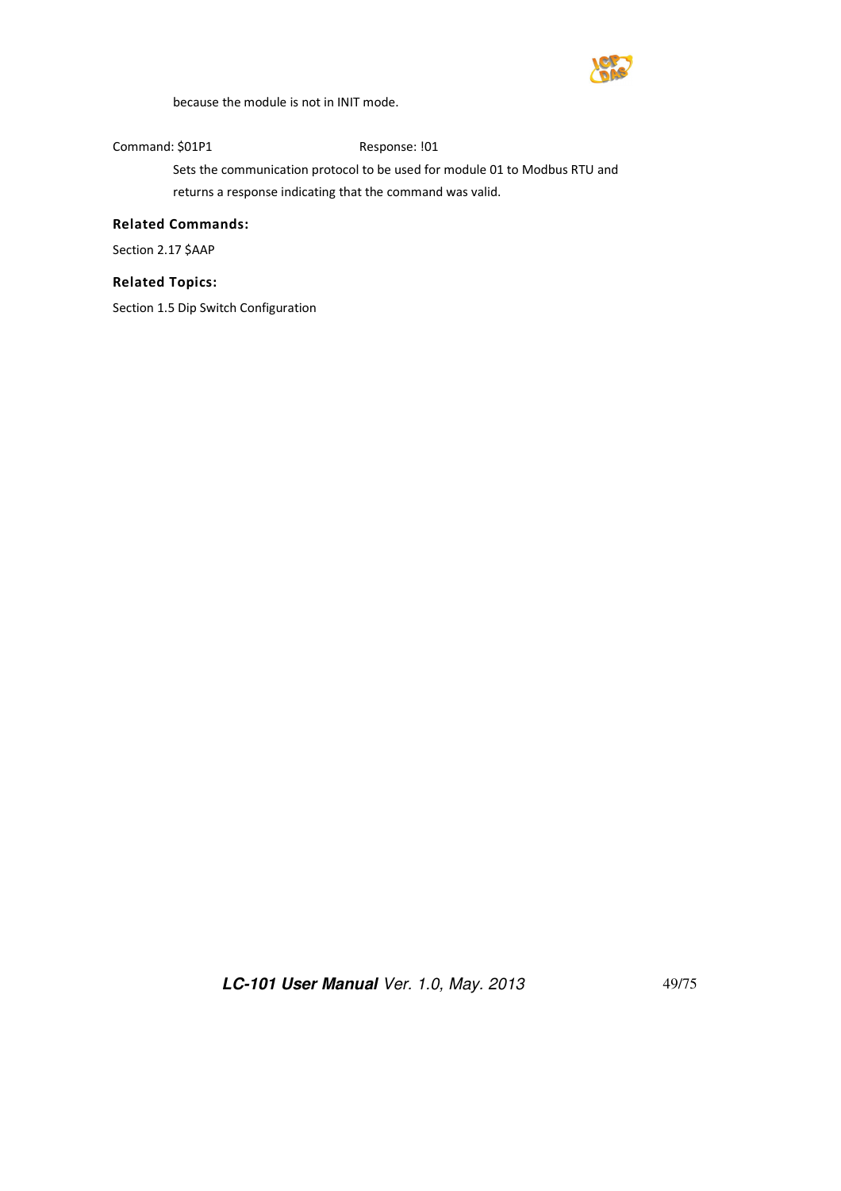because the module is not in INIT mode.

Command: $01P1 Response: !01

Sets the communication protocol to be used for module 01 to Modbus RTU and returns a response indicating that the command was valid.

**Related Commands:**

Section 2.17 $AAP

**Related Topics:**

Section 1.5 Dip Switch Configuration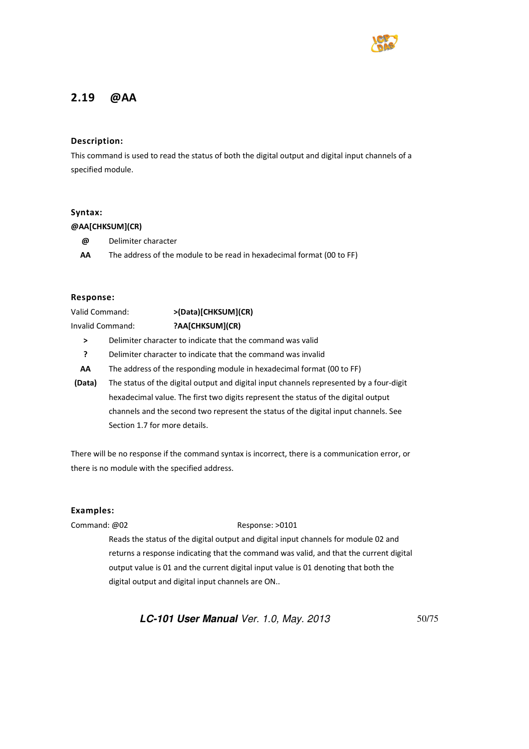## 2.19 @AA

### Description:

This command is used to read the status of both the digital output and digital input channels of a specified module.

### Syntax:

**@AA[CHKSUM](CR)**

| | |
|---|---|
| **@** | Delimiter character |
| **AA** | The address of the module to be read in hexadecimal format (00 to FF) |

### Response:

Valid Command: **>(Data)[CHKSUM](CR)**

Invalid Command: **?AA[CHKSUM](CR)**

| | |
|---|---|
| **>** | Delimiter character to indicate that the command was valid |
| **?** | Delimiter character to indicate that the command was invalid |
| **AA** | The address of the responding module in hexadecimal format (00 to FF) |
| **(Data)** | The status of the digital output and digital input channels represented by a four-digit hexadecimal value. The first two digits represent the status of the digital output channels and the second two represent the status of the digital input channels. See Section 1.7 for more details. |

There will be no response if the command syntax is incorrect, there is a communication error, or there is no module with the specified address.

### Examples:

Command: @02 Response: >0101

Reads the status of the digital output and digital input channels for module 02 and returns a response indicating that the command was valid, and that the current digital output value is 01 and the current digital input value is 01 denoting that both the digital output and digital input channels are ON..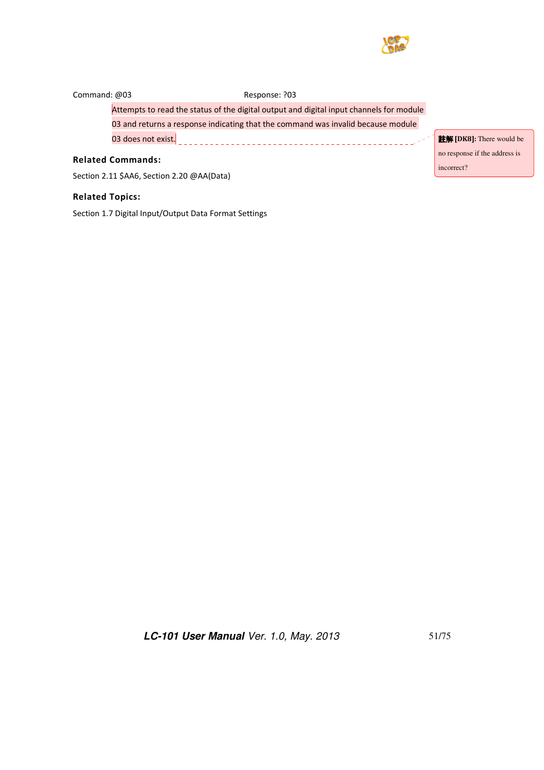Command: @03 Response: ?03

Attempts to read the status of the digital output and digital input channels for module 03 and returns a response indicating that the command was invalid because module 03 does not exist.

註解 [DK8]: There would be no response if the address is incorrect?

### Related Commands:

Section 2.11 $AA6, Section 2.20 @AA(Data)

### Related Topics:

Section 1.7 Digital Input/Output Data Format Settings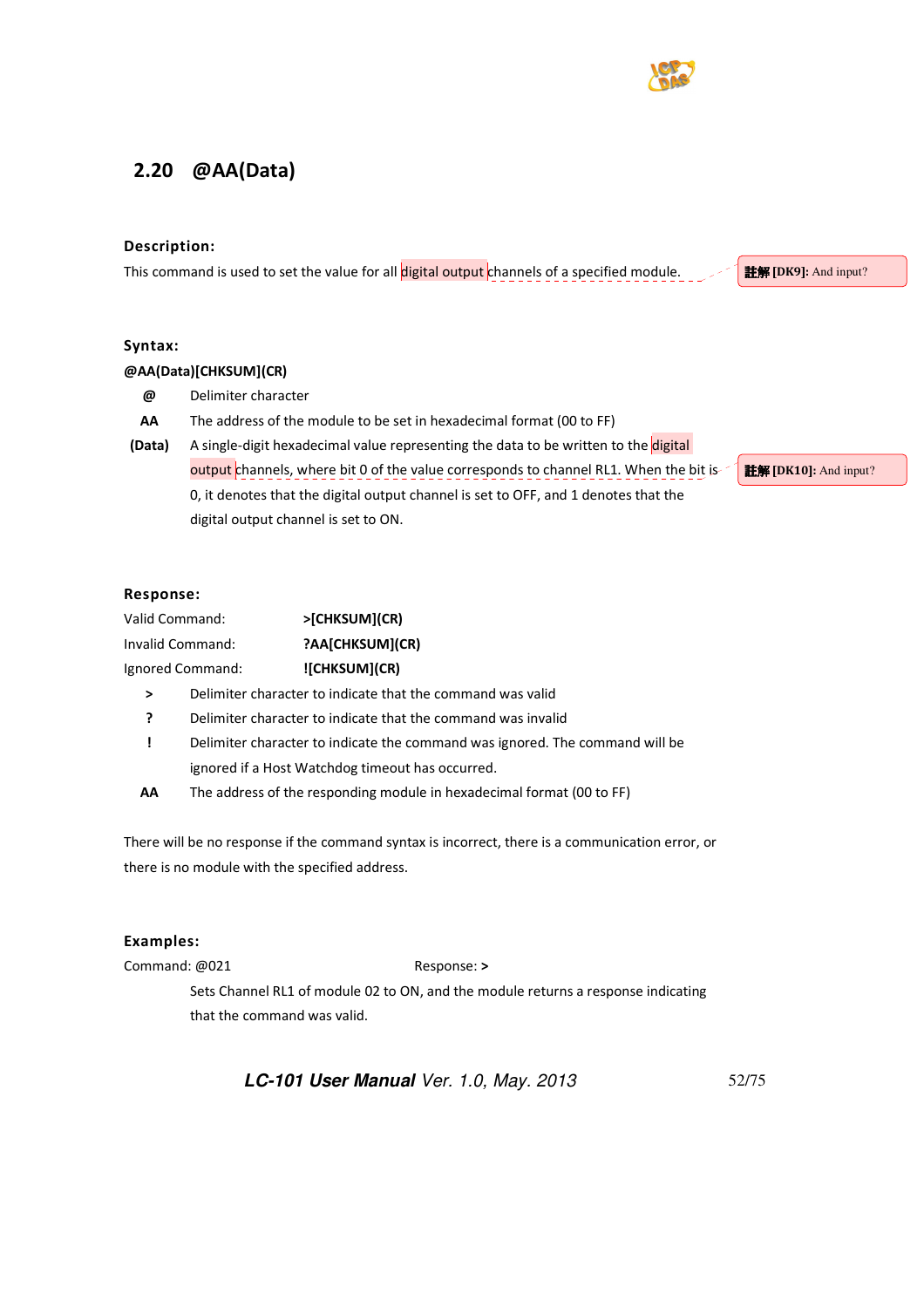## 2.20 @AA(Data)

### Description:

This command is used to set the value for all digital output channels of a specified module.

註解 [DK9]: And input?

### Syntax:

**@AA(Data)[CHKSUM](CR)**

| | |
|---|---|
| **@** | Delimiter character |
| **AA** | The address of the module to be set in hexadecimal format (00 to FF) |
| **(Data)** | A single-digit hexadecimal value representing the data to be written to the digital output channels, where bit 0 of the value corresponds to channel RL1. When the bit is 0, it denotes that the digital output channel is set to OFF, and 1 denotes that the digital output channel is set to ON. |

註解 [DK10]: And input?

### Response:

| | |
|---|---|
| Valid Command: | **>[CHKSUM](CR)** |
| Invalid Command: | **?AA[CHKSUM](CR)** |
| Ignored Command: | **![CHKSUM](CR)** |

| | |
|---|---|
| **>** | Delimiter character to indicate that the command was valid |
| **?** | Delimiter character to indicate that the command was invalid |
| **!** | Delimiter character to indicate the command was ignored. The command will be ignored if a Host Watchdog timeout has occurred. |
| **AA** | The address of the responding module in hexadecimal format (00 to FF) |

There will be no response if the command syntax is incorrect, there is a communication error, or there is no module with the specified address.

### Examples:

Command: @021 Response: **>**

Sets Channel RL1 of module 02 to ON, and the module returns a response indicating that the command was valid.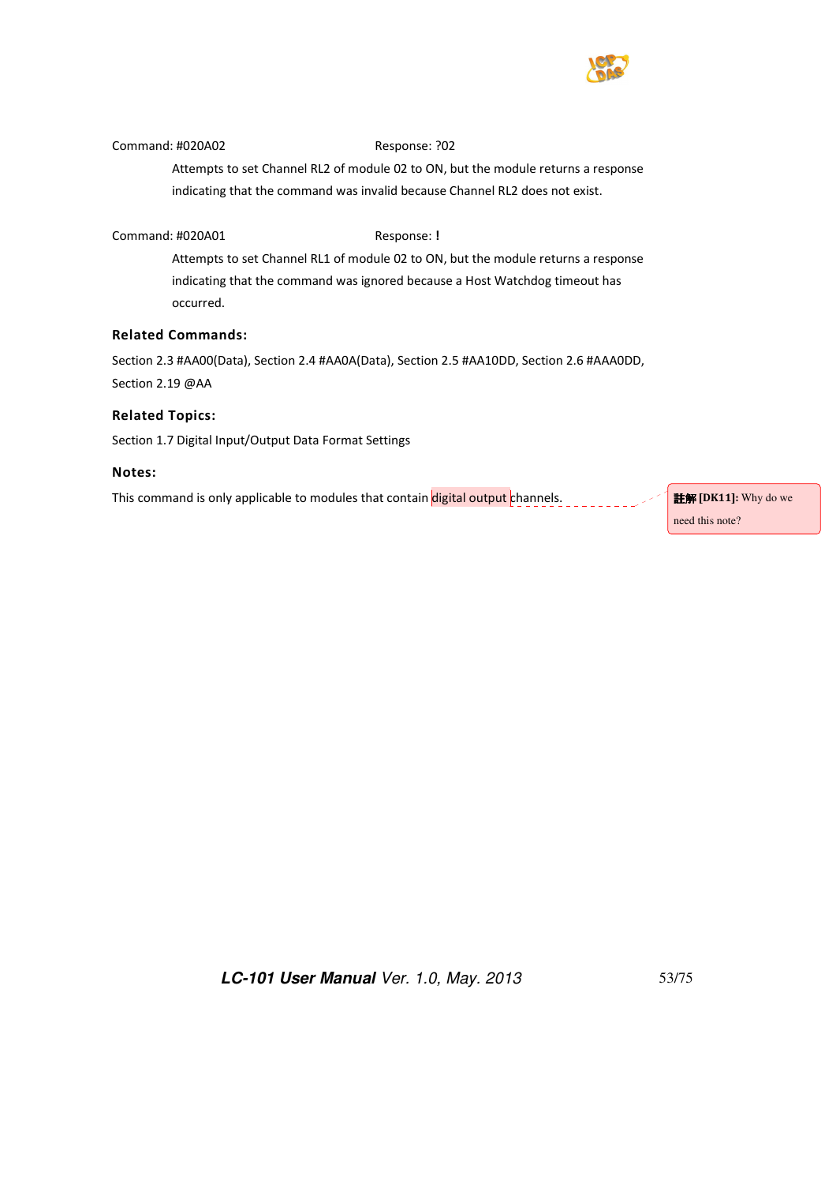Command: #020A02 Response: ?02

Attempts to set Channel RL2 of module 02 to ON, but the module returns a response indicating that the command was invalid because Channel RL2 does not exist.

Command: #020A01 Response: !

Attempts to set Channel RL1 of module 02 to ON, but the module returns a response indicating that the command was ignored because a Host Watchdog timeout has occurred.

### Related Commands:

Section 2.3 #AA00(Data), Section 2.4 #AA0A(Data), Section 2.5 #AA10DD, Section 2.6 #AAA0DD, Section 2.19 @AA

### Related Topics:

Section 1.7 Digital Input/Output Data Format Settings

### Notes:

This command is only applicable to modules that contain digital output channels.

註解 [DK11]: Why do we need this note?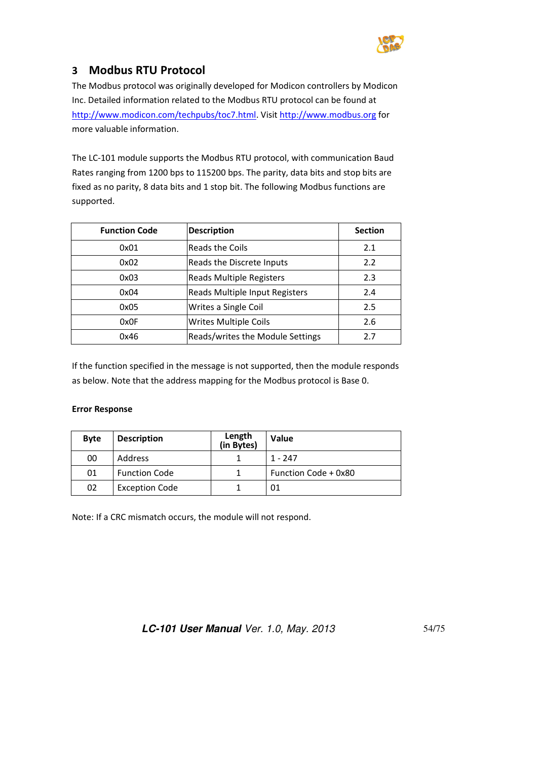# 3 Modbus RTU Protocol

The Modbus protocol was originally developed for Modicon controllers by Modicon Inc. Detailed information related to the Modbus RTU protocol can be found at http://www.modicon.com/techpubs/toc7.html. Visit http://www.modbus.org for more valuable information.

The LC-101 module supports the Modbus RTU protocol, with communication Baud Rates ranging from 1200 bps to 115200 bps. The parity, data bits and stop bits are fixed as no parity, 8 data bits and 1 stop bit. The following Modbus functions are supported.

| Function Code | Description | Section |
|---|---|---|
| 0x01 | Reads the Coils | 2.1 |
| 0x02 | Reads the Discrete Inputs | 2.2 |
| 0x03 | Reads Multiple Registers | 2.3 |
| 0x04 | Reads Multiple Input Registers | 2.4 |
| 0x05 | Writes a Single Coil | 2.5 |
| 0x0F | Writes Multiple Coils | 2.6 |
| 0x46 | Reads/writes the Module Settings | 2.7 |

If the function specified in the message is not supported, then the module responds as below. Note that the address mapping for the Modbus protocol is Base 0.

**Error Response**

| Byte | Description | Length (in Bytes) | Value |
|---|---|---|---|
| 00 | Address | 1 | 1 - 247 |
| 01 | Function Code | 1 | Function Code + 0x80 |
| 02 | Exception Code | 1 | 01 |

Note: If a CRC mismatch occurs, the module will not respond.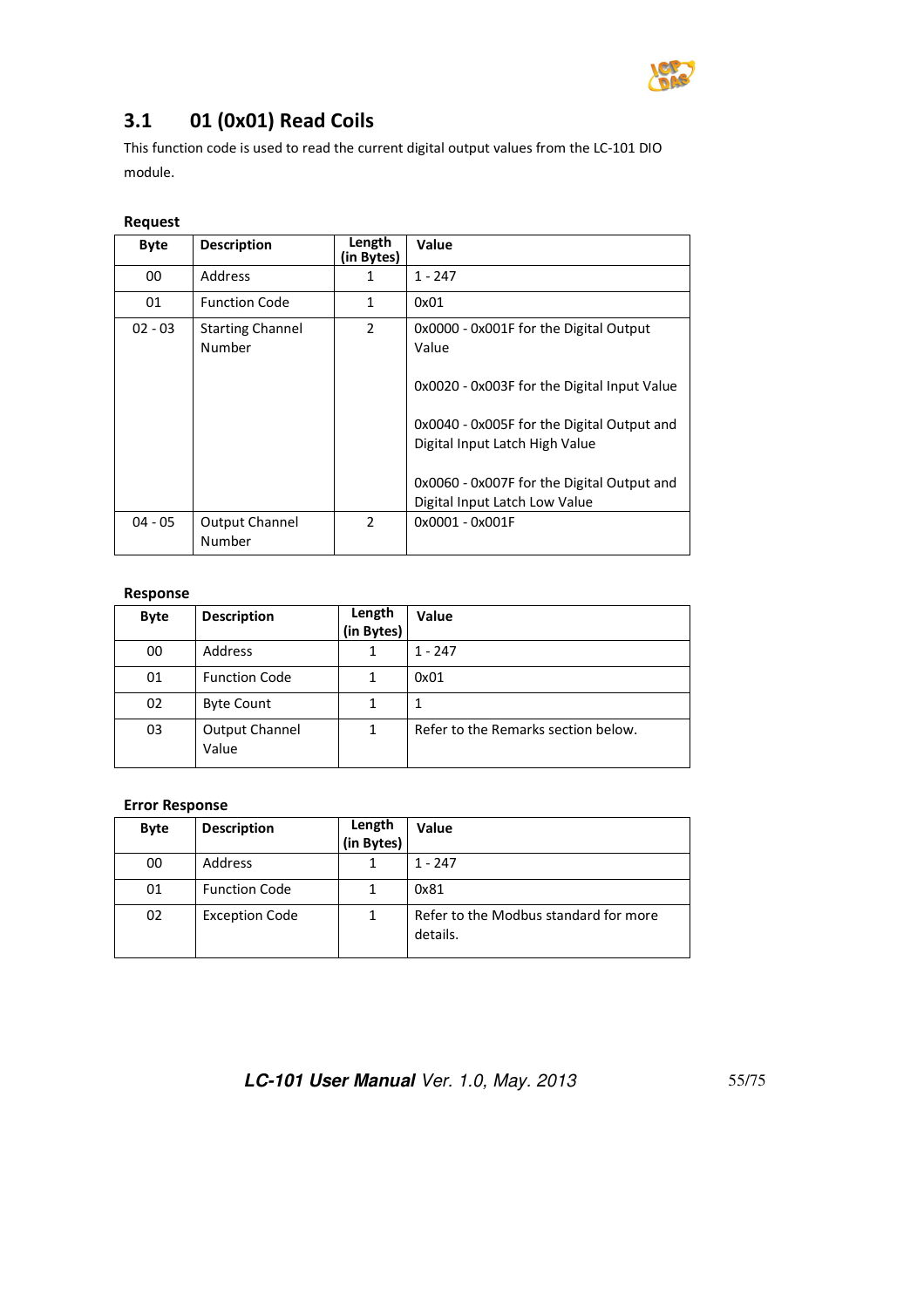## 3.1 01 (0x01) Read Coils

This function code is used to read the current digital output values from the LC-101 DIO module.

**Request**

| Byte | Description | Length (in Bytes) | Value |
|---|---|---|---|
| 00 | Address | 1 | 1 - 247 |
| 01 | Function Code | 1 | 0x01 |
| 02 - 03 | Starting Channel Number | 2 | 0x0000 - 0x001F for the Digital Output Value<br><br>0x0020 - 0x003F for the Digital Input Value<br><br>0x0040 - 0x005F for the Digital Output and Digital Input Latch High Value<br><br>0x0060 - 0x007F for the Digital Output and Digital Input Latch Low Value |
| 04 - 05 | Output Channel Number | 2 | 0x0001 - 0x001F |

**Response**

| Byte | Description | Length (in Bytes) | Value |
|---|---|---|---|
| 00 | Address | 1 | 1 - 247 |
| 01 | Function Code | 1 | 0x01 |
| 02 | Byte Count | 1 | 1 |
| 03 | Output Channel Value | 1 | Refer to the Remarks section below. |

**Error Response**

| Byte | Description | Length (in Bytes) | Value |
|---|---|---|---|
| 00 | Address | 1 | 1 - 247 |
| 01 | Function Code | 1 | 0x81 |
| 02 | Exception Code | 1 | Refer to the Modbus standard for more details. |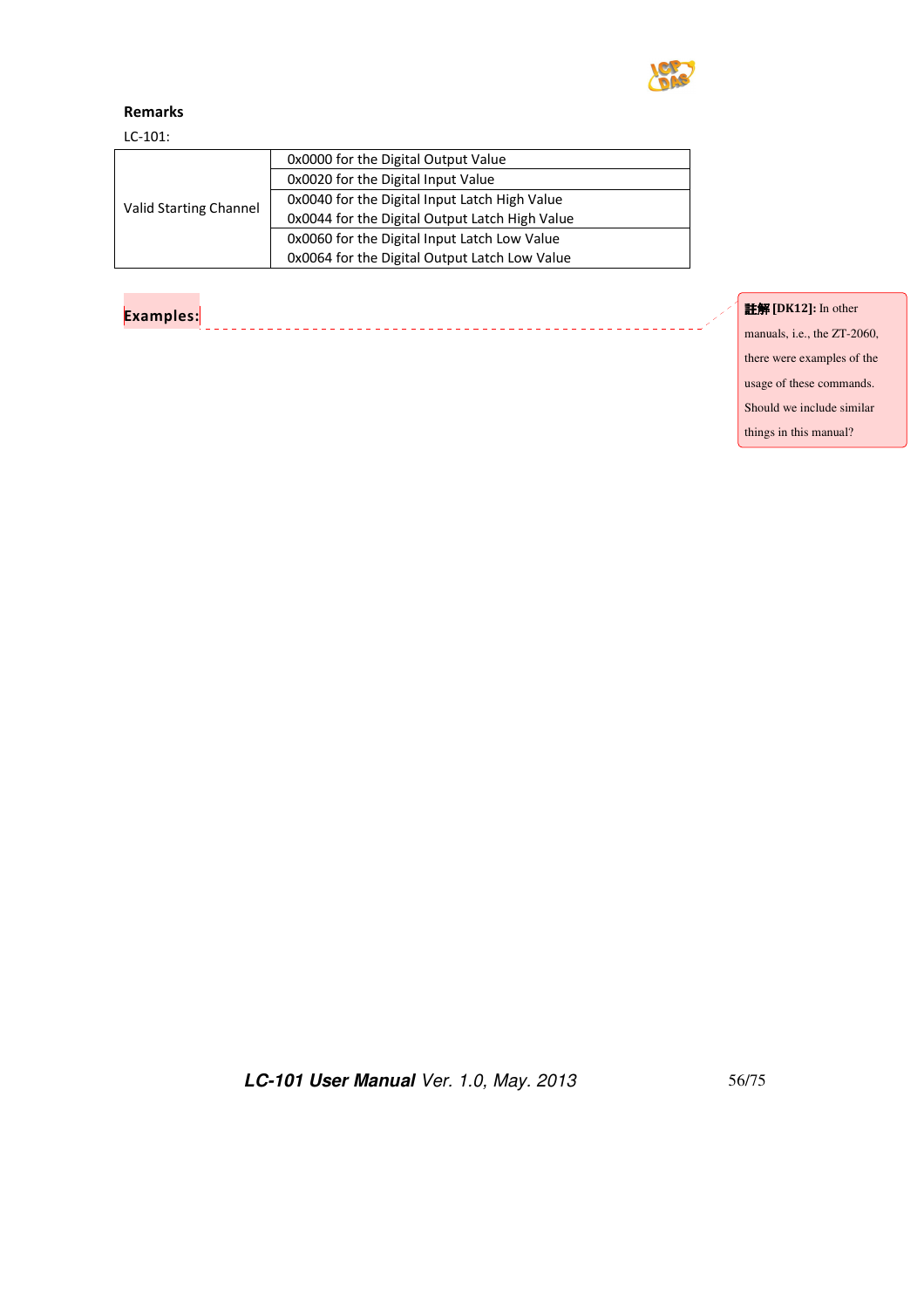**Remarks**

LC-101:

| Valid Starting Channel | 0x0000 for the Digital Output Value |
|---|---|
| | 0x0020 for the Digital Input Value |
| | 0x0040 for the Digital Input Latch High Value<br>0x0044 for the Digital Output Latch High Value |
| | 0x0060 for the Digital Input Latch Low Value<br>0x0064 for the Digital Output Latch Low Value |

**Examples:**

> 註解 [DK12]: In other manuals, i.e., the ZT-2060, there were examples of the usage of these commands. Should we include similar things in this manual?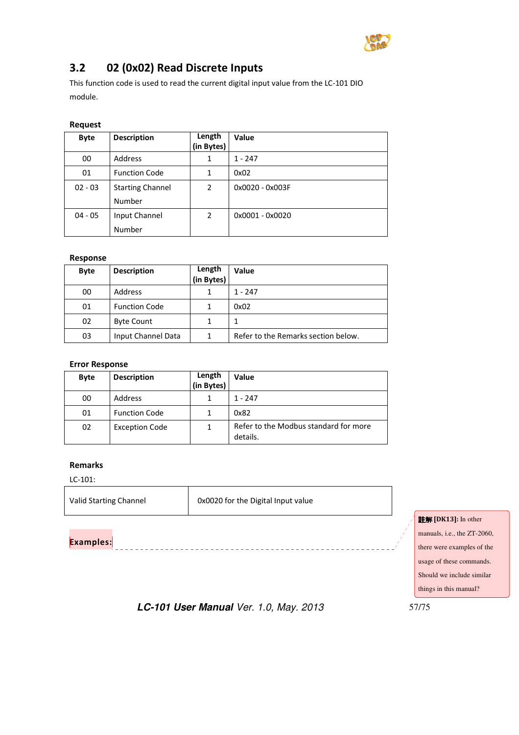## 3.2 02 (0x02) Read Discrete Inputs

This function code is used to read the current digital input value from the LC-101 DIO module.

**Request**

| Byte | Description | Length (in Bytes) | Value |
|---|---|---|---|
| 00 | Address | 1 | 1 - 247 |
| 01 | Function Code | 1 | 0x02 |
| 02 - 03 | Starting Channel Number | 2 | 0x0020 - 0x003F |
| 04 - 05 | Input Channel Number | 2 | 0x0001 - 0x0020 |

**Response**

| Byte | Description | Length (in Bytes) | Value |
|---|---|---|---|
| 00 | Address | 1 | 1 - 247 |
| 01 | Function Code | 1 | 0x02 |
| 02 | Byte Count | 1 | 1 |
| 03 | Input Channel Data | 1 | Refer to the Remarks section below. |

**Error Response**

| Byte | Description | Length (in Bytes) | Value |
|---|---|---|---|
| 00 | Address | 1 | 1 - 247 |
| 01 | Function Code | 1 | 0x82 |
| 02 | Exception Code | 1 | Refer to the Modbus standard for more details. |

**Remarks**

LC-101:

| Valid Starting Channel | 0x0020 for the Digital Input value |
|---|---|

**Examples:**

註解 [DK13]: In other manuals, i.e., the ZT-2060, there were examples of the usage of these commands. Should we include similar things in this manual?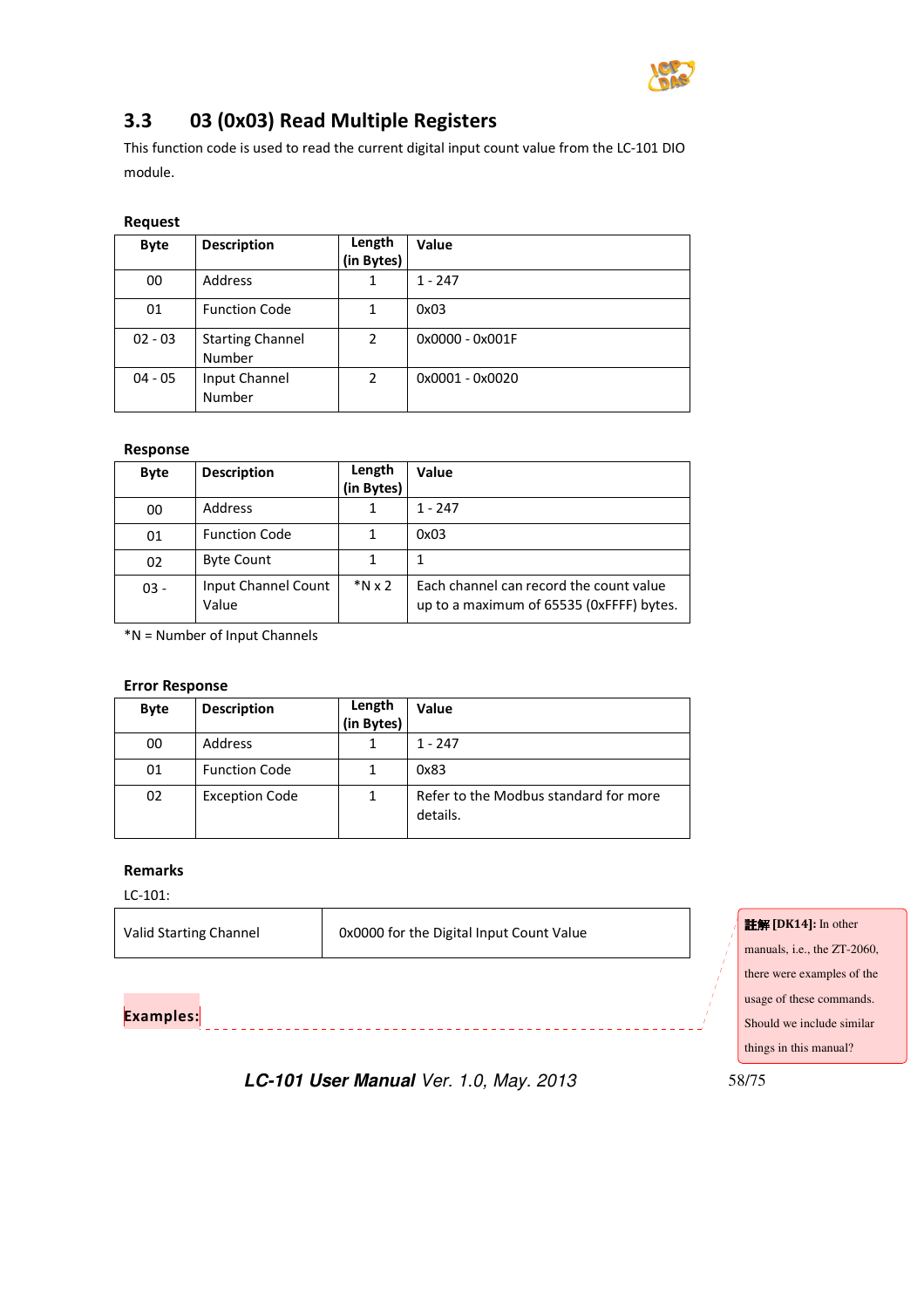## 3.3 03 (0x03) Read Multiple Registers

This function code is used to read the current digital input count value from the LC-101 DIO module.

**Request**

| Byte | Description | Length (in Bytes) | Value |
|---|---|---|---|
| 00 | Address | 1 | 1 - 247 |
| 01 | Function Code | 1 | 0x03 |
| 02 - 03 | Starting Channel Number | 2 | 0x0000 - 0x001F |
| 04 - 05 | Input Channel Number | 2 | 0x0001 - 0x0020 |

**Response**

| Byte | Description | Length (in Bytes) | Value |
|---|---|---|---|
| 00 | Address | 1 | 1 - 247 |
| 01 | Function Code | 1 | 0x03 |
| 02 | Byte Count | 1 | 1 |
| 03 - | Input Channel Count Value | *N x 2 | Each channel can record the count value up to a maximum of 65535 (0xFFFF) bytes. |

*N = Number of Input Channels

**Error Response**

| Byte | Description | Length (in Bytes) | Value |
|---|---|---|---|
| 00 | Address | 1 | 1 - 247 |
| 01 | Function Code | 1 | 0x83 |
| 02 | Exception Code | 1 | Refer to the Modbus standard for more details. |

**Remarks**

LC-101:

| Valid Starting Channel | 0x0000 for the Digital Input Count Value |
|---|---|

**Examples:**

註解 [DK14]: In other manuals, i.e., the ZT-2060, there were examples of the usage of these commands. Should we include similar things in this manual?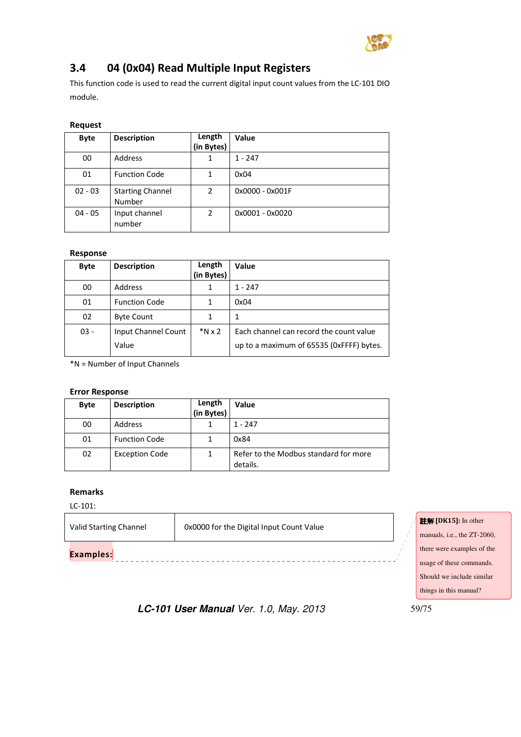## 3.4 04 (0x04) Read Multiple Input Registers

This function code is used to read the current digital input count values from the LC-101 DIO module.

**Request**

| Byte | Description | Length (in Bytes) | Value |
|---|---|---|---|
| 00 | Address | 1 | 1 - 247 |
| 01 | Function Code | 1 | 0x04 |
| 02 - 03 | Starting Channel Number | 2 | 0x0000 - 0x001F |
| 04 - 05 | Input channel number | 2 | 0x0001 - 0x0020 |

**Response**

| Byte | Description | Length (in Bytes) | Value |
|---|---|---|---|
| 00 | Address | 1 | 1 - 247 |
| 01 | Function Code | 1 | 0x04 |
| 02 | Byte Count | 1 | 1 |
| 03 - | Input Channel Count Value | *N x 2 | Each channel can record the count value up to a maximum of 65535 (0xFFFF) bytes. |

*N = Number of Input Channels

**Error Response**

| Byte | Description | Length (in Bytes) | Value |
|---|---|---|---|
| 00 | Address | 1 | 1 - 247 |
| 01 | Function Code | 1 | 0x84 |
| 02 | Exception Code | 1 | Refer to the Modbus standard for more details. |

**Remarks**

LC-101:

| Valid Starting Channel | 0x0000 for the Digital Input Count Value |
|---|---|

**Examples:**

註解 [DK15]: In other manuals, i.e., the ZT-2060, there were examples of the usage of these commands. Should we include similar things in this manual?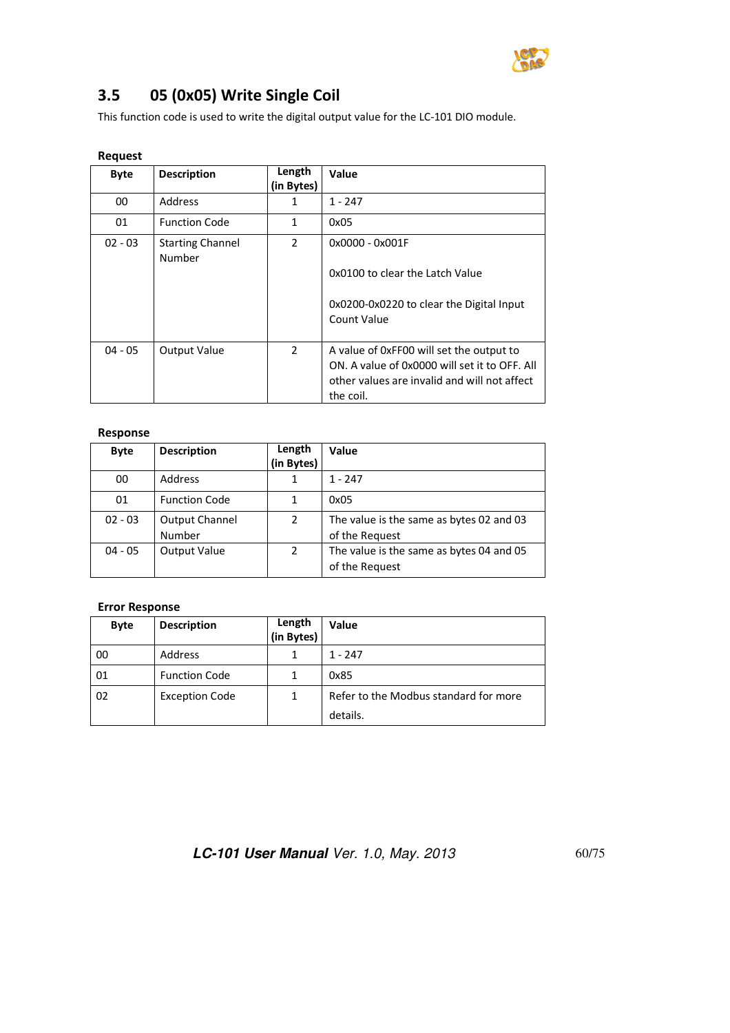## 3.5 05 (0x05) Write Single Coil

This function code is used to write the digital output value for the LC-101 DIO module.

**Request**

| Byte | Description | Length (in Bytes) | Value |
|---|---|---|---|
| 00 | Address | 1 | 1 - 247 |
| 01 | Function Code | 1 | 0x05 |
| 02 - 03 | Starting Channel Number | 2 | 0x0000 - 0x001F<br><br>0x0100 to clear the Latch Value<br><br>0x0200-0x0220 to clear the Digital Input Count Value |
| 04 - 05 | Output Value | 2 | A value of 0xFF00 will set the output to ON. A value of 0x0000 will set it to OFF. All other values are invalid and will not affect the coil. |

**Response**

| Byte | Description | Length (in Bytes) | Value |
|---|---|---|---|
| 00 | Address | 1 | 1 - 247 |
| 01 | Function Code | 1 | 0x05 |
| 02 - 03 | Output Channel Number | 2 | The value is the same as bytes 02 and 03 of the Request |
| 04 - 05 | Output Value | 2 | The value is the same as bytes 04 and 05 of the Request |

**Error Response**

| Byte | Description | Length (in Bytes) | Value |
|---|---|---|---|
| 00 | Address | 1 | 1 - 247 |
| 01 | Function Code | 1 | 0x85 |
| 02 | Exception Code | 1 | Refer to the Modbus standard for more details. |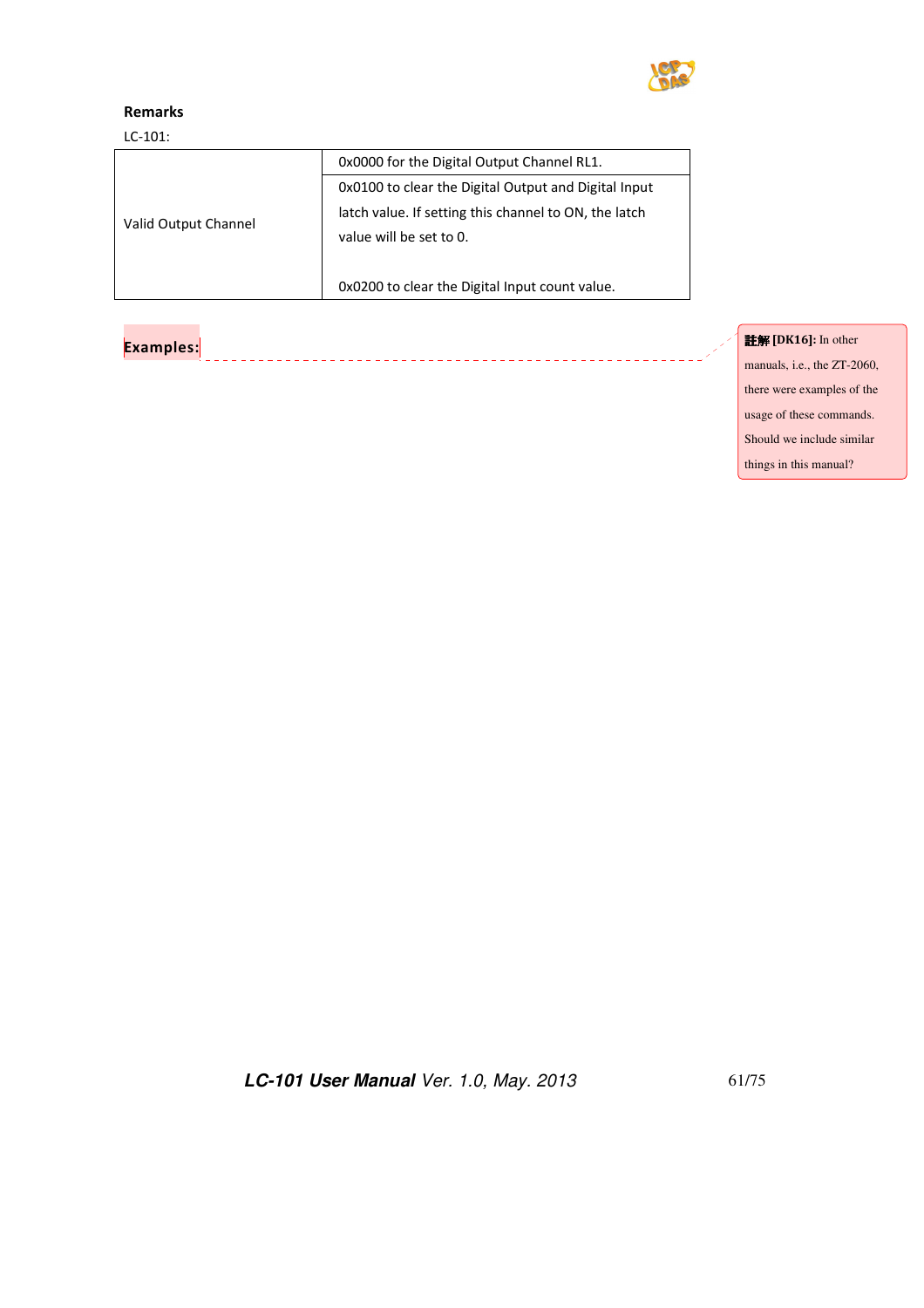**Remarks**

LC-101:

| Valid Output Channel | 0x0000 for the Digital Output Channel RL1. |
|---|---|
| | 0x0100 to clear the Digital Output and Digital Input latch value. If setting this channel to ON, the latch value will be set to 0.<br><br>0x0200 to clear the Digital Input count value. |

**Examples:**

註解 [DK16]: In other manuals, i.e., the ZT-2060, there were examples of the usage of these commands. Should we include similar things in this manual?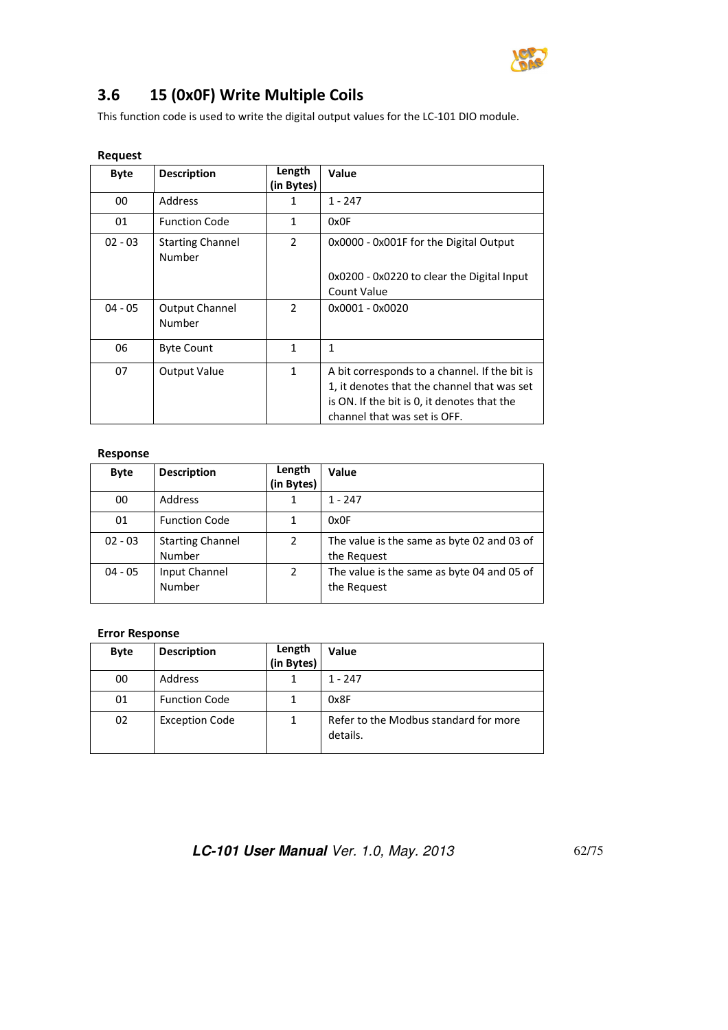## 3.6 15 (0x0F) Write Multiple Coils

This function code is used to write the digital output values for the LC-101 DIO module.

**Request**

| Byte | Description | Length (in Bytes) | Value |
|---|---|---|---|
| 00 | Address | 1 | 1 - 247 |
| 01 | Function Code | 1 | 0x0F |
| 02 - 03 | Starting Channel Number | 2 | 0x0000 - 0x001F for the Digital Output<br><br>0x0200 - 0x0220 to clear the Digital Input Count Value |
| 04 - 05 | Output Channel Number | 2 | 0x0001 - 0x0020 |
| 06 | Byte Count | 1 | 1 |
| 07 | Output Value | 1 | A bit corresponds to a channel. If the bit is 1, it denotes that the channel that was set is ON. If the bit is 0, it denotes that the channel that was set is OFF. |

**Response**

| Byte | Description | Length (in Bytes) | Value |
|---|---|---|---|
| 00 | Address | 1 | 1 - 247 |
| 01 | Function Code | 1 | 0x0F |
| 02 - 03 | Starting Channel Number | 2 | The value is the same as byte 02 and 03 of the Request |
| 04 - 05 | Input Channel Number | 2 | The value is the same as byte 04 and 05 of the Request |

**Error Response**

| Byte | Description | Length (in Bytes) | Value |
|---|---|---|---|
| 00 | Address | 1 | 1 - 247 |
| 01 | Function Code | 1 | 0x8F |
| 02 | Exception Code | 1 | Refer to the Modbus standard for more details. |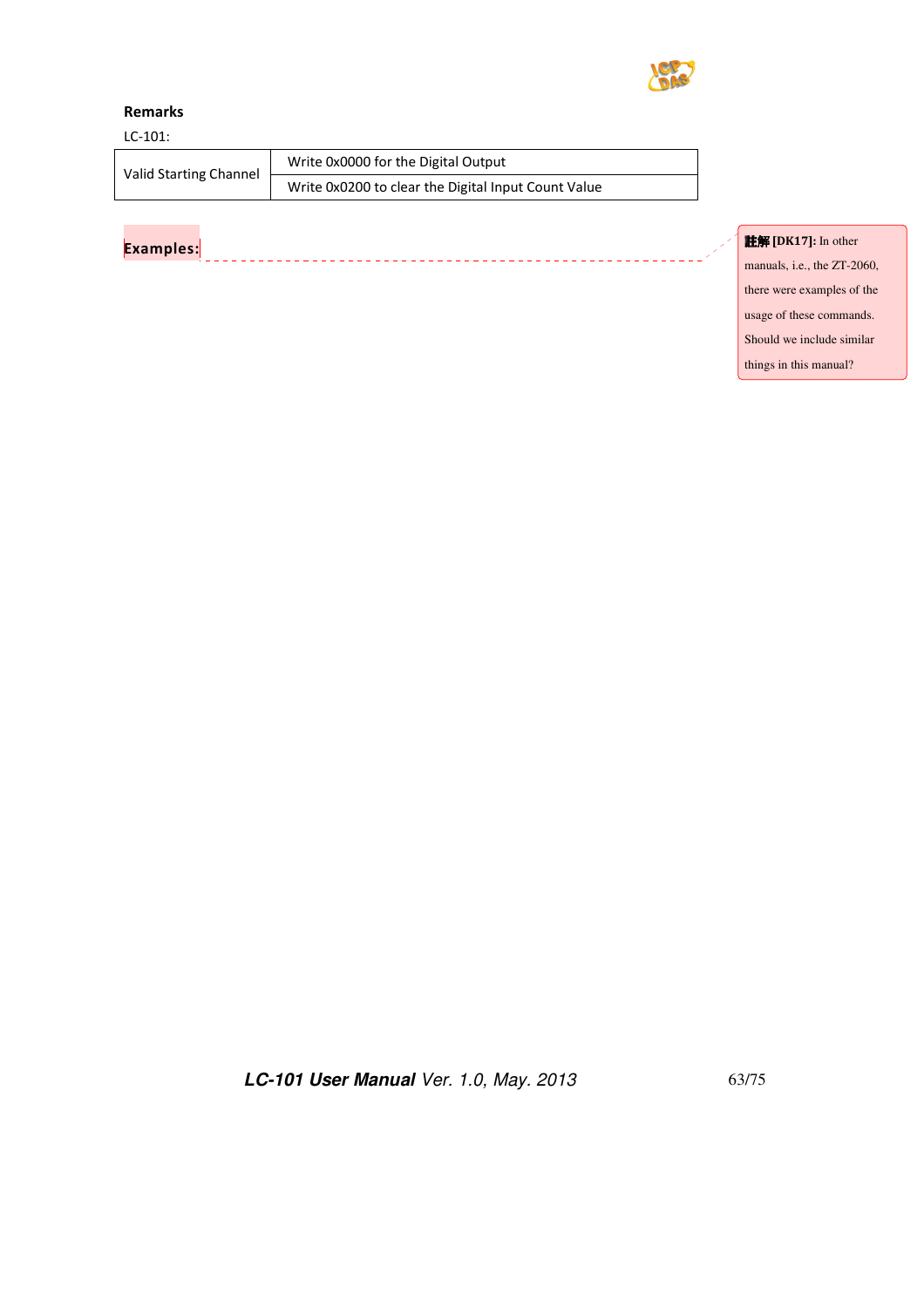**Remarks**

LC-101:

| Valid Starting Channel | Write 0x0000 for the Digital Output |
|---|---|
| | Write 0x0200 to clear the Digital Input Count Value |

**Examples:**

註解 [DK17]: In other manuals, i.e., the ZT-2060, there were examples of the usage of these commands. Should we include similar things in this manual?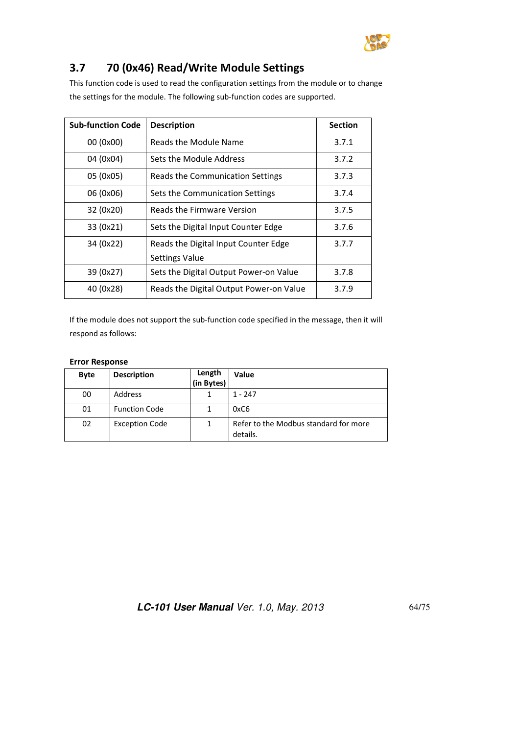## 3.7 70 (0x46) Read/Write Module Settings

This function code is used to read the configuration settings from the module or to change the settings for the module. The following sub-function codes are supported.

| Sub-function Code | Description | Section |
|---|---|---|
| 00 (0x00) | Reads the Module Name | 3.7.1 |
| 04 (0x04) | Sets the Module Address | 3.7.2 |
| 05 (0x05) | Reads the Communication Settings | 3.7.3 |
| 06 (0x06) | Sets the Communication Settings | 3.7.4 |
| 32 (0x20) | Reads the Firmware Version | 3.7.5 |
| 33 (0x21) | Sets the Digital Input Counter Edge | 3.7.6 |
| 34 (0x22) | Reads the Digital Input Counter Edge Settings Value | 3.7.7 |
| 39 (0x27) | Sets the Digital Output Power-on Value | 3.7.8 |
| 40 (0x28) | Reads the Digital Output Power-on Value | 3.7.9 |

If the module does not support the sub-function code specified in the message, then it will respond as follows:

**Error Response**

| Byte | Description | Length (in Bytes) | Value |
|---|---|---|---|
| 00 | Address | 1 | 1 - 247 |
| 01 | Function Code | 1 | 0xC6 |
| 02 | Exception Code | 1 | Refer to the Modbus standard for more details. |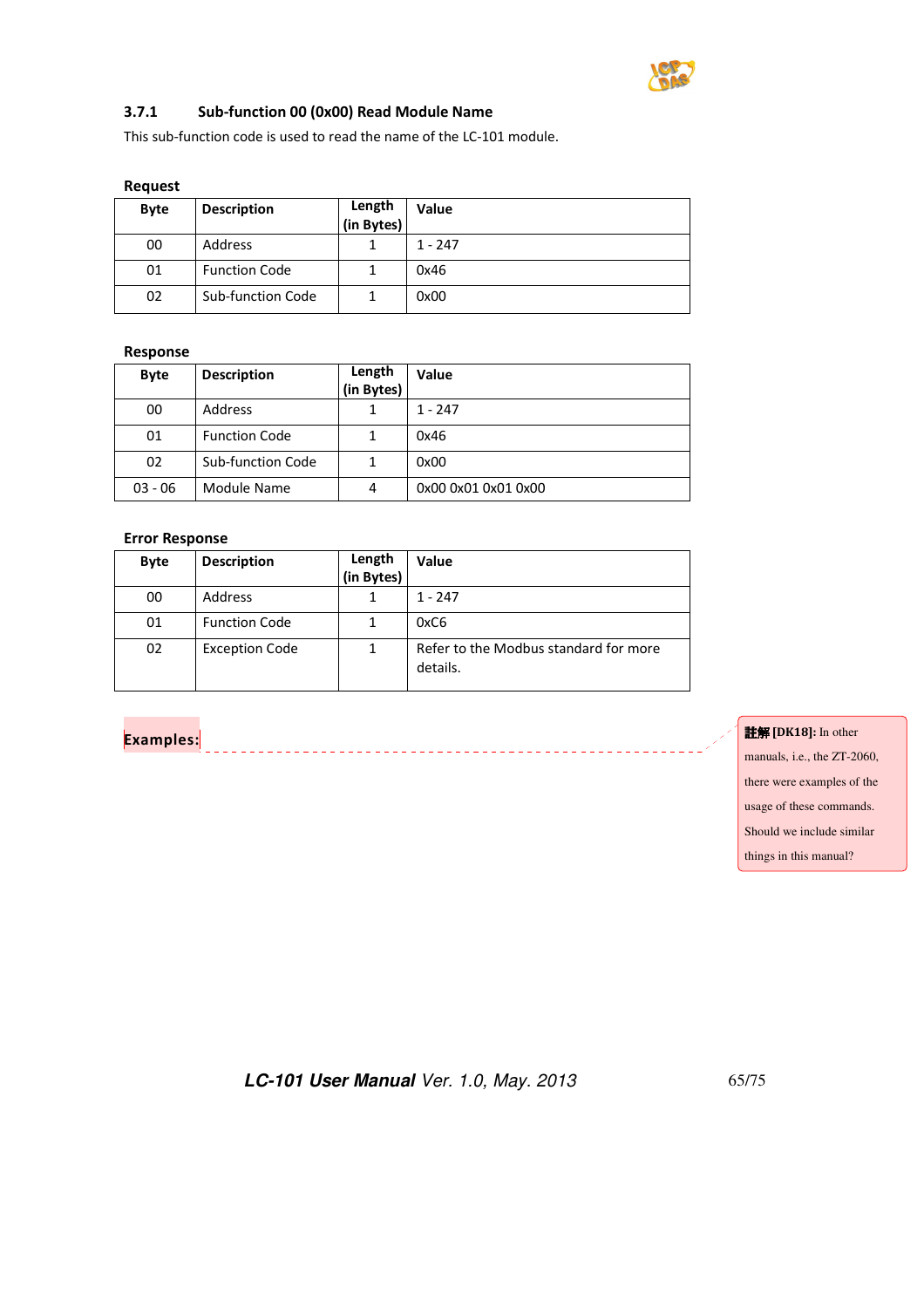### 3.7.1 Sub-function 00 (0x00) Read Module Name

This sub-function code is used to read the name of the LC-101 module.

**Request**

| Byte | Description | Length (in Bytes) | Value |
|---|---|---|---|
| 00 | Address | 1 | 1 - 247 |
| 01 | Function Code | 1 | 0x46 |
| 02 | Sub-function Code | 1 | 0x00 |

**Response**

| Byte | Description | Length (in Bytes) | Value |
|---|---|---|---|
| 00 | Address | 1 | 1 - 247 |
| 01 | Function Code | 1 | 0x46 |
| 02 | Sub-function Code | 1 | 0x00 |
| 03 - 06 | Module Name | 4 | 0x00 0x01 0x01 0x00 |

**Error Response**

| Byte | Description | Length (in Bytes) | Value |
|---|---|---|---|
| 00 | Address | 1 | 1 - 247 |
| 01 | Function Code | 1 | 0xC6 |
| 02 | Exception Code | 1 | Refer to the Modbus standard for more details. |

**Examples:**

註解 [DK18]: In other manuals, i.e., the ZT-2060, there were examples of the usage of these commands. Should we include similar things in this manual?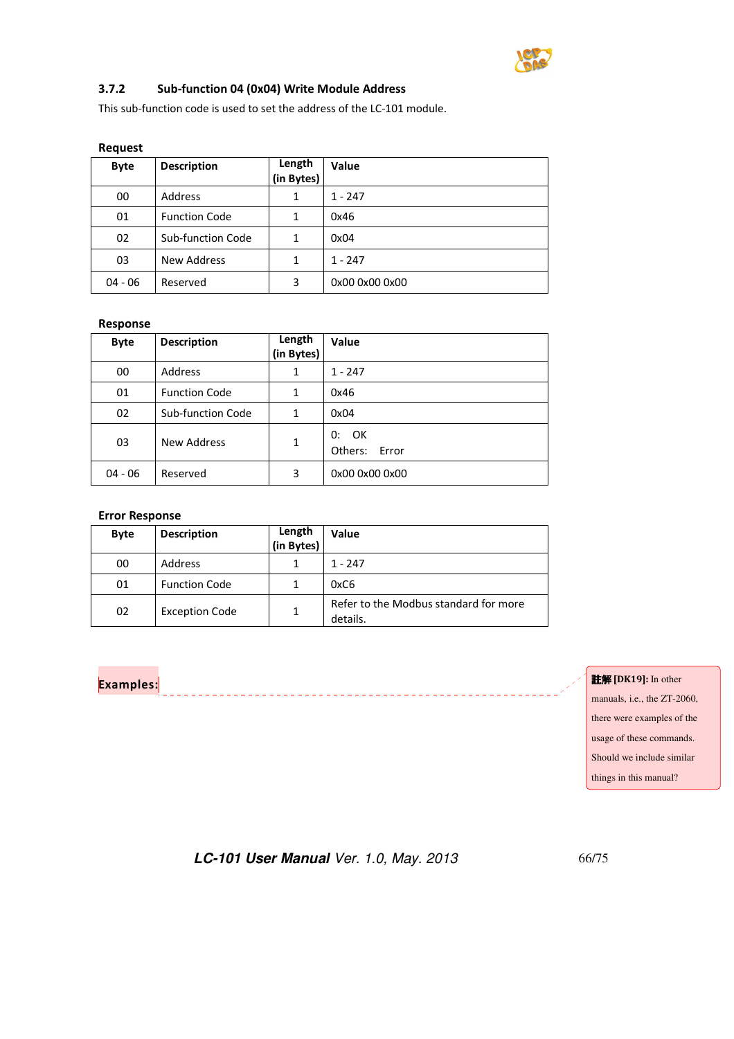### 3.7.2 Sub-function 04 (0x04) Write Module Address

This sub-function code is used to set the address of the LC-101 module.

**Request**

| Byte | Description | Length (in Bytes) | Value |
|---|---|---|---|
| 00 | Address | 1 | 1 - 247 |
| 01 | Function Code | 1 | 0x46 |
| 02 | Sub-function Code | 1 | 0x04 |
| 03 | New Address | 1 | 1 - 247 |
| 04 - 06 | Reserved | 3 | 0x00 0x00 0x00 |

**Response**

| Byte | Description | Length (in Bytes) | Value |
|---|---|---|---|
| 00 | Address | 1 | 1 - 247 |
| 01 | Function Code | 1 | 0x46 |
| 02 | Sub-function Code | 1 | 0x04 |
| 03 | New Address | 1 | 0: OK<br>Others: Error |
| 04 - 06 | Reserved | 3 | 0x00 0x00 0x00 |

**Error Response**

| Byte | Description | Length (in Bytes) | Value |
|---|---|---|---|
| 00 | Address | 1 | 1 - 247 |
| 01 | Function Code | 1 | 0xC6 |
| 02 | Exception Code | 1 | Refer to the Modbus standard for more details. |

**Examples:**

註解 [DK19]: In other manuals, i.e., the ZT-2060, there were examples of the usage of these commands. Should we include similar things in this manual?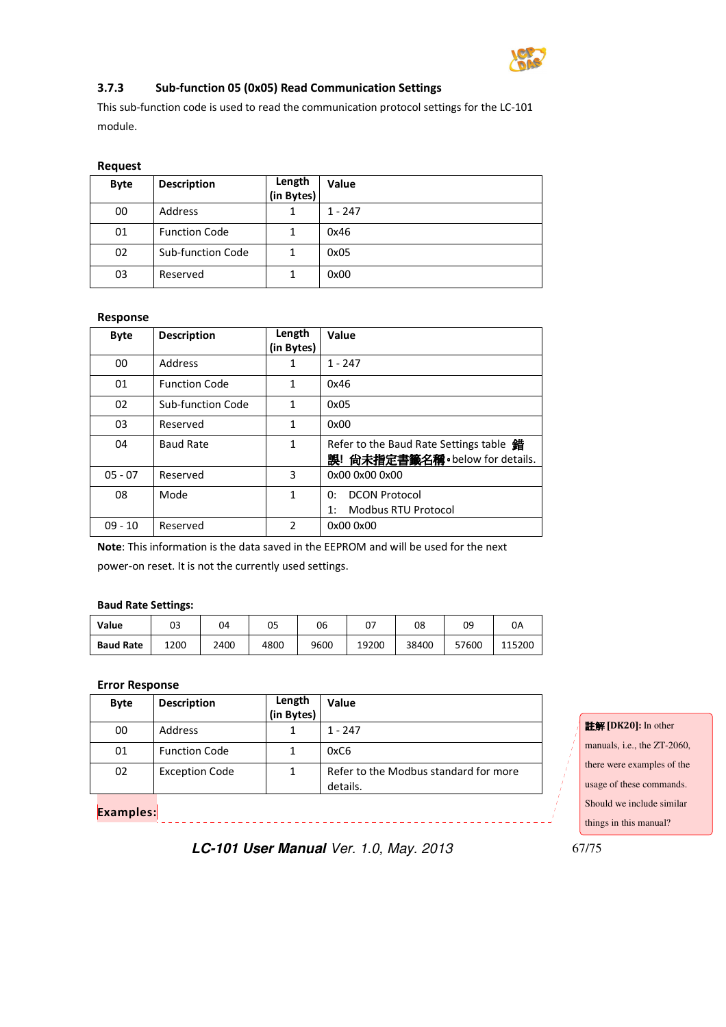### 3.7.3 Sub-function 05 (0x05) Read Communication Settings

This sub-function code is used to read the communication protocol settings for the LC-101 module.

**Request**

| Byte | Description | Length (in Bytes) | Value |
|---|---|---|---|
| 00 | Address | 1 | 1 - 247 |
| 01 | Function Code | 1 | 0x46 |
| 02 | Sub-function Code | 1 | 0x05 |
| 03 | Reserved | 1 | 0x00 |

**Response**

| Byte | Description | Length (in Bytes) | Value |
|---|---|---|---|
| 00 | Address | 1 | 1 - 247 |
| 01 | Function Code | 1 | 0x46 |
| 02 | Sub-function Code | 1 | 0x05 |
| 03 | Reserved | 1 | 0x00 |
| 04 | Baud Rate | 1 | Refer to the Baud Rate Settings table 錯誤! 尚未指定書籤名稱。below for details. |
| 05 - 07 | Reserved | 3 | 0x00 0x00 0x00 |
| 08 | Mode | 1 | 0: DCON Protocol<br>1: Modbus RTU Protocol |
| 09 - 10 | Reserved | 2 | 0x00 0x00 |

**Note**: This information is the data saved in the EEPROM and will be used for the next power-on reset. It is not the currently used settings.

**Baud Rate Settings:**

| Value | 03 | 04 | 05 | 06 | 07 | 08 | 09 | 0A |
|---|---|---|---|---|---|---|---|---|
| Baud Rate | 1200 | 2400 | 4800 | 9600 | 19200 | 38400 | 57600 | 115200 |

**Error Response**

| Byte | Description | Length (in Bytes) | Value |
|---|---|---|---|
| 00 | Address | 1 | 1 - 247 |
| 01 | Function Code | 1 | 0xC6 |
| 02 | Exception Code | 1 | Refer to the Modbus standard for more details. |

**Examples:**

註解 [DK20]: In other manuals, i.e., the ZT-2060, there were examples of the usage of these commands. Should we include similar things in this manual?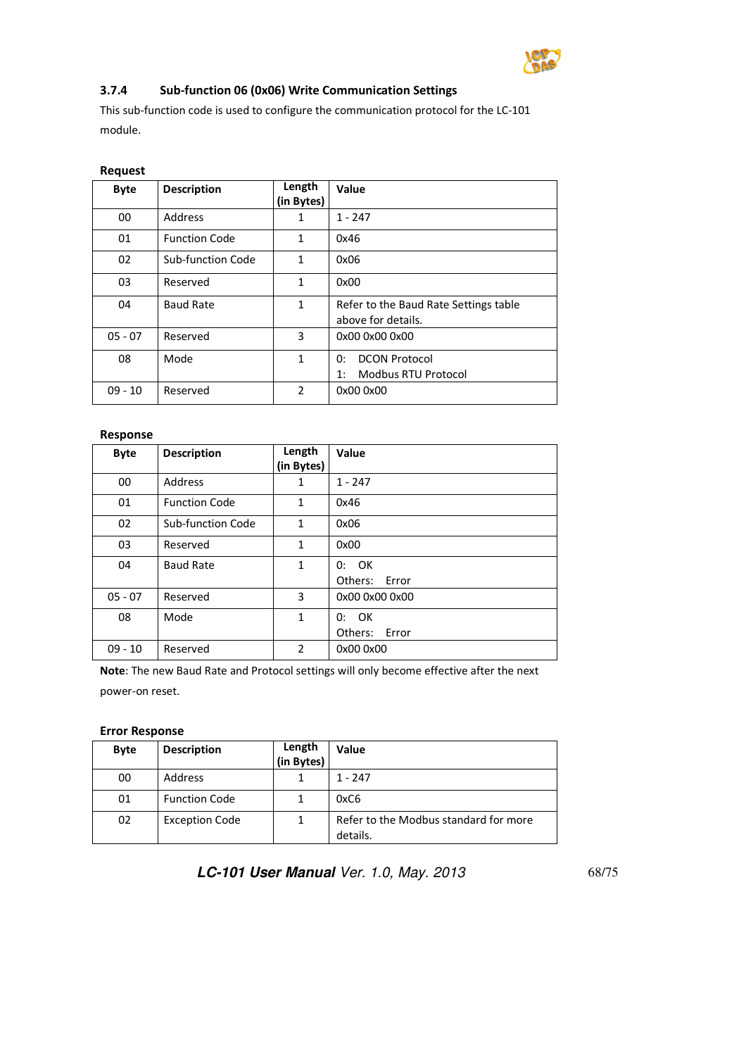### 3.7.4 Sub-function 06 (0x06) Write Communication Settings

This sub-function code is used to configure the communication protocol for the LC-101 module.

**Request**

| Byte | Description | Length (in Bytes) | Value |
|---|---|---|---|
| 00 | Address | 1 | 1 - 247 |
| 01 | Function Code | 1 | 0x46 |
| 02 | Sub-function Code | 1 | 0x06 |
| 03 | Reserved | 1 | 0x00 |
| 04 | Baud Rate | 1 | Refer to the Baud Rate Settings table above for details. |
| 05 - 07 | Reserved | 3 | 0x00 0x00 0x00 |
| 08 | Mode | 1 | 0: DCON Protocol<br>1: Modbus RTU Protocol |
| 09 - 10 | Reserved | 2 | 0x00 0x00 |

**Response**

| Byte | Description | Length (in Bytes) | Value |
|---|---|---|---|
| 00 | Address | 1 | 1 - 247 |
| 01 | Function Code | 1 | 0x46 |
| 02 | Sub-function Code | 1 | 0x06 |
| 03 | Reserved | 1 | 0x00 |
| 04 | Baud Rate | 1 | 0: OK<br>Others: Error |
| 05 - 07 | Reserved | 3 | 0x00 0x00 0x00 |
| 08 | Mode | 1 | 0: OK<br>Others: Error |
| 09 - 10 | Reserved | 2 | 0x00 0x00 |

**Note**: The new Baud Rate and Protocol settings will only become effective after the next power-on reset.

**Error Response**

| Byte | Description | Length (in Bytes) | Value |
|---|---|---|---|
| 00 | Address | 1 | 1 - 247 |
| 01 | Function Code | 1 | 0xC6 |
| 02 | Exception Code | 1 | Refer to the Modbus standard for more details. |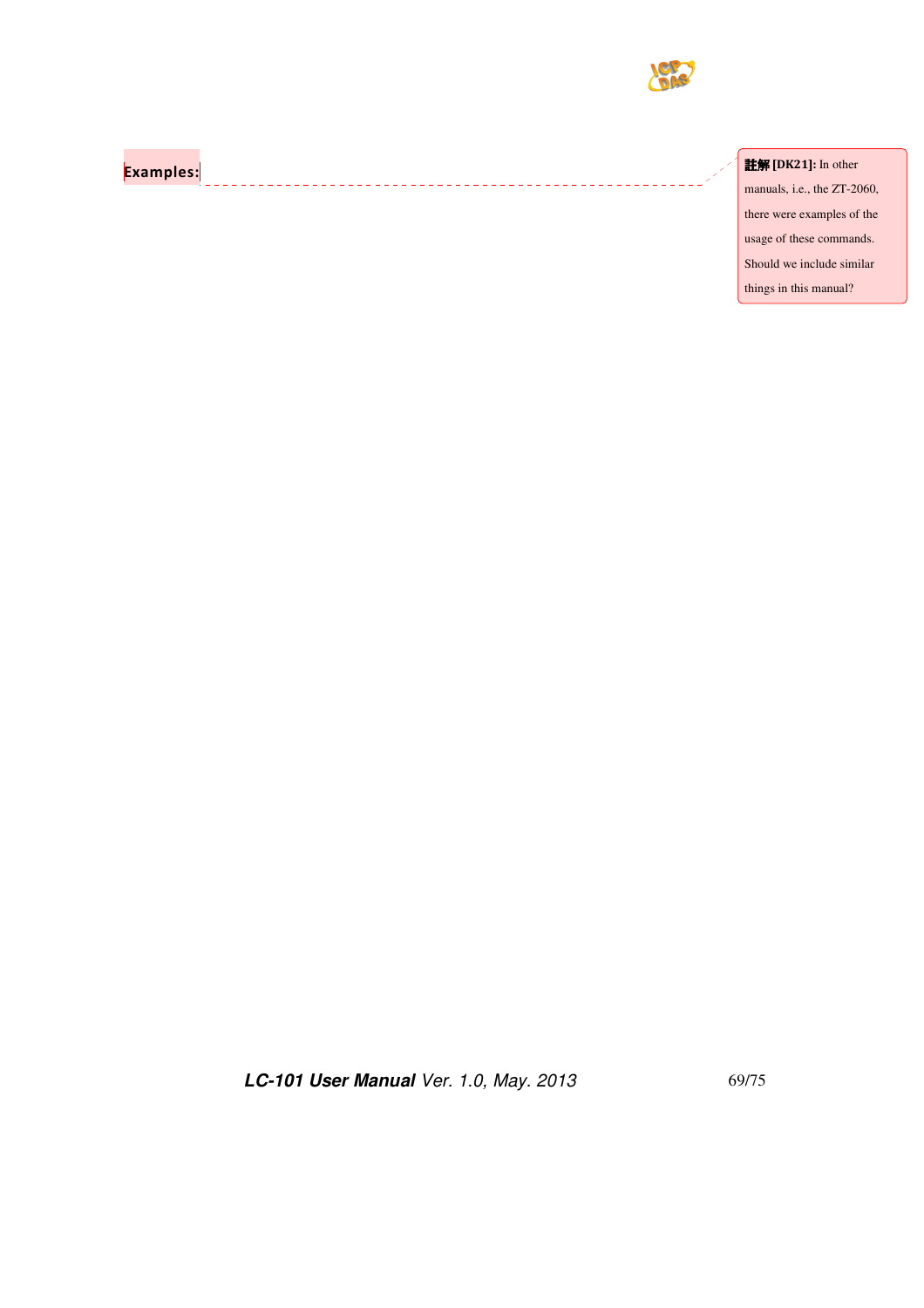**Examples:**

註解 [DK21]: In other manuals, i.e., the ZT-2060, there were examples of the usage of these commands. Should we include similar things in this manual?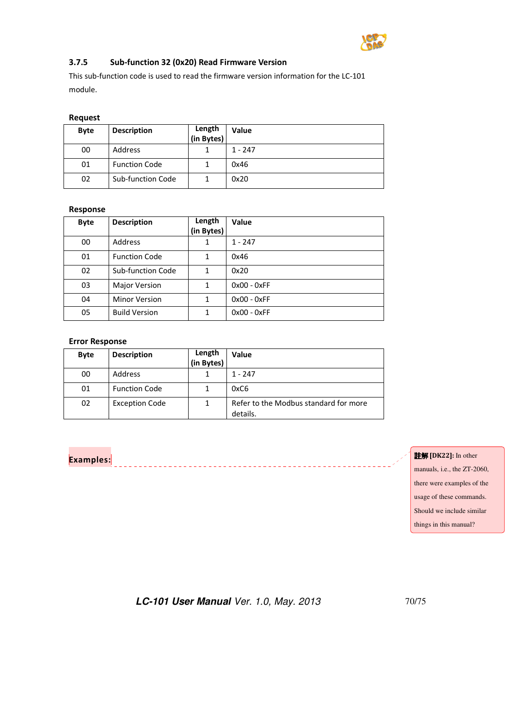### 3.7.5 Sub-function 32 (0x20) Read Firmware Version

This sub-function code is used to read the firmware version information for the LC-101 module.

**Request**

| Byte | Description | Length (in Bytes) | Value |
|---|---|---|---|
| 00 | Address | 1 | 1 - 247 |
| 01 | Function Code | 1 | 0x46 |
| 02 | Sub-function Code | 1 | 0x20 |

**Response**

| Byte | Description | Length (in Bytes) | Value |
|---|---|---|---|
| 00 | Address | 1 | 1 - 247 |
| 01 | Function Code | 1 | 0x46 |
| 02 | Sub-function Code | 1 | 0x20 |
| 03 | Major Version | 1 | 0x00 - 0xFF |
| 04 | Minor Version | 1 | 0x00 - 0xFF |
| 05 | Build Version | 1 | 0x00 - 0xFF |

**Error Response**

| Byte | Description | Length (in Bytes) | Value |
|---|---|---|---|
| 00 | Address | 1 | 1 - 247 |
| 01 | Function Code | 1 | 0xC6 |
| 02 | Exception Code | 1 | Refer to the Modbus standard for more details. |

**Examples:**

**註解 [DK22]:** In other manuals, i.e., the ZT-2060, there were examples of the usage of these commands. Should we include similar things in this manual?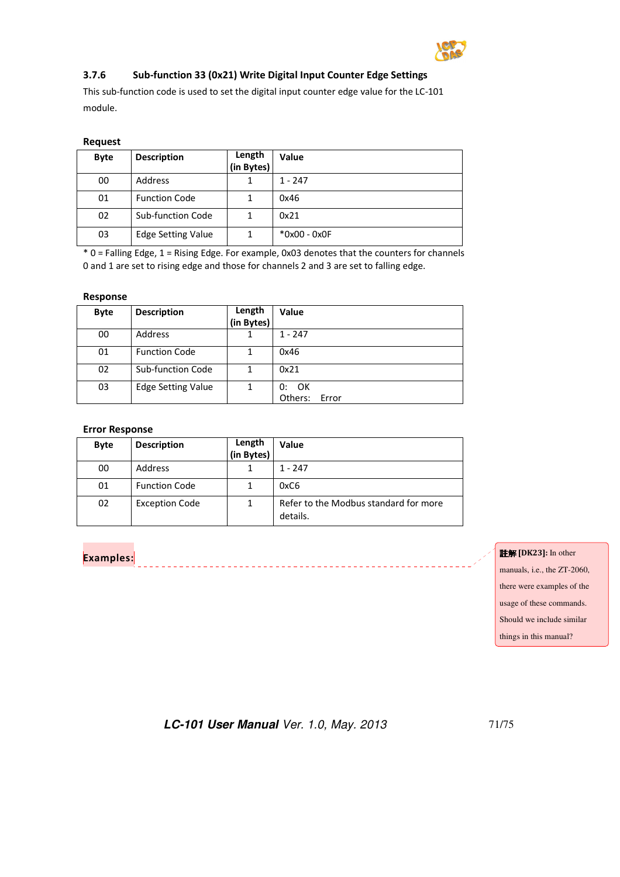### 3.7.6 Sub-function 33 (0x21) Write Digital Input Counter Edge Settings

This sub-function code is used to set the digital input counter edge value for the LC-101 module.

**Request**

| Byte | Description | Length (in Bytes) | Value |
|---|---|---|---|
| 00 | Address | 1 | 1 - 247 |
| 01 | Function Code | 1 | 0x46 |
| 02 | Sub-function Code | 1 | 0x21 |
| 03 | Edge Setting Value | 1 | *0x00 - 0x0F |

* 0 = Falling Edge, 1 = Rising Edge. For example, 0x03 denotes that the counters for channels 0 and 1 are set to rising edge and those for channels 2 and 3 are set to falling edge.

**Response**

| Byte | Description | Length (in Bytes) | Value |
|---|---|---|---|
| 00 | Address | 1 | 1 - 247 |
| 01 | Function Code | 1 | 0x46 |
| 02 | Sub-function Code | 1 | 0x21 |
| 03 | Edge Setting Value | 1 | 0: OK<br>Others: Error |

**Error Response**

| Byte | Description | Length (in Bytes) | Value |
|---|---|---|---|
| 00 | Address | 1 | 1 - 247 |
| 01 | Function Code | 1 | 0xC6 |
| 02 | Exception Code | 1 | Refer to the Modbus standard for more details. |

**Examples:**

註解 [DK23]: In other manuals, i.e., the ZT-2060, there were examples of the usage of these commands. Should we include similar things in this manual?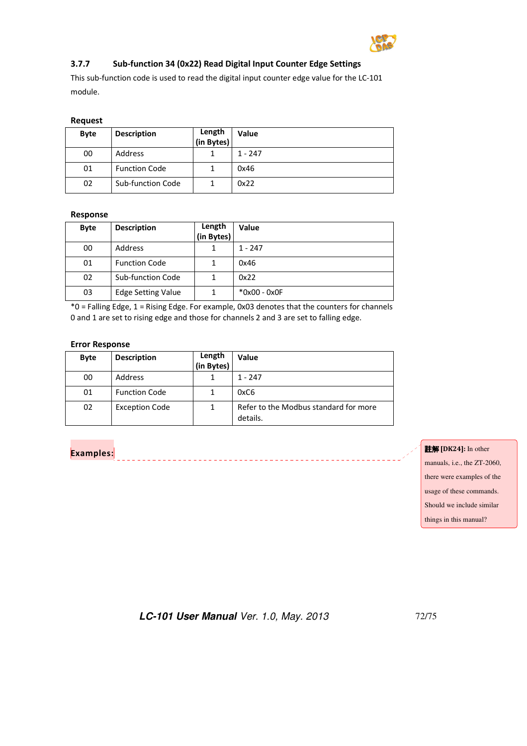### 3.7.7 Sub-function 34 (0x22) Read Digital Input Counter Edge Settings

This sub-function code is used to read the digital input counter edge value for the LC-101 module.

**Request**

| Byte | Description | Length (in Bytes) | Value |
|---|---|---|---|
| 00 | Address | 1 | 1 - 247 |
| 01 | Function Code | 1 | 0x46 |
| 02 | Sub-function Code | 1 | 0x22 |

**Response**

| Byte | Description | Length (in Bytes) | Value |
|---|---|---|---|
| 00 | Address | 1 | 1 - 247 |
| 01 | Function Code | 1 | 0x46 |
| 02 | Sub-function Code | 1 | 0x22 |
| 03 | Edge Setting Value | 1 | *0x00 - 0x0F |

*0 = Falling Edge, 1 = Rising Edge. For example, 0x03 denotes that the counters for channels 0 and 1 are set to rising edge and those for channels 2 and 3 are set to falling edge.

**Error Response**

| Byte | Description | Length (in Bytes) | Value |
|---|---|---|---|
| 00 | Address | 1 | 1 - 247 |
| 01 | Function Code | 1 | 0xC6 |
| 02 | Exception Code | 1 | Refer to the Modbus standard for more details. |

**Examples:**

註解 [DK24]: In other manuals, i.e., the ZT-2060, there were examples of the usage of these commands. Should we include similar things in this manual?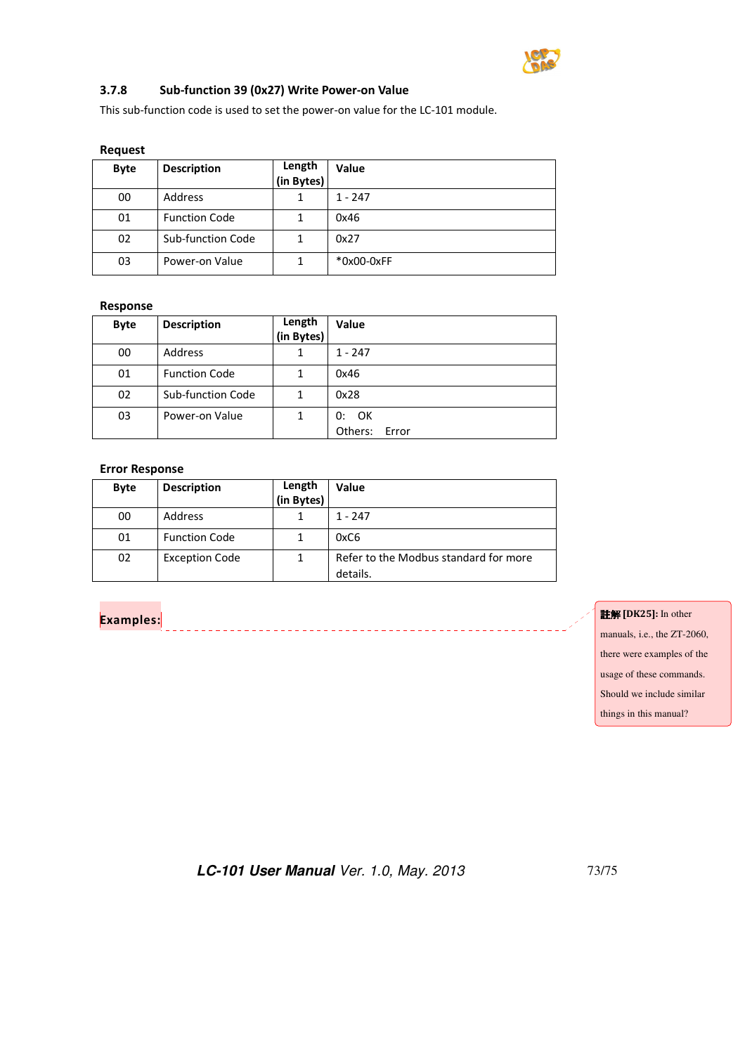### 3.7.8 Sub-function 39 (0x27) Write Power-on Value

This sub-function code is used to set the power-on value for the LC-101 module.

**Request**

| Byte | Description | Length (in Bytes) | Value |
|---|---|---|---|
| 00 | Address | 1 | 1 - 247 |
| 01 | Function Code | 1 | 0x46 |
| 02 | Sub-function Code | 1 | 0x27 |
| 03 | Power-on Value | 1 | *0x00-0xFF |

**Response**

| Byte | Description | Length (in Bytes) | Value |
|---|---|---|---|
| 00 | Address | 1 | 1 - 247 |
| 01 | Function Code | 1 | 0x46 |
| 02 | Sub-function Code | 1 | 0x28 |
| 03 | Power-on Value | 1 | 0: OK<br>Others: Error |

**Error Response**

| Byte | Description | Length (in Bytes) | Value |
|---|---|---|---|
| 00 | Address | 1 | 1 - 247 |
| 01 | Function Code | 1 | 0xC6 |
| 02 | Exception Code | 1 | Refer to the Modbus standard for more details. |

**Examples:**

註解 [DK25]: In other manuals, i.e., the ZT-2060, there were examples of the usage of these commands. Should we include similar things in this manual?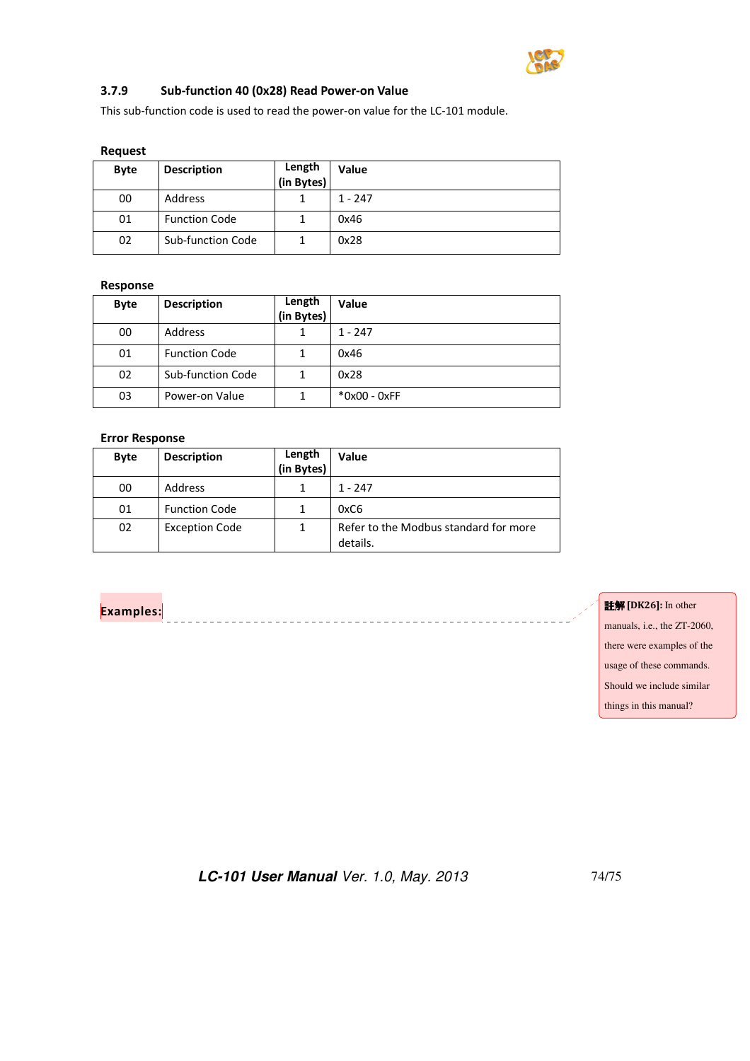### 3.7.9 Sub-function 40 (0x28) Read Power-on Value

This sub-function code is used to read the power-on value for the LC-101 module.

**Request**

| Byte | Description | Length (in Bytes) | Value |
|---|---|---|---|
| 00 | Address | 1 | 1 - 247 |
| 01 | Function Code | 1 | 0x46 |
| 02 | Sub-function Code | 1 | 0x28 |

**Response**

| Byte | Description | Length (in Bytes) | Value |
|---|---|---|---|
| 00 | Address | 1 | 1 - 247 |
| 01 | Function Code | 1 | 0x46 |
| 02 | Sub-function Code | 1 | 0x28 |
| 03 | Power-on Value | 1 | *0x00 - 0xFF |

**Error Response**

| Byte | Description | Length (in Bytes) | Value |
|---|---|---|---|
| 00 | Address | 1 | 1 - 247 |
| 01 | Function Code | 1 | 0xC6 |
| 02 | Exception Code | 1 | Refer to the Modbus standard for more details. |

**Examples:**

註解 [DK26]: In other manuals, i.e., the ZT-2060, there were examples of the usage of these commands. Should we include similar things in this manual?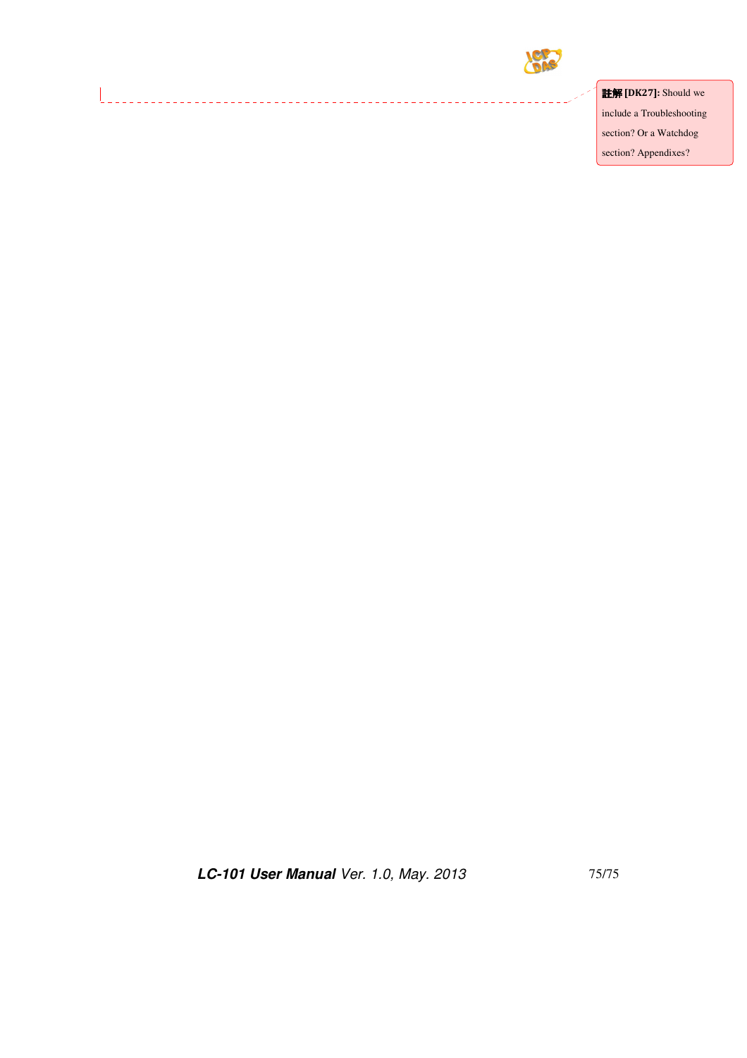**註解 [DK27]:** Should we include a Troubleshooting section? Or a Watchdog section? Appendixes?